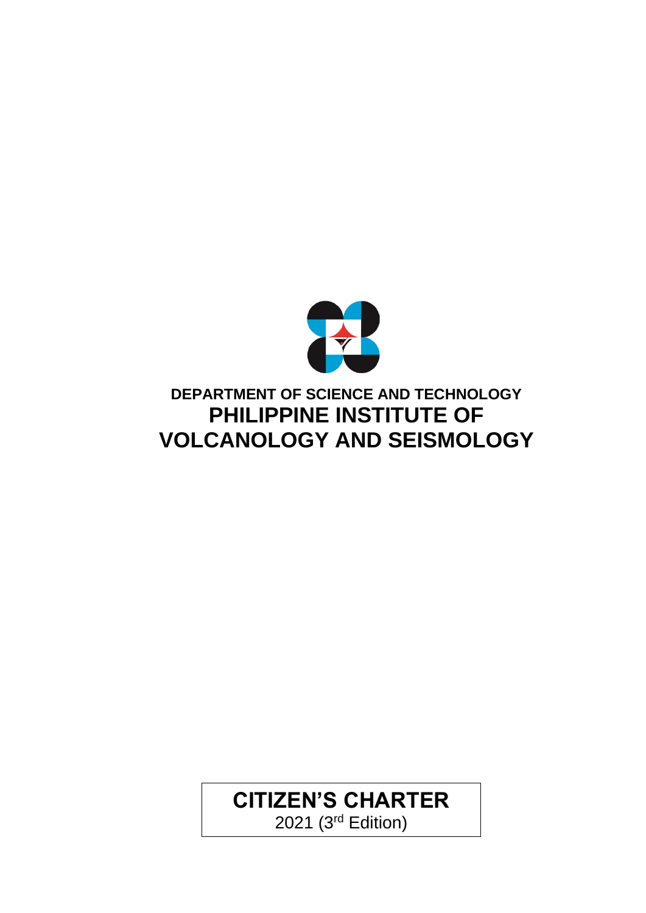**DEPARTMENT OF SCIENCE AND TECHNOLOGY**

# PHILIPPINE INSTITUTE OF VOLCANOLOGY AND SEISMOLOGY

## CITIZEN'S CHARTER

2021 (3rd Edition)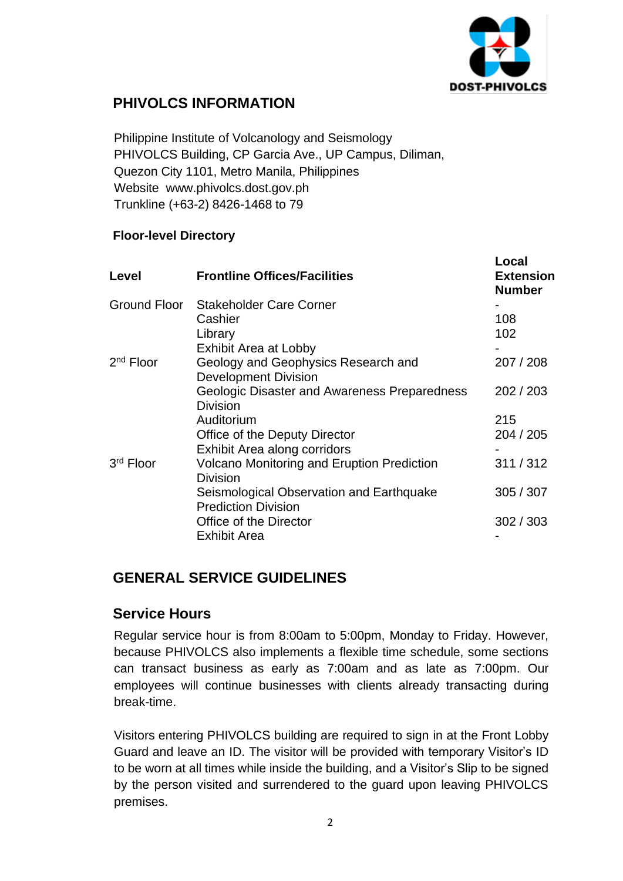## PHIVOLCS INFORMATION

Philippine Institute of Volcanology and Seismology
PHIVOLCS Building, CP Garcia Ave., UP Campus, Diliman,
Quezon City 1101, Metro Manila, Philippines
Website www.phivolcs.dost.gov.ph
Trunkline (+63-2) 8426-1468 to 79

### Floor-level Directory

| Level | Frontline Offices/Facilities | Local Extension Number |
|---|---|---|
| Ground Floor | Stakeholder Care Corner | - |
| | Cashier | 108 |
| | Library | 102 |
| | Exhibit Area at Lobby | - |
| 2nd Floor | Geology and Geophysics Research and Development Division | 207 / 208 |
| | Geologic Disaster and Awareness Preparedness Division | 202 / 203 |
| | Auditorium | 215 |
| | Office of the Deputy Director | 204 / 205 |
| | Exhibit Area along corridors | - |
| 3rd Floor | Volcano Monitoring and Eruption Prediction Division | 311 / 312 |
| | Seismological Observation and Earthquake Prediction Division | 305 / 307 |
| | Office of the Director | 302 / 303 |
| | Exhibit Area | - |

## GENERAL SERVICE GUIDELINES

### Service Hours

Regular service hour is from 8:00am to 5:00pm, Monday to Friday. However, because PHIVOLCS also implements a flexible time schedule, some sections can transact business as early as 7:00am and as late as 7:00pm. Our employees will continue businesses with clients already transacting during break-time.

Visitors entering PHIVOLCS building are required to sign in at the Front Lobby Guard and leave an ID. The visitor will be provided with temporary Visitor's ID to be worn at all times while inside the building, and a Visitor's Slip to be signed by the person visited and surrendered to the guard upon leaving PHIVOLCS premises.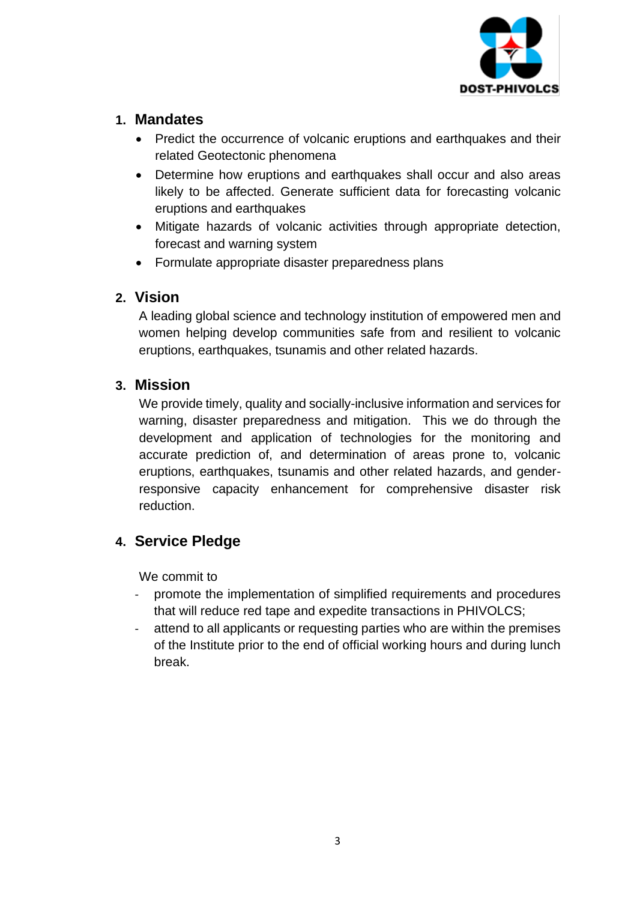## 1. Mandates

- Predict the occurrence of volcanic eruptions and earthquakes and their related Geotectonic phenomena
- Determine how eruptions and earthquakes shall occur and also areas likely to be affected. Generate sufficient data for forecasting volcanic eruptions and earthquakes
- Mitigate hazards of volcanic activities through appropriate detection, forecast and warning system
- Formulate appropriate disaster preparedness plans

## 2. Vision

A leading global science and technology institution of empowered men and women helping develop communities safe from and resilient to volcanic eruptions, earthquakes, tsunamis and other related hazards.

## 3. Mission

We provide timely, quality and socially-inclusive information and services for warning, disaster preparedness and mitigation. This we do through the development and application of technologies for the monitoring and accurate prediction of, and determination of areas prone to, volcanic eruptions, earthquakes, tsunamis and other related hazards, and gender-responsive capacity enhancement for comprehensive disaster risk reduction.

## 4. Service Pledge

We commit to

- promote the implementation of simplified requirements and procedures that will reduce red tape and expedite transactions in PHIVOLCS;
- attend to all applicants or requesting parties who are within the premises of the Institute prior to the end of official working hours and during lunch break.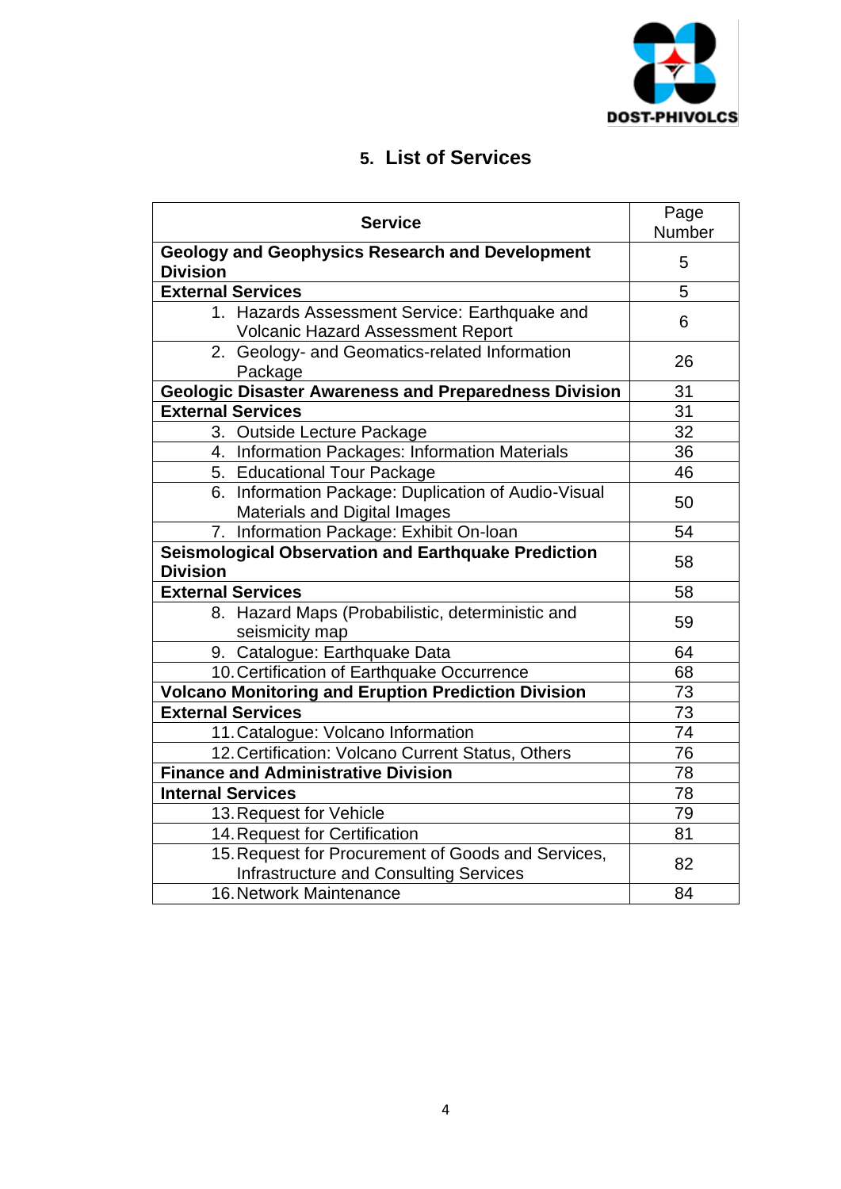## 5. List of Services

| Service | Page Number |
|---|---|
| **Geology and Geophysics Research and Development Division** | 5 |
| **External Services** | 5 |
| 1. Hazards Assessment Service: Earthquake and Volcanic Hazard Assessment Report | 6 |
| 2. Geology- and Geomatics-related Information Package | 26 |
| **Geologic Disaster Awareness and Preparedness Division** | 31 |
| **External Services** | 31 |
| 3. Outside Lecture Package | 32 |
| 4. Information Packages: Information Materials | 36 |
| 5. Educational Tour Package | 46 |
| 6. Information Package: Duplication of Audio-Visual Materials and Digital Images | 50 |
| 7. Information Package: Exhibit On-loan | 54 |
| **Seismological Observation and Earthquake Prediction Division** | 58 |
| **External Services** | 58 |
| 8. Hazard Maps (Probabilistic, deterministic and seismicity map | 59 |
| 9. Catalogue: Earthquake Data | 64 |
| 10. Certification of Earthquake Occurrence | 68 |
| **Volcano Monitoring and Eruption Prediction Division** | 73 |
| **External Services** | 73 |
| 11. Catalogue: Volcano Information | 74 |
| 12. Certification: Volcano Current Status, Others | 76 |
| **Finance and Administrative Division** | 78 |
| **Internal Services** | 78 |
| 13. Request for Vehicle | 79 |
| 14. Request for Certification | 81 |
| 15. Request for Procurement of Goods and Services, Infrastructure and Consulting Services | 82 |
| 16. Network Maintenance | 84 |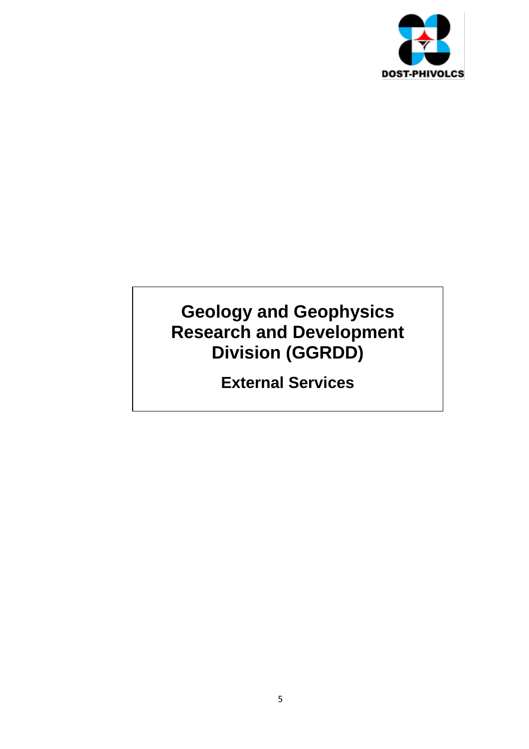# Geology and Geophysics Research and Development Division (GGRDD)

## External Services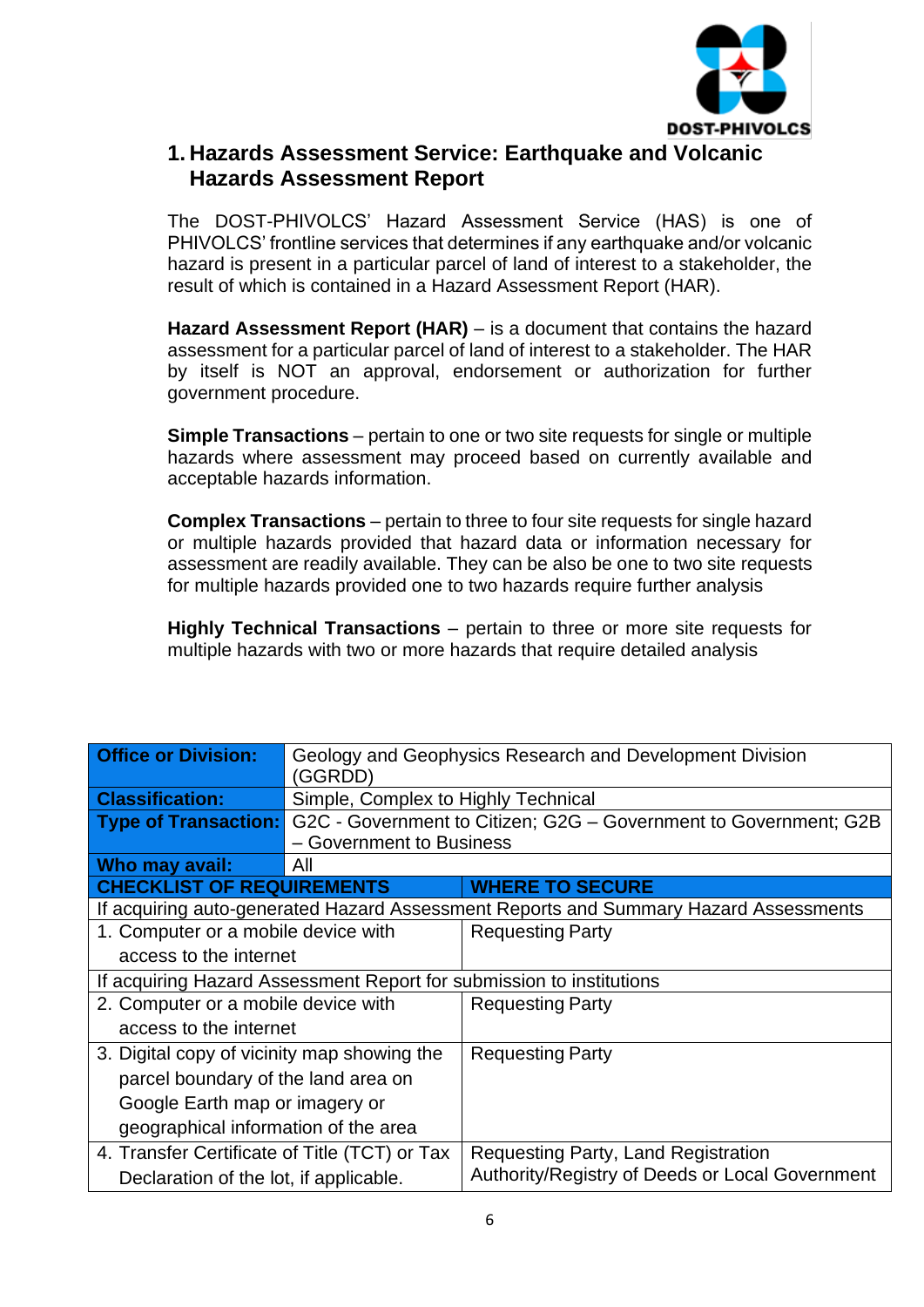## 1. Hazards Assessment Service: Earthquake and Volcanic Hazards Assessment Report

The DOST-PHIVOLCS' Hazard Assessment Service (HAS) is one of PHIVOLCS' frontline services that determines if any earthquake and/or volcanic hazard is present in a particular parcel of land of interest to a stakeholder, the result of which is contained in a Hazard Assessment Report (HAR).

**Hazard Assessment Report (HAR)** – is a document that contains the hazard assessment for a particular parcel of land of interest to a stakeholder. The HAR by itself is NOT an approval, endorsement or authorization for further government procedure.

**Simple Transactions** – pertain to one or two site requests for single or multiple hazards where assessment may proceed based on currently available and acceptable hazards information.

**Complex Transactions** – pertain to three to four site requests for single hazard or multiple hazards provided that hazard data or information necessary for assessment are readily available. They can be also be one to two site requests for multiple hazards provided one to two hazards require further analysis

**Highly Technical Transactions** – pertain to three or more site requests for multiple hazards with two or more hazards that require detailed analysis

| **Office or Division:** | Geology and Geophysics Research and Development Division (GGRDD) |
|---|---|
| **Classification:** | Simple, Complex to Highly Technical |
| **Type of Transaction:** | G2C - Government to Citizen; G2G – Government to Government; G2B – Government to Business |
| **Who may avail:** | All |
| **CHECKLIST OF REQUIREMENTS** | **WHERE TO SECURE** |
| If acquiring auto-generated Hazard Assessment Reports and Summary Hazard Assessments | |
| 1. Computer or a mobile device with access to the internet | Requesting Party |
| If acquiring Hazard Assessment Report for submission to institutions | |
| 2. Computer or a mobile device with access to the internet | Requesting Party |
| 3. Digital copy of vicinity map showing the parcel boundary of the land area on Google Earth map or imagery or geographical information of the area | Requesting Party |
| 4. Transfer Certificate of Title (TCT) or Tax Declaration of the lot, if applicable. | Requesting Party, Land Registration Authority/Registry of Deeds or Local Government |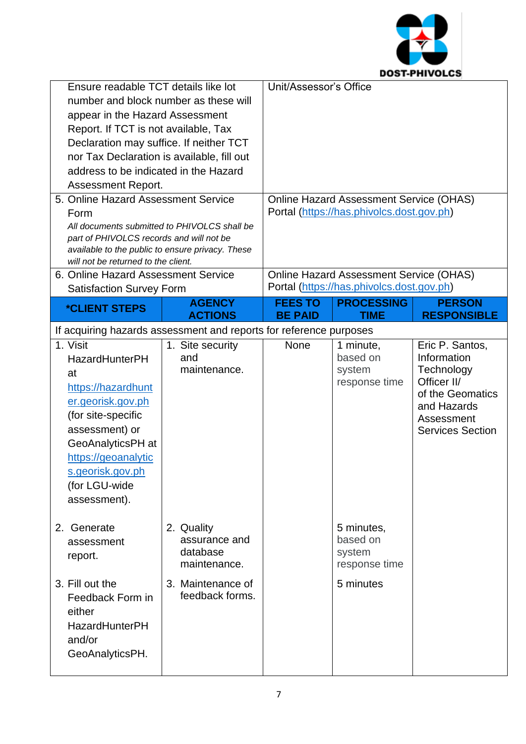| | |
|---|---|
| Ensure readable TCT details like lot number and block number as these will appear in the Hazard Assessment Report. If TCT is not available, Tax Declaration may suffice. If neither TCT nor Tax Declaration is available, fill out address to be indicated in the Hazard Assessment Report. | Unit/Assessor's Office |
| 5. Online Hazard Assessment Service Form<br>*All documents submitted to PHIVOLCS shall be part of PHIVOLCS records and will not be available to the public to ensure privacy. These will not be returned to the client.* | Online Hazard Assessment Service (OHAS) Portal (https://has.phivolcs.dost.gov.ph) |
| 6. Online Hazard Assessment Service Satisfaction Survey Form | Online Hazard Assessment Service (OHAS) Portal (https://has.phivolcs.dost.gov.ph) |

| *CLIENT STEPS | AGENCY ACTIONS | FEES TO BE PAID | PROCESSING TIME | PERSON RESPONSIBLE |
|---|---|---|---|---|
| If acquiring hazards assessment and reports for reference purposes | | | | |
| 1. Visit HazardHunterPH at https://hazardhunter.georisk.gov.ph (for site-specific assessment) or GeoAnalyticsPH at https://geoanalytics.georisk.gov.ph (for LGU-wide assessment). | 1. Site security and maintenance. | None | 1 minute, based on system response time | Eric P. Santos, Information Technology Officer II/ of the Geomatics and Hazards Assessment Services Section |
| 2. Generate assessment report. | 2. Quality assurance and database maintenance. | | 5 minutes, based on system response time | |
| 3. Fill out the Feedback Form in either HazardHunterPH and/or GeoAnalyticsPH. | 3. Maintenance of feedback forms. | | 5 minutes | |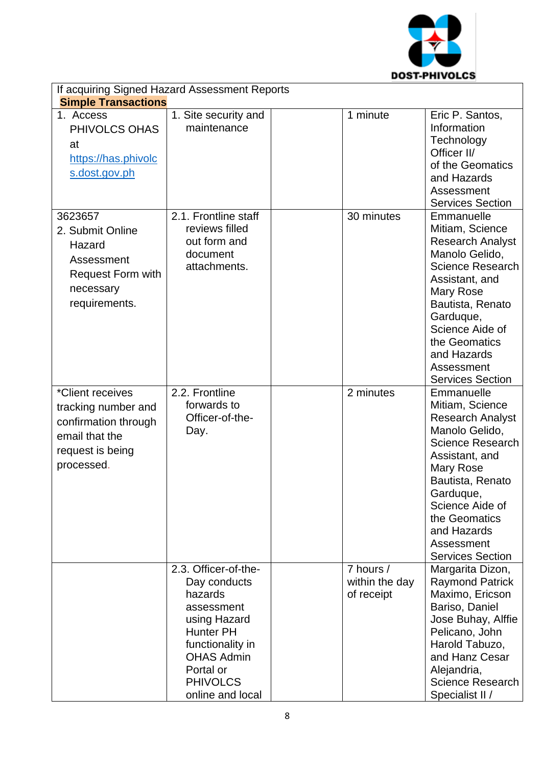| If acquiring Signed Hazard Assessment Reports **Simple Transactions** | | | | |
|---|---|---|---|---|
| 1. Access PHIVOLCS OHAS at https://has.phivolcs.dost.gov.ph | 1. Site security and maintenance | | 1 minute | Eric P. Santos, Information Technology Officer II/ of the Geomatics and Hazards Assessment Services Section |
| 3623657 2. Submit Online Hazard Assessment Request Form with necessary requirements. | 2.1. Frontline staff reviews filled out form and document attachments. | | 30 minutes | Emmanuelle Mitiam, Science Research Analyst Manolo Gelido, Science Research Assistant, and Mary Rose Bautista, Renato Garduque, Science Aide of the Geomatics and Hazards Assessment Services Section |
| *Client receives tracking number and confirmation through email that the request is being processed. | 2.2. Frontline forwards to Officer-of-the-Day. | | 2 minutes | Emmanuelle Mitiam, Science Research Analyst Manolo Gelido, Science Research Assistant, and Mary Rose Bautista, Renato Garduque, Science Aide of the Geomatics and Hazards Assessment Services Section |
| | 2.3. Officer-of-the-Day conducts hazards assessment using Hazard Hunter PH functionality in OHAS Admin Portal or PHIVOLCS online and local | | 7 hours / within the day of receipt | Margarita Dizon, Raymond Patrick Maximo, Ericson Bariso, Daniel Jose Buhay, Alffie Pelicano, John Harold Tabuzo, and Hanz Cesar Alejandria, Science Research Specialist II / |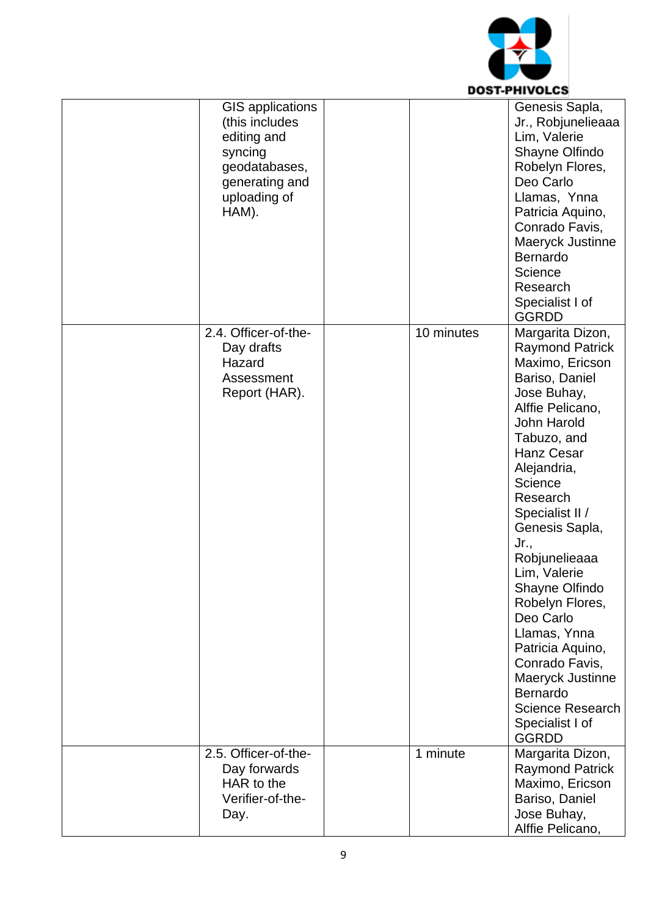| | | | | |
|---|---|---|---|---|
| | GIS applications (this includes editing and syncing geodatabases, generating and uploading of HAM). | | | Genesis Sapla, Jr., Robjunelieaaa Lim, Valerie Shayne Olfindo Robelyn Flores, Deo Carlo Llamas, Ynna Patricia Aquino, Conrado Favis, Maeryck Justinne Bernardo Science Research Specialist I of GGRDD |
| | 2.4. Officer-of-the-Day drafts Hazard Assessment Report (HAR). | | 10 minutes | Margarita Dizon, Raymond Patrick Maximo, Ericson Bariso, Daniel Jose Buhay, Alffie Pelicano, John Harold Tabuzo, and Hanz Cesar Alejandria, Science Research Specialist II / Genesis Sapla, Jr., Robjunelieaaa Lim, Valerie Shayne Olfindo Robelyn Flores, Deo Carlo Llamas, Ynna Patricia Aquino, Conrado Favis, Maeryck Justinne Bernardo Science Research Specialist I of GGRDD |
| | 2.5. Officer-of-the-Day forwards HAR to the Verifier-of-the-Day. | | 1 minute | Margarita Dizon, Raymond Patrick Maximo, Ericson Bariso, Daniel Jose Buhay, Alffie Pelicano, |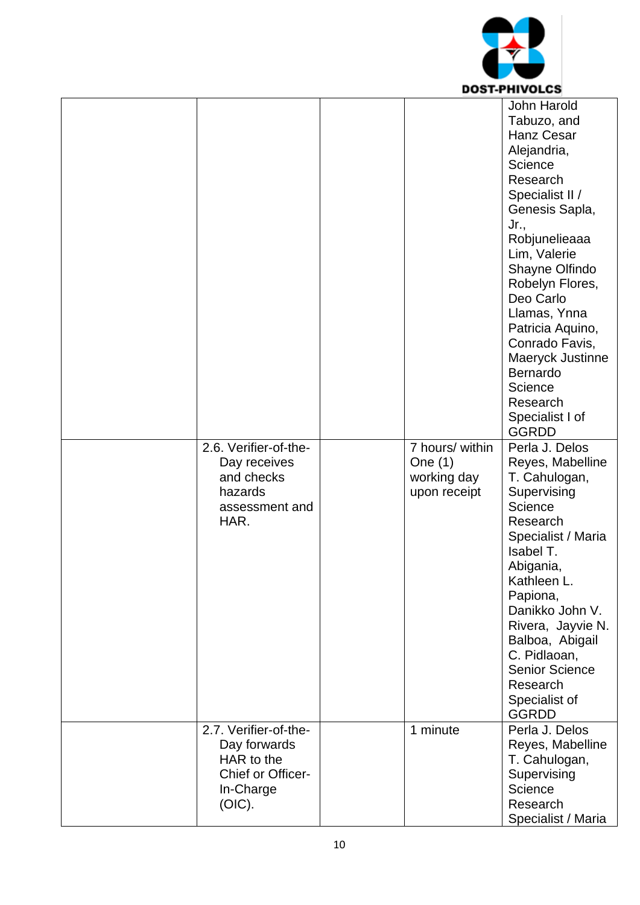| | | | | |
|---|---|---|---|---|
| | | | | John Harold Tabuzo, and Hanz Cesar Alejandria, Science Research Specialist II / Genesis Sapla, Jr., Robjunelieaaa Lim, Valerie Shayne Olfindo Robelyn Flores, Deo Carlo Llamas, Ynna Patricia Aquino, Conrado Favis, Maeryck Justinne Bernardo Science Research Specialist I of GGRDD |
| | 2.6. Verifier-of-the-Day receives and checks hazards assessment and HAR. | | 7 hours/ within One (1) working day upon receipt | Perla J. Delos Reyes, Mabelline T. Cahulogan, Supervising Science Research Specialist / Maria Isabel T. Abigania, Kathleen L. Papiona, Danikko John V. Rivera, Jayvie N. Balboa, Abigail C. Pidlaoan, Senior Science Research Specialist of GGRDD |
| | 2.7. Verifier-of-the-Day forwards HAR to the Chief or Officer-In-Charge (OIC). | | 1 minute | Perla J. Delos Reyes, Mabelline T. Cahulogan, Supervising Science Research Specialist / Maria |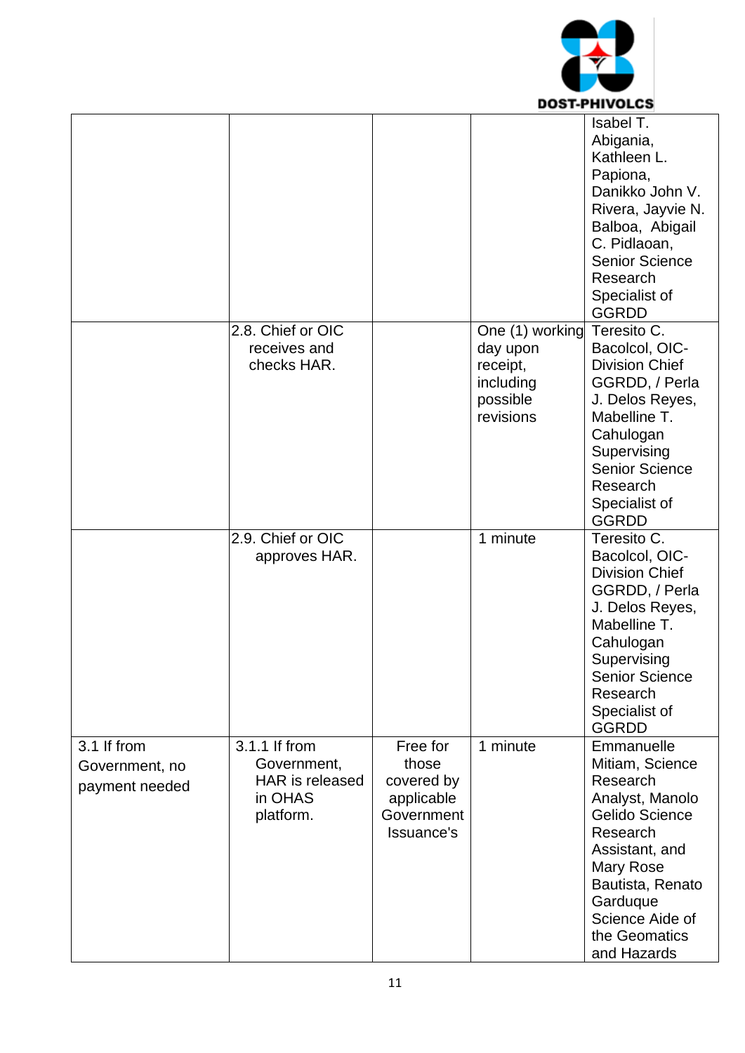| | | | | |
|---|---|---|---|---|
| | | | | Isabel T. Abigania, Kathleen L. Papiona, Danikko John V. Rivera, Jayvie N. Balboa, Abigail C. Pidlaoan, Senior Science Research Specialist of GGRDD |
| | 2.8. Chief or OIC receives and checks HAR. | | One (1) working day upon receipt, including possible revisions | Teresito C. Bacolcol, OIC-Division Chief GGRDD, / Perla J. Delos Reyes, Mabelline T. Cahulogan Supervising Senior Science Research Specialist of GGRDD |
| | 2.9. Chief or OIC approves HAR. | | 1 minute | Teresito C. Bacolcol, OIC-Division Chief GGRDD, / Perla J. Delos Reyes, Mabelline T. Cahulogan Supervising Senior Science Research Specialist of GGRDD |
| 3.1 If from Government, no payment needed | 3.1.1 If from Government, HAR is released in OHAS platform. | Free for those covered by applicable Government Issuance's | 1 minute | Emmanuelle Mitiam, Science Research Analyst, Manolo Gelido Science Research Assistant, and Mary Rose Bautista, Renato Garduque Science Aide of the Geomatics and Hazards |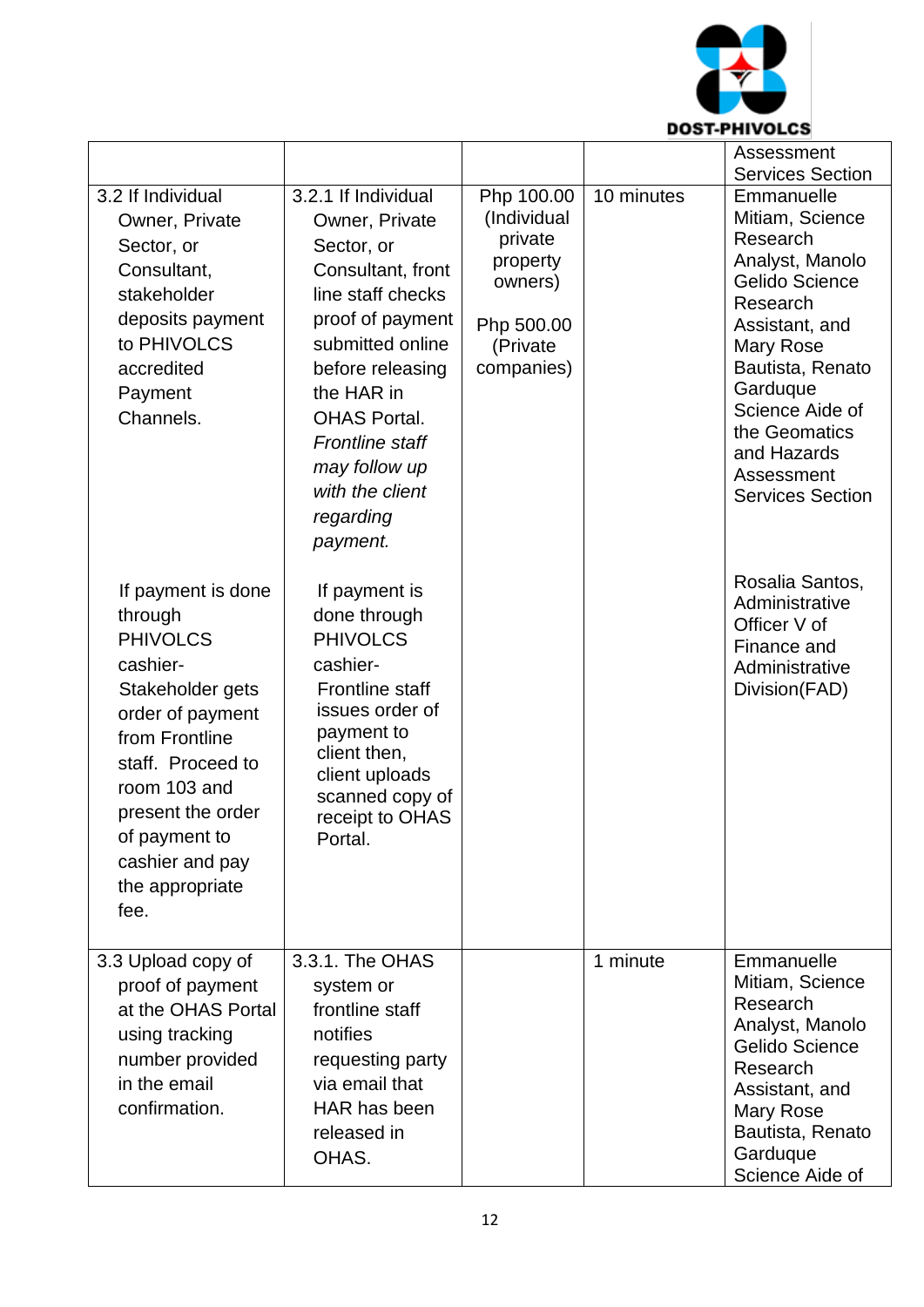| | | | | Assessment Services Section |
|---|---|---|---|---|
| 3.2 If Individual Owner, Private Sector, or Consultant, stakeholder deposits payment to PHIVOLCS accredited Payment Channels.<br><br>If payment is done through PHIVOLCS cashier- Stakeholder gets order of payment from Frontline staff. Proceed to room 103 and present the order of payment to cashier and pay the appropriate fee. | 3.2.1 If Individual Owner, Private Sector, or Consultant, front line staff checks proof of payment submitted online before releasing the HAR in OHAS Portal. *Frontline staff may follow up with the client regarding payment.*<br><br>If payment is done through PHIVOLCS cashier- Frontline staff issues order of payment to client then, client uploads scanned copy of receipt to OHAS Portal. | Php 100.00 (Individual private property owners)<br><br>Php 500.00 (Private companies) | 10 minutes | Emmanuelle Mitiam, Science Research Analyst, Manolo Gelido Science Research Assistant, and Mary Rose Bautista, Renato Garduque Science Aide of the Geomatics and Hazards Assessment Services Section<br><br>Rosalia Santos, Administrative Officer V of Finance and Administrative Division(FAD) |
| 3.3 Upload copy of proof of payment at the OHAS Portal using tracking number provided in the email confirmation. | 3.3.1. The OHAS system or frontline staff notifies requesting party via email that HAR has been released in OHAS. | | 1 minute | Emmanuelle Mitiam, Science Research Analyst, Manolo Gelido Science Research Assistant, and Mary Rose Bautista, Renato Garduque Science Aide of |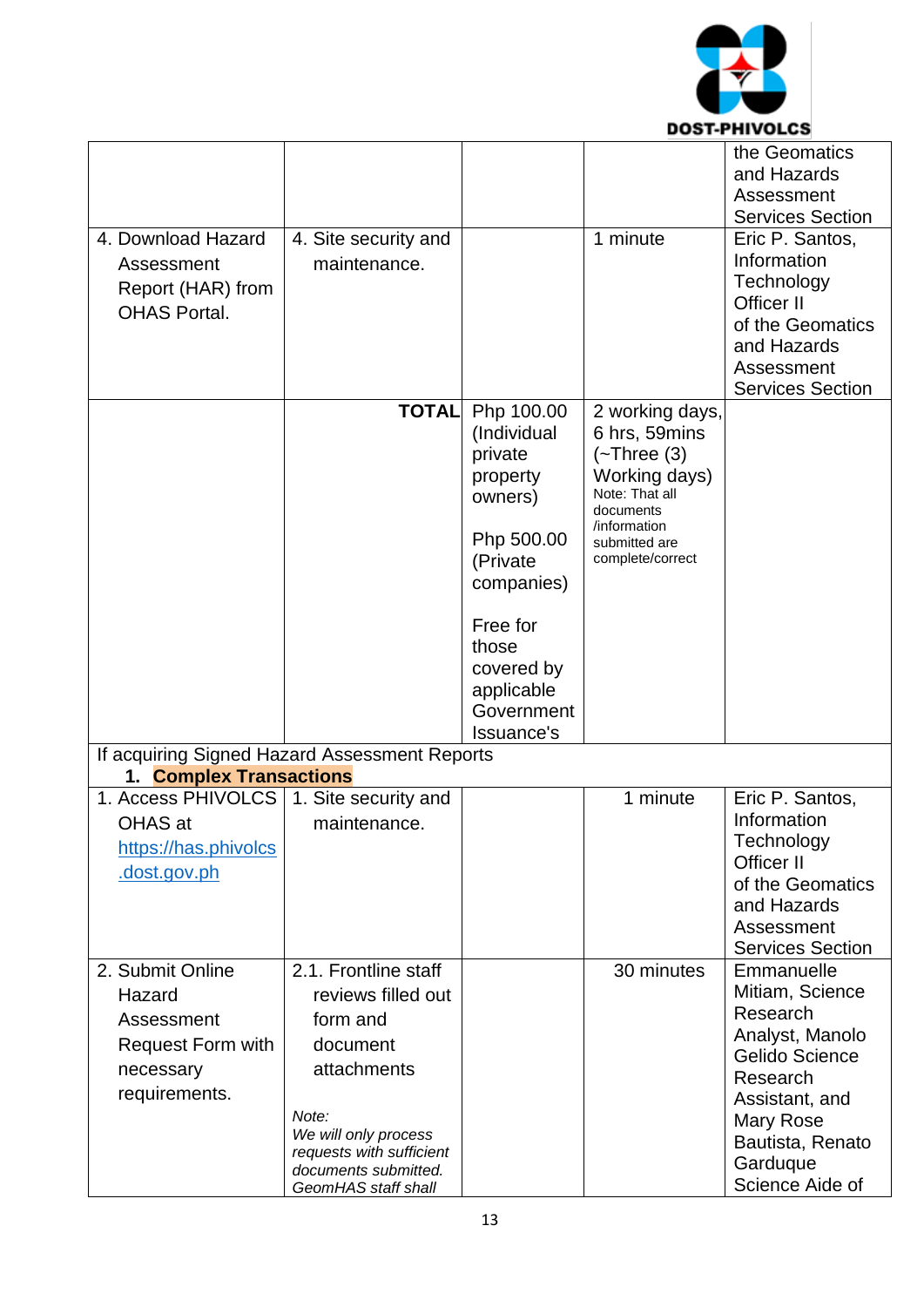| | | | | |
|---|---|---|---|---|
| | | | | the Geomatics and Hazards Assessment Services Section |
| 4. Download Hazard Assessment Report (HAR) from OHAS Portal. | 4. Site security and maintenance. | | 1 minute | Eric P. Santos, Information Technology Officer II of the Geomatics and Hazards Assessment Services Section |
| | **TOTAL** | Php 100.00 (Individual private property owners)<br><br>Php 500.00 (Private companies)<br><br>Free for those covered by applicable Government Issuance's | 2 working days, 6 hrs, 59mins (~Three (3) Working days)<br>Note: That all documents /information submitted are complete/correct | |
| If acquiring Signed Hazard Assessment Reports<br>1. **Complex Transactions** | | | | |
| 1. Access PHIVOLCS OHAS at https://has.phivolcs.dost.gov.ph | 1. Site security and maintenance. | | 1 minute | Eric P. Santos, Information Technology Officer II of the Geomatics and Hazards Assessment Services Section |
| 2. Submit Online Hazard Assessment Request Form with necessary requirements. | 2.1. Frontline staff reviews filled out form and document attachments<br><br>*Note:*<br>*We will only process requests with sufficient documents submitted. GeomHAS staff shall* | | 30 minutes | Emmanuelle Mitiam, Science Research Analyst, Manolo Gelido Science Research Assistant, and Mary Rose Bautista, Renato Garduque Science Aide of |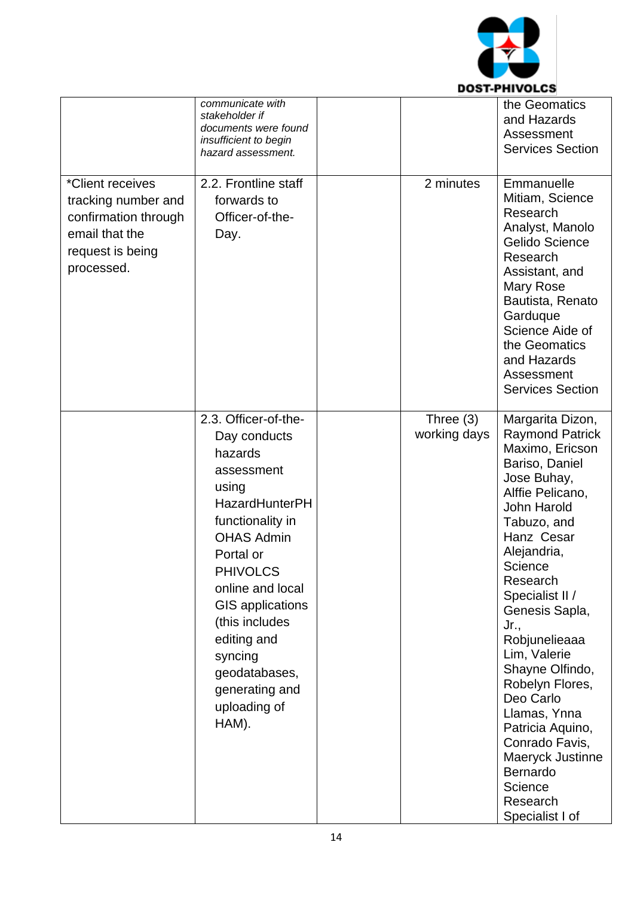| | | | | |
|---|---|---|---|---|
| | *communicate with stakeholder if documents were found insufficient to begin hazard assessment.* | | | the Geomatics and Hazards Assessment Services Section |
| *Client receives tracking number and confirmation through email that the request is being processed. | 2.2. Frontline staff forwards to Officer-of-the-Day. | | 2 minutes | Emmanuelle Mitiam, Science Research Analyst, Manolo Gelido Science Research Assistant, and Mary Rose Bautista, Renato Garduque Science Aide of the Geomatics and Hazards Assessment Services Section |
| | 2.3. Officer-of-the-Day conducts hazards assessment using HazardHunterPH functionality in OHAS Admin Portal or PHIVOLCS online and local GIS applications (this includes editing and syncing geodatabases, generating and uploading of HAM). | | Three (3) working days | Margarita Dizon, Raymond Patrick Maximo, Ericson Bariso, Daniel Jose Buhay, Alffie Pelicano, John Harold Tabuzo, and Hanz Cesar Alejandria, Science Research Specialist II / Genesis Sapla, Jr., Robjunelieaaa Lim, Valerie Shayne Olfindo, Robelyn Flores, Deo Carlo Llamas, Ynna Patricia Aquino, Conrado Favis, Maeryck Justinne Bernardo Science Research Specialist I of |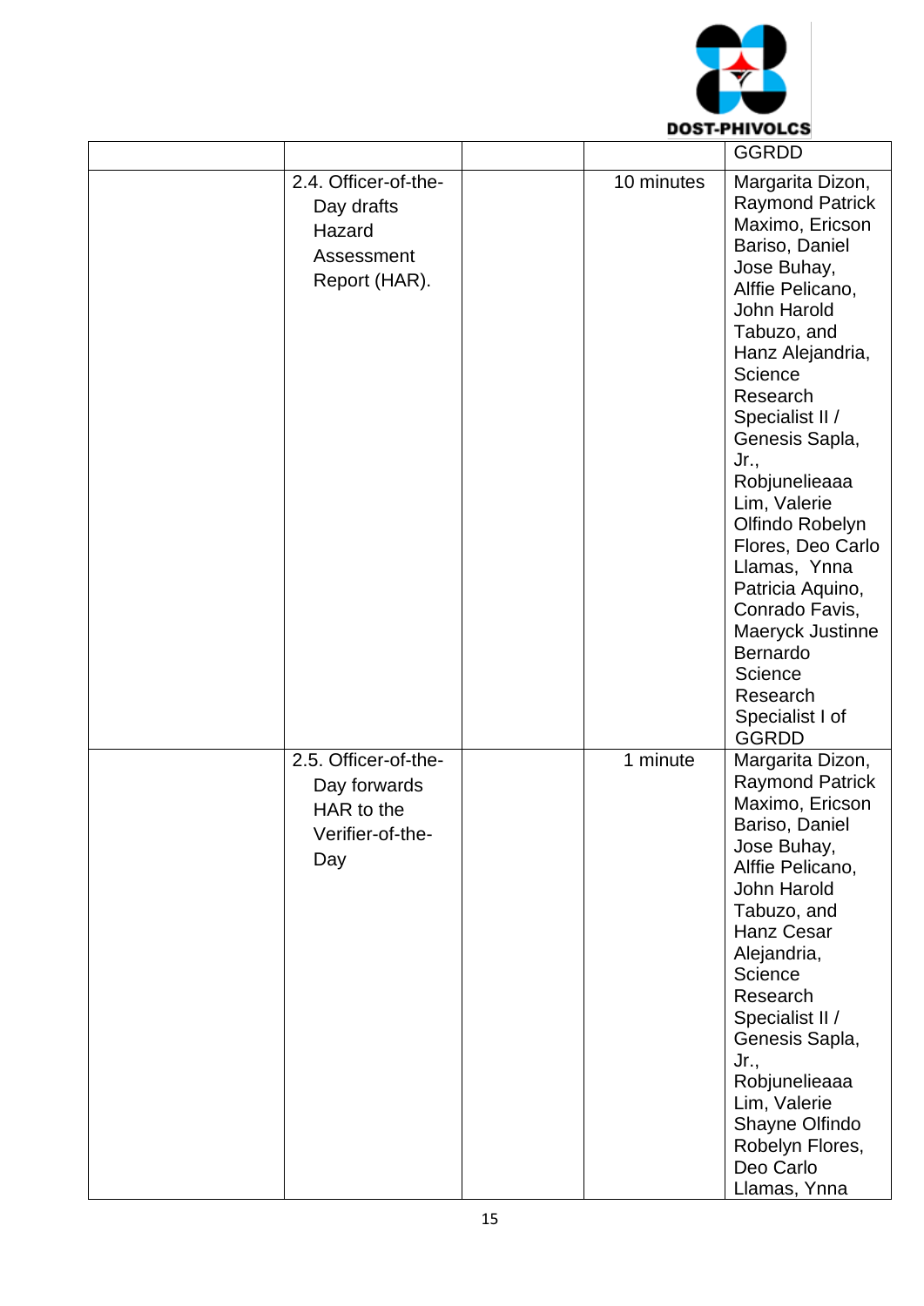| | | | | |
|---|---|---|---|---|
| | | | | GGRDD |
| | 2.4. Officer-of-the-Day drafts Hazard Assessment Report (HAR). | | 10 minutes | Margarita Dizon, Raymond Patrick Maximo, Ericson Bariso, Daniel Jose Buhay, Alffie Pelicano, John Harold Tabuzo, and Hanz Alejandria, Science Research Specialist II / Genesis Sapla, Jr., Robjunelieaaa Lim, Valerie Olfindo Robelyn Flores, Deo Carlo Llamas, Ynna Patricia Aquino, Conrado Favis, Maeryck Justinne Bernardo Science Research Specialist I of GGRDD |
| | 2.5. Officer-of-the-Day forwards HAR to the Verifier-of-the-Day | | 1 minute | Margarita Dizon, Raymond Patrick Maximo, Ericson Bariso, Daniel Jose Buhay, Alffie Pelicano, John Harold Tabuzo, and Hanz Cesar Alejandria, Science Research Specialist II / Genesis Sapla, Jr., Robjunelieaaa Lim, Valerie Shayne Olfindo Robelyn Flores, Deo Carlo Llamas, Ynna |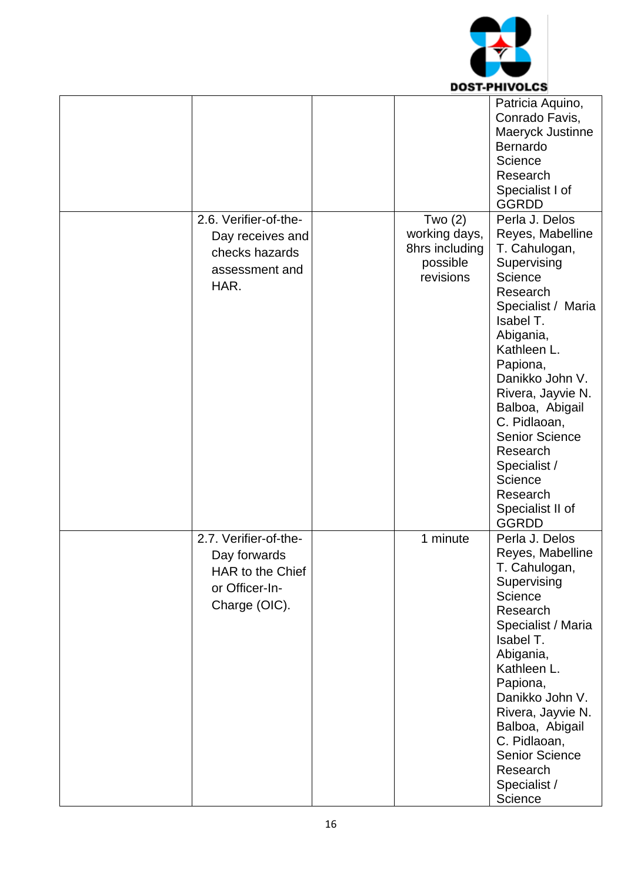| | | | | |
|---|---|---|---|---|
| | | | | Patricia Aquino, Conrado Favis, Maeryck Justinne Bernardo Science Research Specialist I of GGRDD |
| | 2.6. Verifier-of-the-Day receives and checks hazards assessment and HAR. | | Two (2) working days, 8hrs including possible revisions | Perla J. Delos Reyes, Mabelline T. Cahulogan, Supervising Science Research Specialist / Maria Isabel T. Abigania, Kathleen L. Papiona, Danikko John V. Rivera, Jayvie N. Balboa, Abigail C. Pidlaoan, Senior Science Research Specialist / Science Research Specialist II of GGRDD |
| | 2.7. Verifier-of-the-Day forwards HAR to the Chief or Officer-In-Charge (OIC). | | 1 minute | Perla J. Delos Reyes, Mabelline T. Cahulogan, Supervising Science Research Specialist / Maria Isabel T. Abigania, Kathleen L. Papiona, Danikko John V. Rivera, Jayvie N. Balboa, Abigail C. Pidlaoan, Senior Science Research Specialist / Science |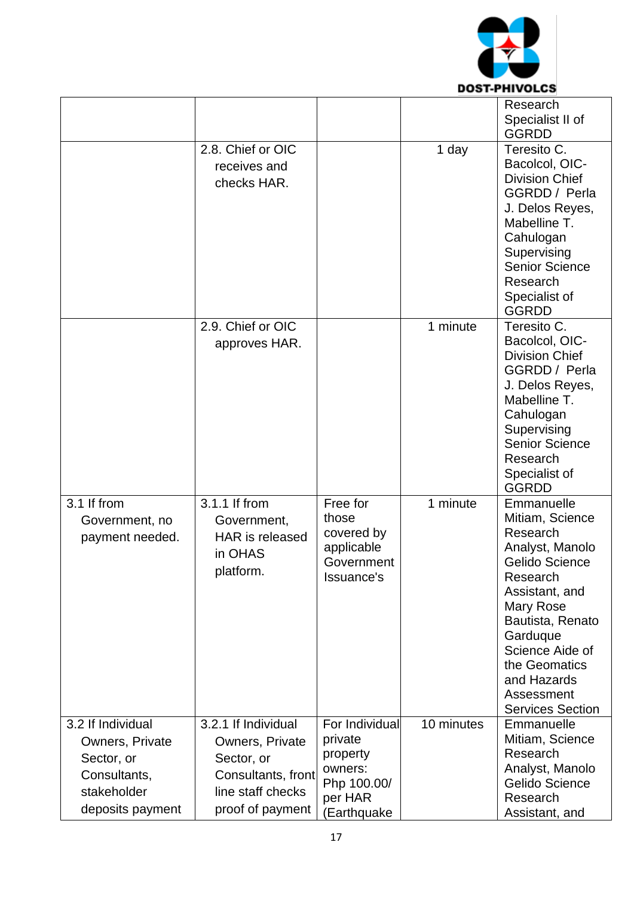| | | | | |
|---|---|---|---|---|
| | | | | Research Specialist II of GGRDD |
| | 2.8. Chief or OIC receives and checks HAR. | | 1 day | Teresito C. Bacolcol, OIC-Division Chief GGRDD / Perla J. Delos Reyes, Mabelline T. Cahulogan Supervising Senior Science Research Specialist of GGRDD |
| | 2.9. Chief or OIC approves HAR. | | 1 minute | Teresito C. Bacolcol, OIC-Division Chief GGRDD / Perla J. Delos Reyes, Mabelline T. Cahulogan Supervising Senior Science Research Specialist of GGRDD |
| 3.1 If from Government, no payment needed. | 3.1.1 If from Government, HAR is released in OHAS platform. | Free for those covered by applicable Government Issuance's | 1 minute | Emmanuelle Mitiam, Science Research Analyst, Manolo Gelido Science Research Assistant, and Mary Rose Bautista, Renato Garduque Science Aide of the Geomatics and Hazards Assessment Services Section |
| 3.2 If Individual Owners, Private Sector, or Consultants, stakeholder deposits payment | 3.2.1 If Individual Owners, Private Sector, or Consultants, front line staff checks proof of payment | For Individual private property owners: Php 100.00/ per HAR (Earthquake | 10 minutes | Emmanuelle Mitiam, Science Research Analyst, Manolo Gelido Science Research Assistant, and |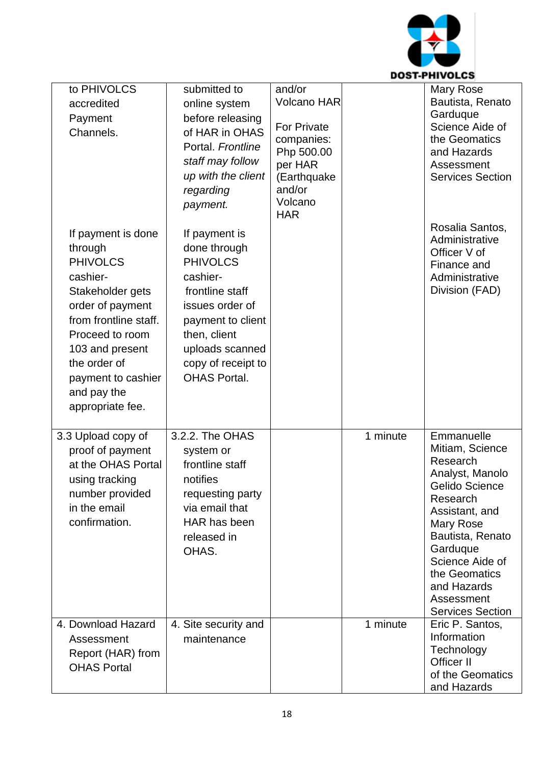| | | | | |
|---|---|---|---|---|
| to PHIVOLCS accredited Payment Channels.<br><br>If payment is done through PHIVOLCS cashier- Stakeholder gets order of payment from frontline staff. Proceed to room 103 and present the order of payment to cashier and pay the appropriate fee. | submitted to online system before releasing of HAR in OHAS Portal. *Frontline staff may follow up with the client regarding payment.*<br><br>If payment is done through PHIVOLCS cashier- frontline staff issues order of payment to client then, client uploads scanned copy of receipt to OHAS Portal. | and/or Volcano HAR<br><br>For Private companies: Php 500.00 per HAR (Earthquake and/or Volcano HAR | | Mary Rose Bautista, Renato Garduque Science Aide of the Geomatics and Hazards Assessment Services Section<br><br>Rosalia Santos, Administrative Officer V of Finance and Administrative Division (FAD) |
| 3.3 Upload copy of proof of payment at the OHAS Portal using tracking number provided in the email confirmation. | 3.2.2. The OHAS system or frontline staff notifies requesting party via email that HAR has been released in OHAS. | | 1 minute | Emmanuelle Mitiam, Science Research Analyst, Manolo Gelido Science Research Assistant, and Mary Rose Bautista, Renato Garduque Science Aide of the Geomatics and Hazards Assessment Services Section |
| 4. Download Hazard Assessment Report (HAR) from OHAS Portal | 4. Site security and maintenance | | 1 minute | Eric P. Santos, Information Technology Officer II of the Geomatics and Hazards |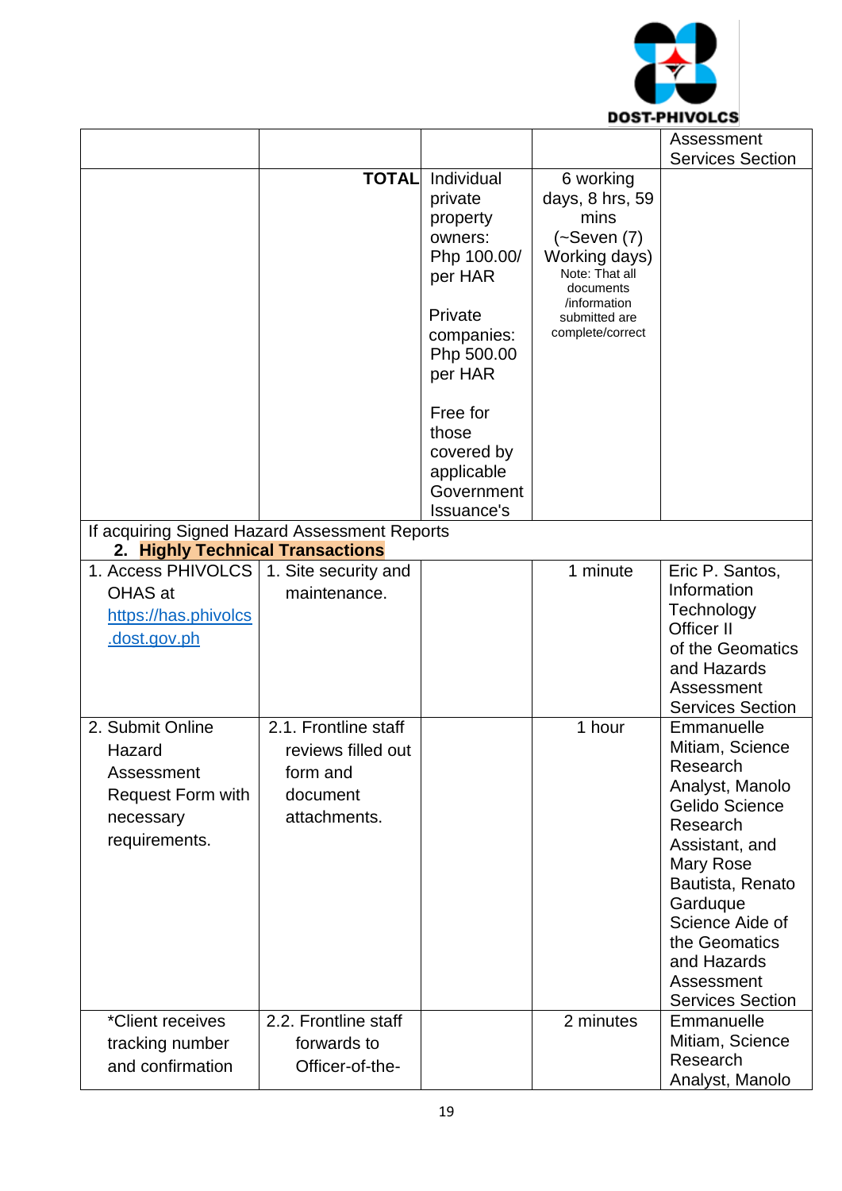| | | | | |
|---|---|---|---|---|
| | | | | Assessment Services Section |
| | **TOTAL** | Individual private property owners: Php 100.00/ per HAR<br><br>Private companies: Php 500.00 per HAR<br><br>Free for those covered by applicable Government Issuance's | 6 working days, 8 hrs, 59 mins (~Seven (7) Working days)<br>Note: That all documents /information submitted are complete/correct | |
| If acquiring Signed Hazard Assessment Reports<br>**2. Highly Technical Transactions** | | | | |
| 1. Access PHIVOLCS OHAS at https://has.phivolcs.dost.gov.ph | 1. Site security and maintenance. | | 1 minute | Eric P. Santos, Information Technology Officer II of the Geomatics and Hazards Assessment Services Section |
| 2. Submit Online Hazard Assessment Request Form with necessary requirements. | 2.1. Frontline staff reviews filled out form and document attachments. | | 1 hour | Emmanuelle Mitiam, Science Research Analyst, Manolo Gelido Science Research Assistant, and Mary Rose Bautista, Renato Garduque Science Aide of the Geomatics and Hazards Assessment Services Section |
| *Client receives tracking number and confirmation | 2.2. Frontline staff forwards to Officer-of-the- | | 2 minutes | Emmanuelle Mitiam, Science Research Analyst, Manolo |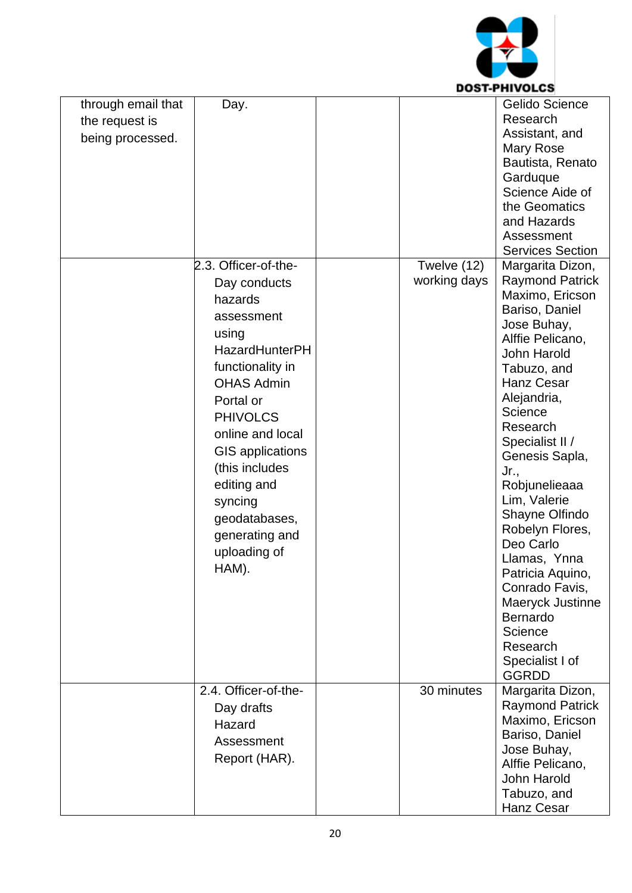| | | | | |
|---|---|---|---|---|
| through email that the request is being processed. | Day. | | | Gelido Science Research Assistant, and Mary Rose Bautista, Renato Garduque Science Aide of the Geomatics and Hazards Assessment Services Section |
| | 2.3. Officer-of-the-Day conducts hazards assessment using HazardHunterPH functionality in OHAS Admin Portal or PHIVOLCS online and local GIS applications (this includes editing and syncing geodatabases, generating and uploading of HAM). | | Twelve (12) working days | Margarita Dizon, Raymond Patrick Maximo, Ericson Bariso, Daniel Jose Buhay, Alffie Pelicano, John Harold Tabuzo, and Hanz Cesar Alejandria, Science Research Specialist II / Genesis Sapla, Jr., Robjunelieaaa Lim, Valerie Shayne Olfindo Robelyn Flores, Deo Carlo Llamas, Ynna Patricia Aquino, Conrado Favis, Maeryck Justinne Bernardo Science Research Specialist I of GGRDD |
| | 2.4. Officer-of-the-Day drafts Hazard Assessment Report (HAR). | | 30 minutes | Margarita Dizon, Raymond Patrick Maximo, Ericson Bariso, Daniel Jose Buhay, Alffie Pelicano, John Harold Tabuzo, and Hanz Cesar |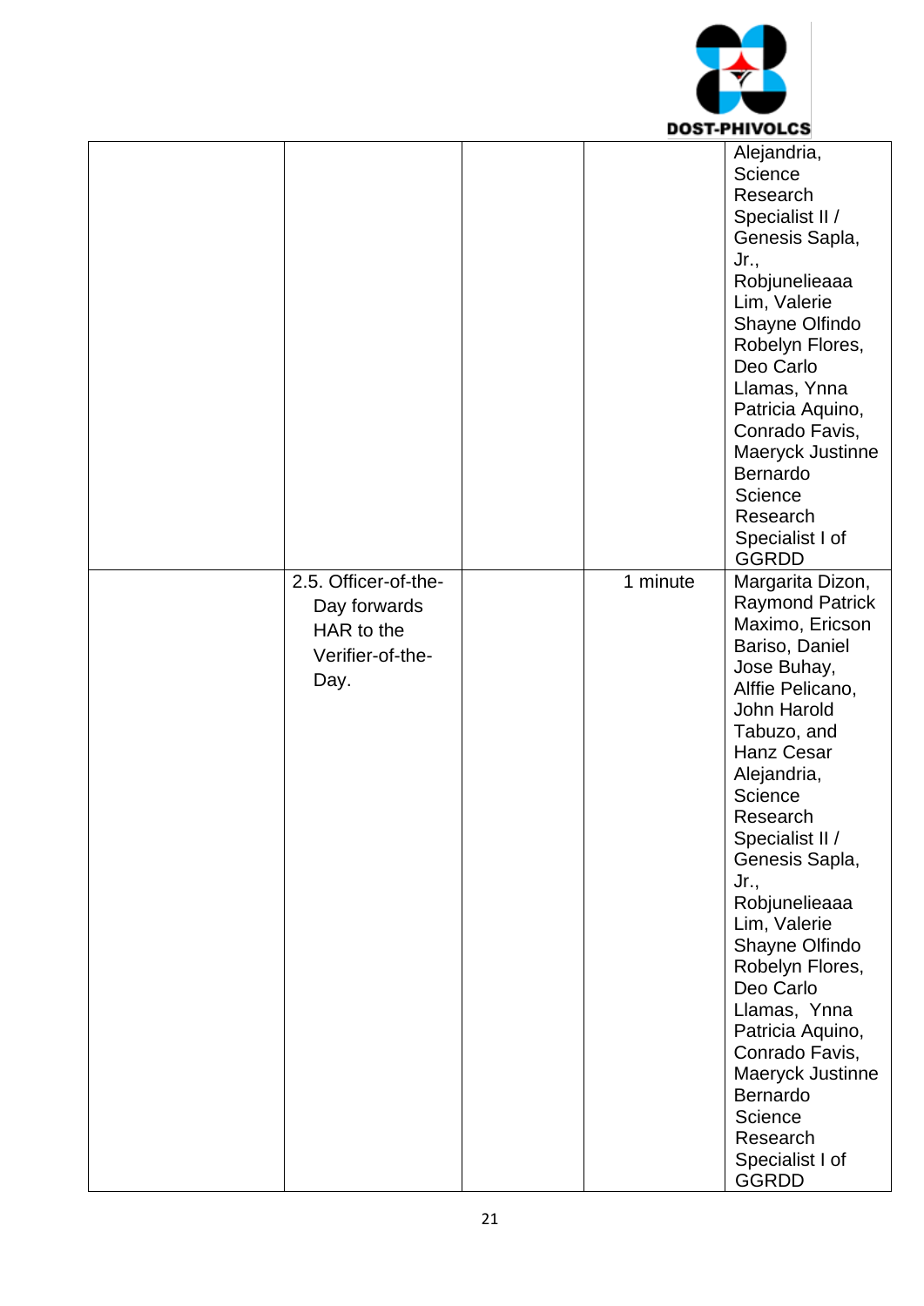| | | | | |
|---|---|---|---|---|
| | | | | Alejandria, Science Research Specialist II / Genesis Sapla, Jr., Robjunelieaaa Lim, Valerie Shayne Olfindo Robelyn Flores, Deo Carlo Llamas, Ynna Patricia Aquino, Conrado Favis, Maeryck Justinne Bernardo Science Research Specialist I of GGRDD |
| | 2.5. Officer-of-the-Day forwards HAR to the Verifier-of-the-Day. | | 1 minute | Margarita Dizon, Raymond Patrick Maximo, Ericson Bariso, Daniel Jose Buhay, Alffie Pelicano, John Harold Tabuzo, and Hanz Cesar Alejandria, Science Research Specialist II / Genesis Sapla, Jr., Robjunelieaaa Lim, Valerie Shayne Olfindo Robelyn Flores, Deo Carlo Llamas, Ynna Patricia Aquino, Conrado Favis, Maeryck Justinne Bernardo Science Research Specialist I of GGRDD |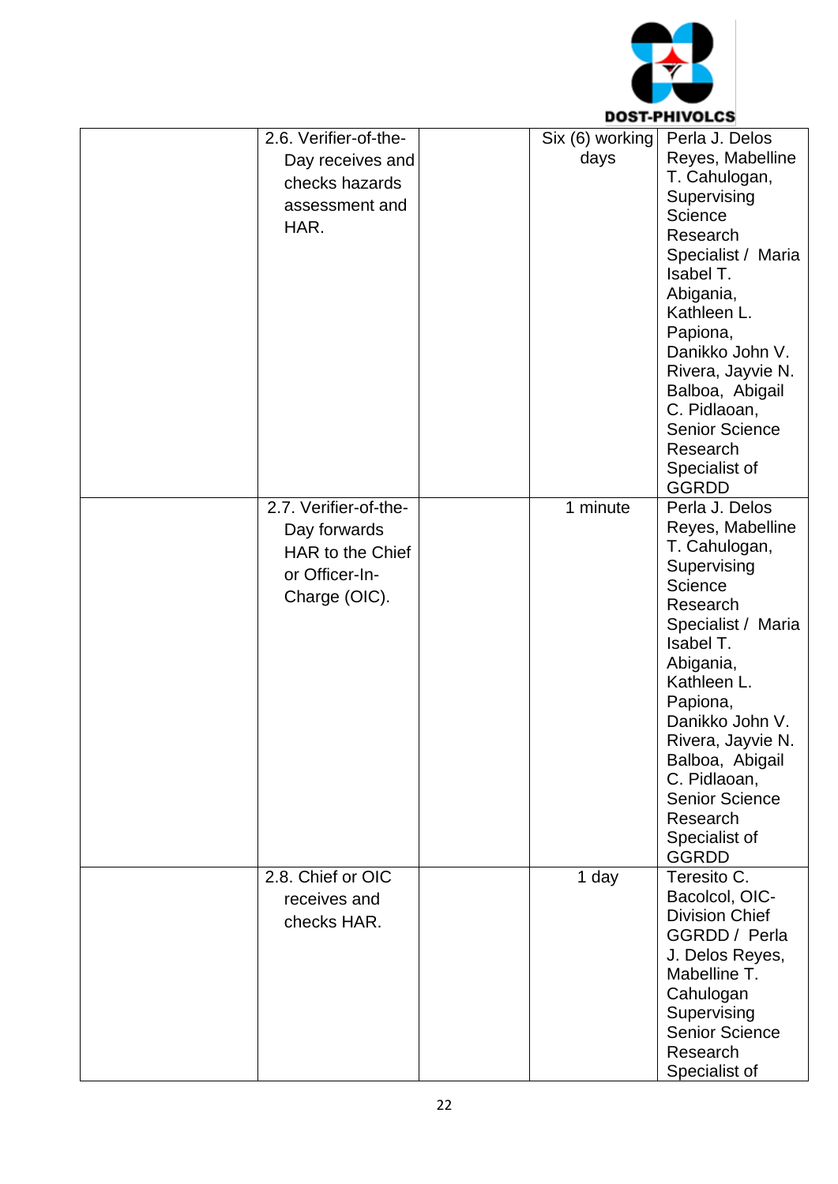| | | | | |
|---|---|---|---|---|
| | 2.6. Verifier-of-the-Day receives and checks hazards assessment and HAR. | | Six (6) working days | Perla J. Delos Reyes, Mabelline T. Cahulogan, Supervising Science Research Specialist / Maria Isabel T. Abigania, Kathleen L. Papiona, Danikko John V. Rivera, Jayvie N. Balboa, Abigail C. Pidlaoan, Senior Science Research Specialist of GGRDD |
| | 2.7. Verifier-of-the-Day forwards HAR to the Chief or Officer-In-Charge (OIC). | | 1 minute | Perla J. Delos Reyes, Mabelline T. Cahulogan, Supervising Science Research Specialist / Maria Isabel T. Abigania, Kathleen L. Papiona, Danikko John V. Rivera, Jayvie N. Balboa, Abigail C. Pidlaoan, Senior Science Research Specialist of GGRDD |
| | 2.8. Chief or OIC receives and checks HAR. | | 1 day | Teresito C. Bacolcol, OIC-Division Chief GGRDD / Perla J. Delos Reyes, Mabelline T. Cahulogan Supervising Senior Science Research Specialist of |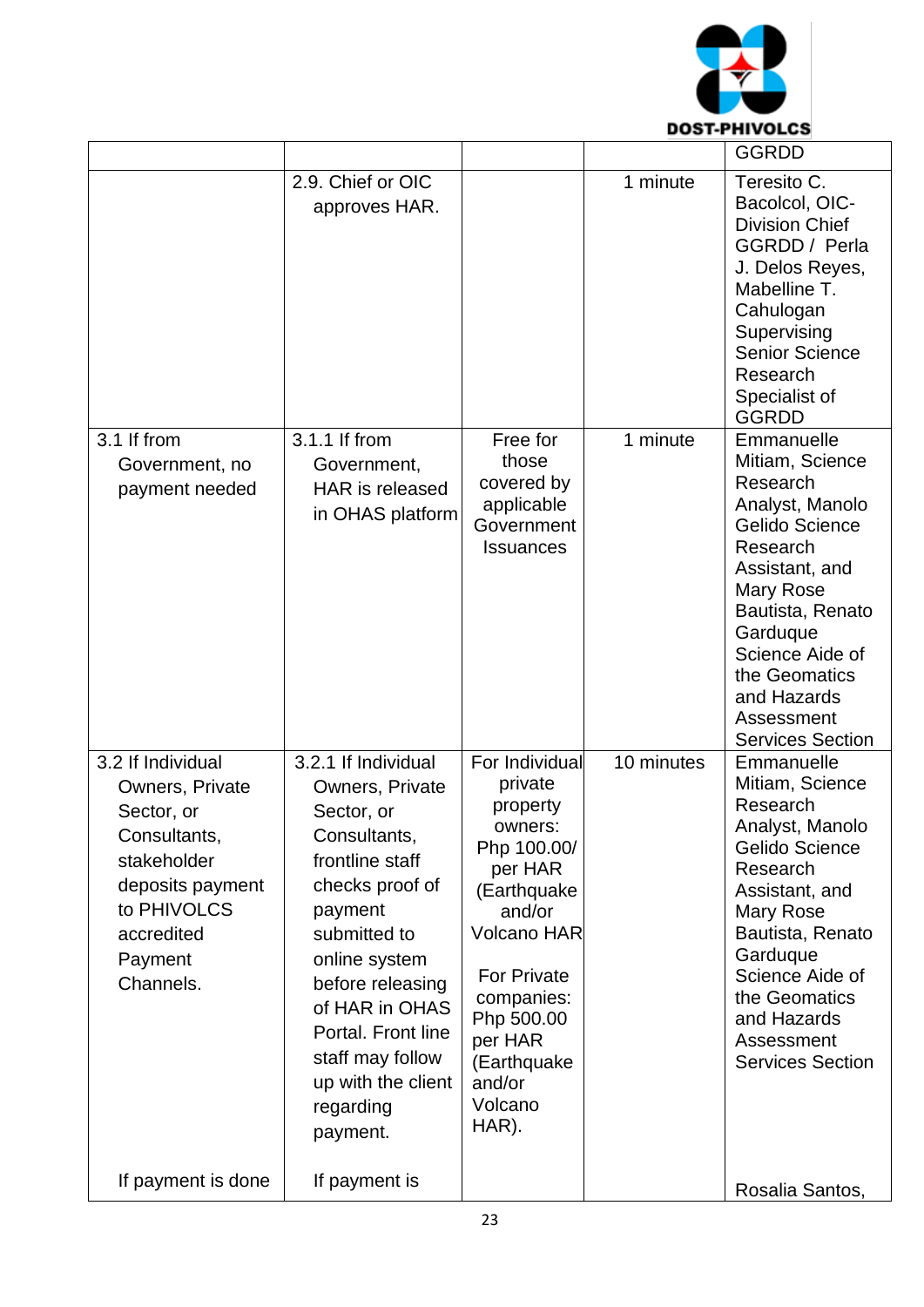| | | | | |
|---|---|---|---|---|
| | | | | GGRDD |
| | 2.9. Chief or OIC approves HAR. | | 1 minute | Teresito C. Bacolcol, OIC-Division Chief GGRDD / Perla J. Delos Reyes, Mabelline T. Cahulogan Supervising Senior Science Research Specialist of GGRDD |
| 3.1 If from Government, no payment needed | 3.1.1 If from Government, HAR is released in OHAS platform | Free for those covered by applicable Government Issuances | 1 minute | Emmanuelle Mitiam, Science Research Analyst, Manolo Gelido Science Research Assistant, and Mary Rose Bautista, Renato Garduque Science Aide of the Geomatics and Hazards Assessment Services Section |
| 3.2 If Individual Owners, Private Sector, or Consultants, stakeholder deposits payment to PHIVOLCS accredited Payment Channels.<br><br>If payment is done | 3.2.1 If Individual Owners, Private Sector, or Consultants, frontline staff checks proof of payment submitted to online system before releasing of HAR in OHAS Portal. Front line staff may follow up with the client regarding payment.<br><br>If payment is | For Individual private property owners: Php 100.00/ per HAR (Earthquake and/or Volcano HAR<br><br>For Private companies: Php 500.00 per HAR (Earthquake and/or Volcano HAR). | 10 minutes | Emmanuelle Mitiam, Science Research Analyst, Manolo Gelido Science Research Assistant, and Mary Rose Bautista, Renato Garduque Science Aide of the Geomatics and Hazards Assessment Services Section<br><br>Rosalia Santos, |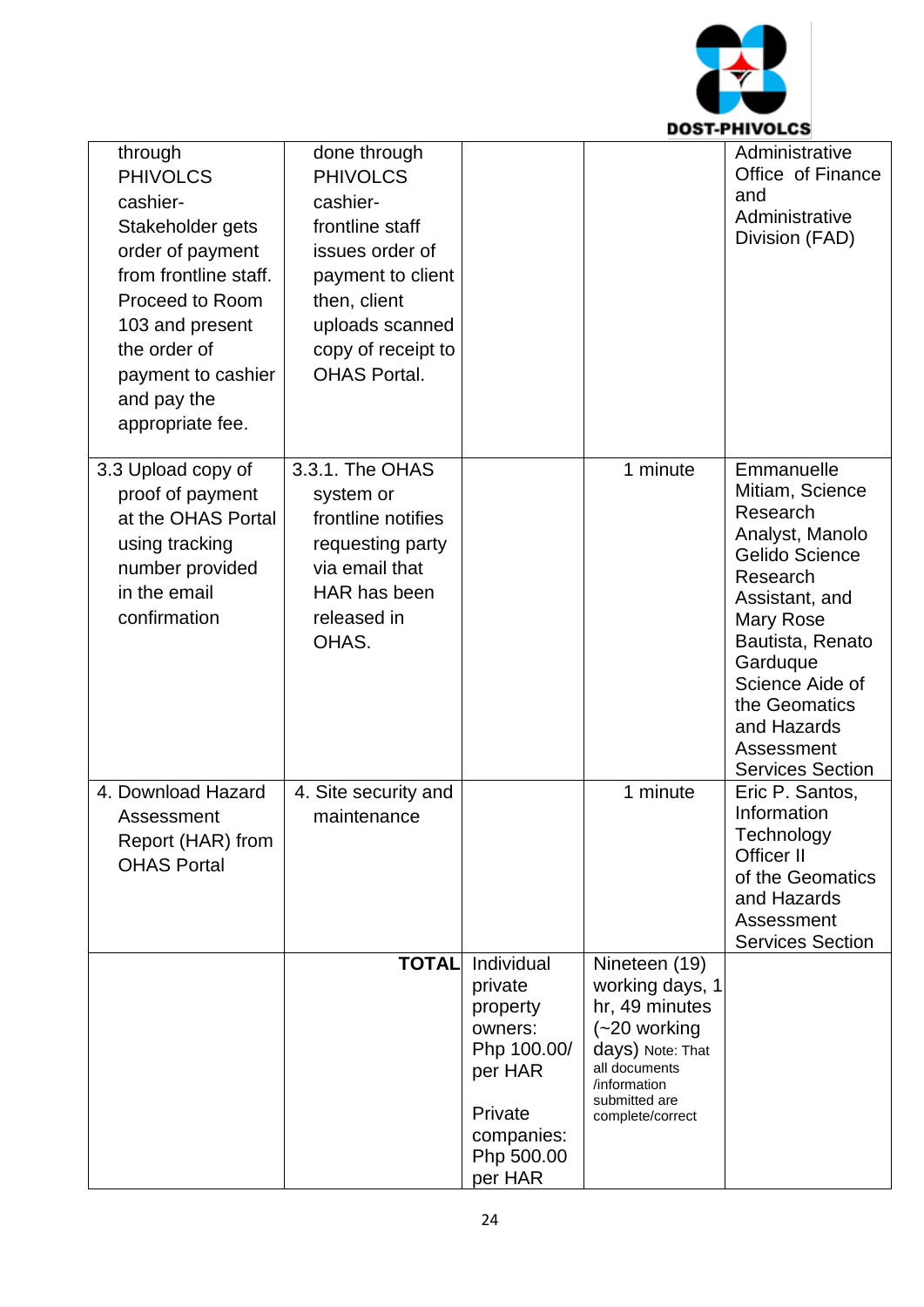| | | | | |
|---|---|---|---|---|
| through PHIVOLCS cashier- Stakeholder gets order of payment from frontline staff. Proceed to Room 103 and present the order of payment to cashier and pay the appropriate fee. | done through PHIVOLCS cashier- frontline staff issues order of payment to client then, client uploads scanned copy of receipt to OHAS Portal. | | | Administrative Office of Finance and Administrative Division (FAD) |
| 3.3 Upload copy of proof of payment at the OHAS Portal using tracking number provided in the email confirmation | 3.3.1. The OHAS system or frontline notifies requesting party via email that HAR has been released in OHAS. | | 1 minute | Emmanuelle Mitiam, Science Research Analyst, Manolo Gelido Science Research Assistant, and Mary Rose Bautista, Renato Garduque Science Aide of the Geomatics and Hazards Assessment Services Section |
| 4. Download Hazard Assessment Report (HAR) from OHAS Portal | 4. Site security and maintenance | | 1 minute | Eric P. Santos, Information Technology Officer II of the Geomatics and Hazards Assessment Services Section |
| | **TOTAL** | Individual private property owners: Php 100.00/ per HAR<br><br>Private companies: Php 500.00 per HAR | Nineteen (19) working days, 1 hr, 49 minutes (~20 working days) Note: That all documents /information submitted are complete/correct | |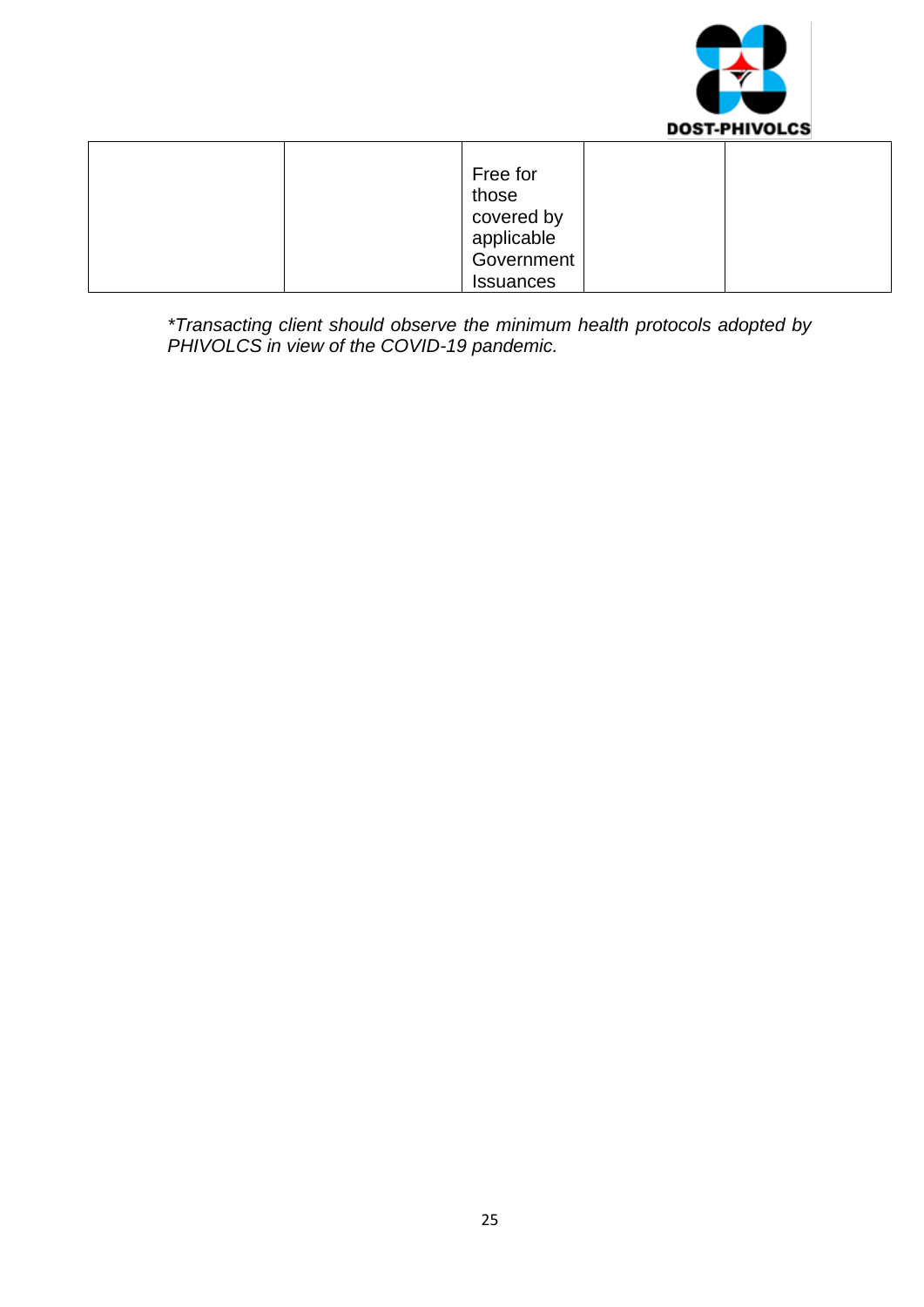| | | | | |
|---|---|---|---|---|
| | | Free for those covered by applicable Government Issuances | | |

*\*Transacting client should observe the minimum health protocols adopted by PHIVOLCS in view of the COVID-19 pandemic.*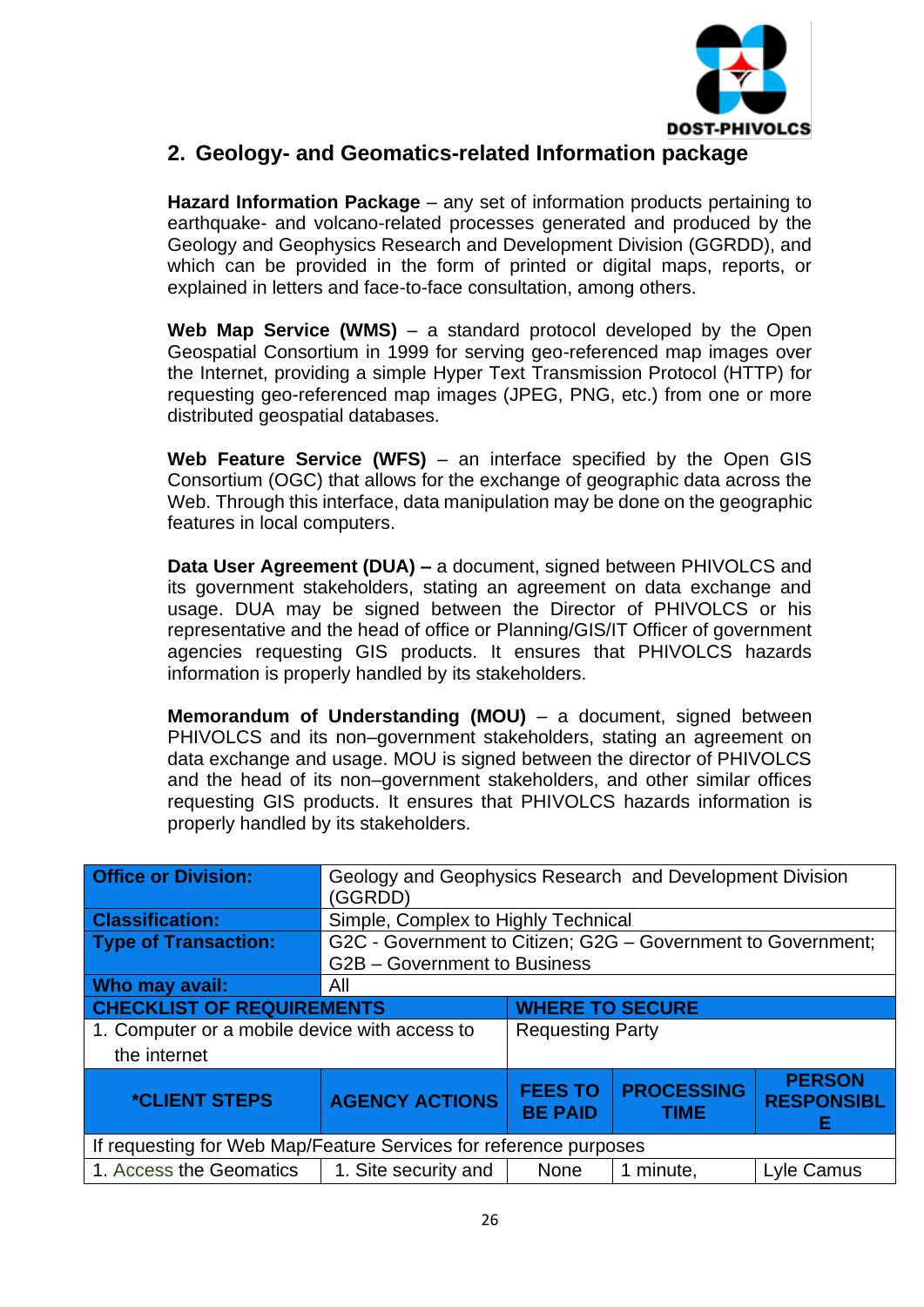## 2. Geology- and Geomatics-related Information package

**Hazard Information Package** – any set of information products pertaining to earthquake- and volcano-related processes generated and produced by the Geology and Geophysics Research and Development Division (GGRDD), and which can be provided in the form of printed or digital maps, reports, or explained in letters and face-to-face consultation, among others.

**Web Map Service (WMS)** – a standard protocol developed by the Open Geospatial Consortium in 1999 for serving geo-referenced map images over the Internet, providing a simple Hyper Text Transmission Protocol (HTTP) for requesting geo-referenced map images (JPEG, PNG, etc.) from one or more distributed geospatial databases.

**Web Feature Service (WFS)** – an interface specified by the Open GIS Consortium (OGC) that allows for the exchange of geographic data across the Web. Through this interface, data manipulation may be done on the geographic features in local computers.

**Data User Agreement (DUA) –** a document, signed between PHIVOLCS and its government stakeholders, stating an agreement on data exchange and usage. DUA may be signed between the Director of PHIVOLCS or his representative and the head of office or Planning/GIS/IT Officer of government agencies requesting GIS products. It ensures that PHIVOLCS hazards information is properly handled by its stakeholders.

**Memorandum of Understanding (MOU)** – a document, signed between PHIVOLCS and its non–government stakeholders, stating an agreement on data exchange and usage. MOU is signed between the director of PHIVOLCS and the head of its non–government stakeholders, and other similar offices requesting GIS products. It ensures that PHIVOLCS hazards information is properly handled by its stakeholders.

| **Office or Division:** | Geology and Geophysics Research and Development Division (GGRDD) | | | |
|---|---|---|---|---|
| **Classification:** | Simple, Complex to Highly Technical | | | |
| **Type of Transaction:** | G2C - Government to Citizen; G2G – Government to Government; G2B – Government to Business | | | |
| **Who may avail:** | All | | | |
| **CHECKLIST OF REQUIREMENTS** | | **WHERE TO SECURE** | | |
| 1. Computer or a mobile device with access to the internet | | Requesting Party | | |
| **\*CLIENT STEPS** | **AGENCY ACTIONS** | **FEES TO BE PAID** | **PROCESSING TIME** | **PERSON RESPONSIBLE** |
| If requesting for Web Map/Feature Services for reference purposes | | | | |
| 1. Access the Geomatics | 1. Site security and | None | 1 minute, | Lyle Camus |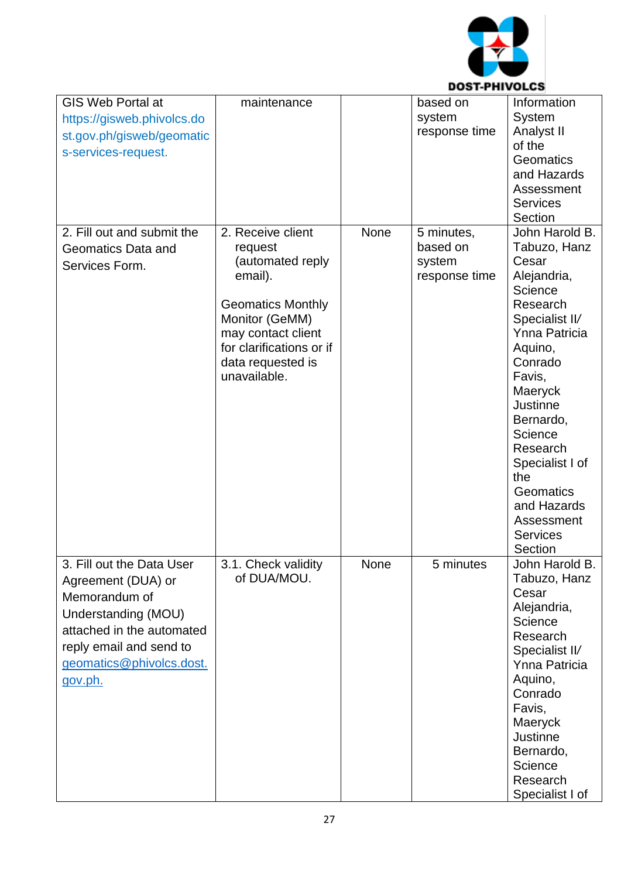| | | | | |
|---|---|---|---|---|
| GIS Web Portal at https://gisweb.phivolcs.dost.gov.ph/gisweb/geomatics-services-request. | maintenance | | based on system response time | Information System Analyst II of the Geomatics and Hazards Assessment Services Section |
| 2. Fill out and submit the Geomatics Data and Services Form. | 2. Receive client request (automated reply email).<br><br>Geomatics Monthly Monitor (GeMM) may contact client for clarifications or if data requested is unavailable. | None | 5 minutes, based on system response time | John Harold B. Tabuzo, Hanz Cesar Alejandria, Science Research Specialist II/ Ynna Patricia Aquino, Conrado Favis, Maeryck Justinne Bernardo, Science Research Specialist I of the Geomatics and Hazards Assessment Services Section |
| 3. Fill out the Data User Agreement (DUA) or Memorandum of Understanding (MOU) attached in the automated reply email and send to geomatics@phivolcs.dost.gov.ph. | 3.1. Check validity of DUA/MOU. | None | 5 minutes | John Harold B. Tabuzo, Hanz Cesar Alejandria, Science Research Specialist II/ Ynna Patricia Aquino, Conrado Favis, Maeryck Justinne Bernardo, Science Research Specialist I of |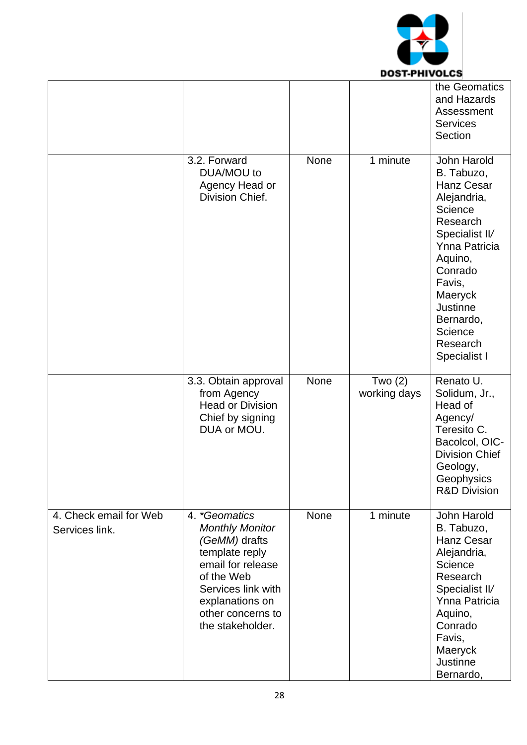| | | | | |
|---|---|---|---|---|
| | | | | the Geomatics and Hazards Assessment Services Section |
| | 3.2. Forward DUA/MOU to Agency Head or Division Chief. | None | 1 minute | John Harold B. Tabuzo, Hanz Cesar Alejandria, Science Research Specialist II/ Ynna Patricia Aquino, Conrado Favis, Maeryck Justinne Bernardo, Science Research Specialist I |
| | 3.3. Obtain approval from Agency Head or Division Chief by signing DUA or MOU. | None | Two (2) working days | Renato U. Solidum, Jr., Head of Agency/ Teresito C. Bacolcol, OIC-Division Chief Geology, Geophysics R&D Division |
| 4. Check email for Web Services link. | 4. **Geomatics Monthly Monitor (GeMM)* drafts template reply email for release of the Web Services link with explanations on other concerns to the stakeholder. | None | 1 minute | John Harold B. Tabuzo, Hanz Cesar Alejandria, Science Research Specialist II/ Ynna Patricia Aquino, Conrado Favis, Maeryck Justinne Bernardo, |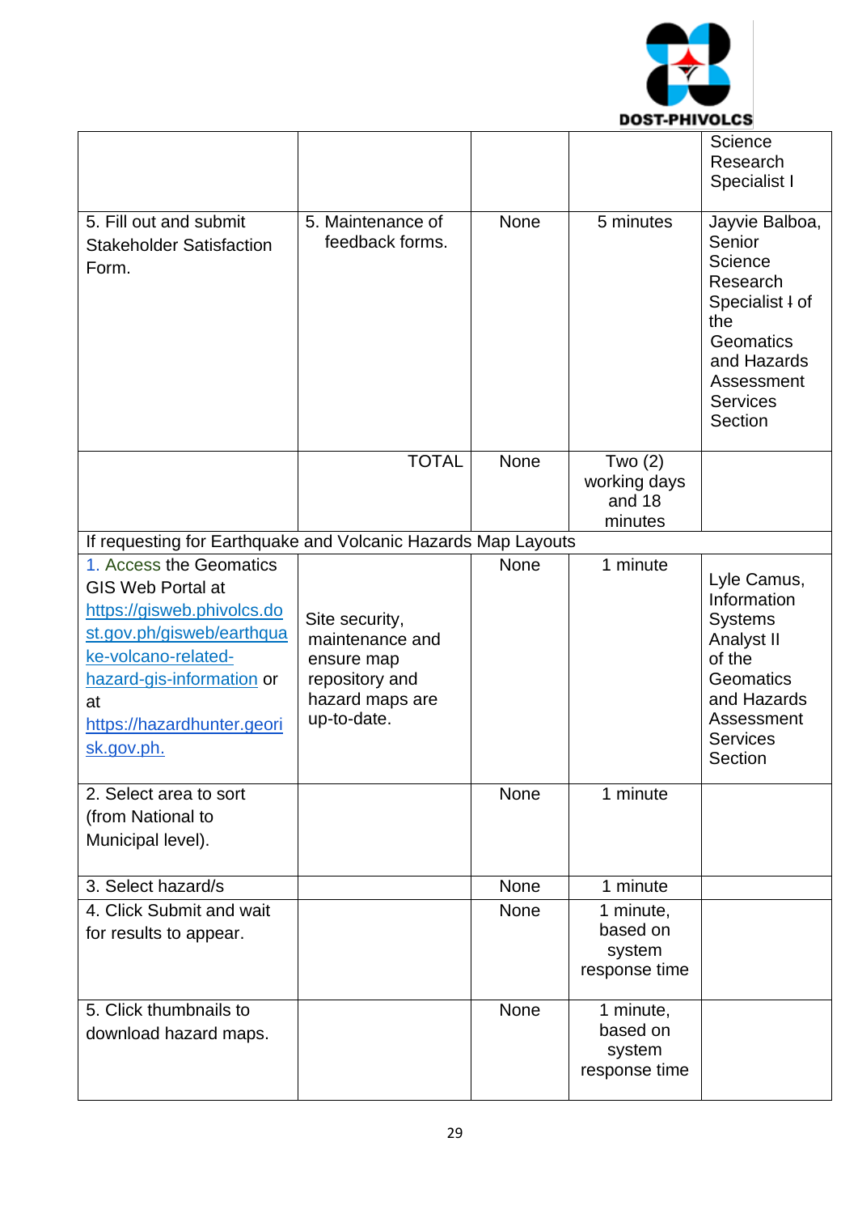| | | | | |
|---|---|---|---|---|
| | | | | Science Research Specialist I |
| 5. Fill out and submit Stakeholder Satisfaction Form. | 5. Maintenance of feedback forms. | None | 5 minutes | Jayvie Balboa, Senior Science Research Specialist I of the Geomatics and Hazards Assessment Services Section |
| | TOTAL | None | Two (2) working days and 18 minutes | |
| If requesting for Earthquake and Volcanic Hazards Map Layouts | | | | |
| 1. Access the Geomatics GIS Web Portal at https://gisweb.phivolcs.dost.gov.ph/gisweb/earthquake-volcano-related-hazard-gis-information or at https://hazardhunter.georisk.gov.ph. | Site security, maintenance and ensure map repository and hazard maps are up-to-date. | None | 1 minute | Lyle Camus, Information Systems Analyst II of the Geomatics and Hazards Assessment Services Section |
| 2. Select area to sort (from National to Municipal level). | | None | 1 minute | |
| 3. Select hazard/s | | None | 1 minute | |
| 4. Click Submit and wait for results to appear. | | None | 1 minute, based on system response time | |
| 5. Click thumbnails to download hazard maps. | | None | 1 minute, based on system response time | |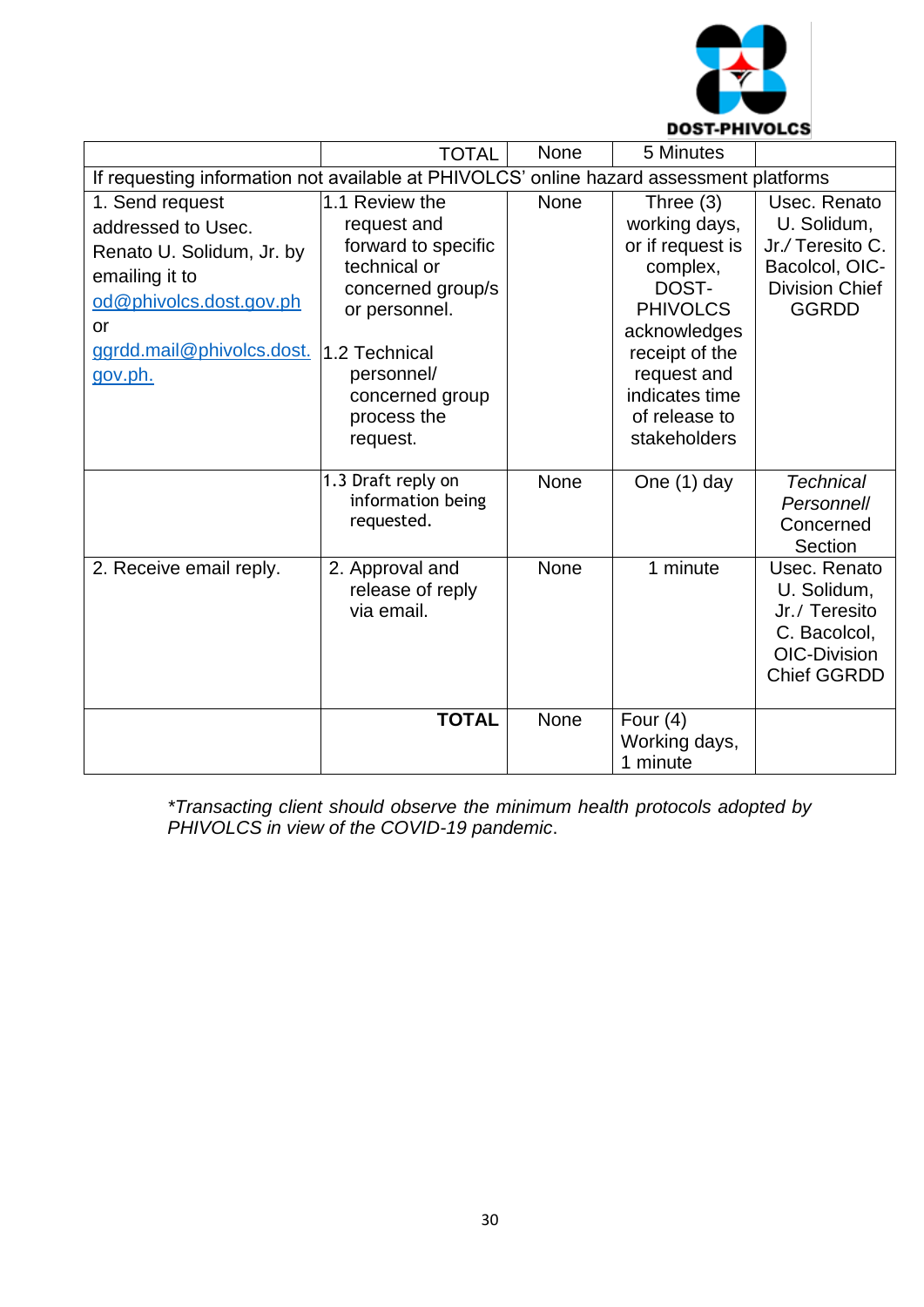| | TOTAL | None | 5 Minutes | |
|---|---|---|---|---|
| If requesting information not available at PHIVOLCS' online hazard assessment platforms | | | | |
| 1. Send request addressed to Usec. Renato U. Solidum, Jr. by emailing it to od@phivolcs.dost.gov.ph or ggrdd.mail@phivolcs.dost.gov.ph. | 1.1 Review the request and forward to specific technical or concerned group/s or personnel.<br><br>1.2 Technical personnel/ concerned group process the request. | None | Three (3) working days, or if request is complex, DOST-PHIVOLCS acknowledges receipt of the request and indicates time of release to stakeholders | Usec. Renato U. Solidum, Jr./ Teresito C. Bacolcol, OIC-Division Chief GGRDD |
| | 1.3 Draft reply on information being requested. | None | One (1) day | *Technical Personnel/* Concerned Section |
| 2. Receive email reply. | 2. Approval and release of reply via email. | None | 1 minute | Usec. Renato U. Solidum, Jr./ Teresito C. Bacolcol, OIC-Division Chief GGRDD |
| | **TOTAL** | None | Four (4) Working days, 1 minute | |

*\*Transacting client should observe the minimum health protocols adopted by PHIVOLCS in view of the COVID-19 pandemic*.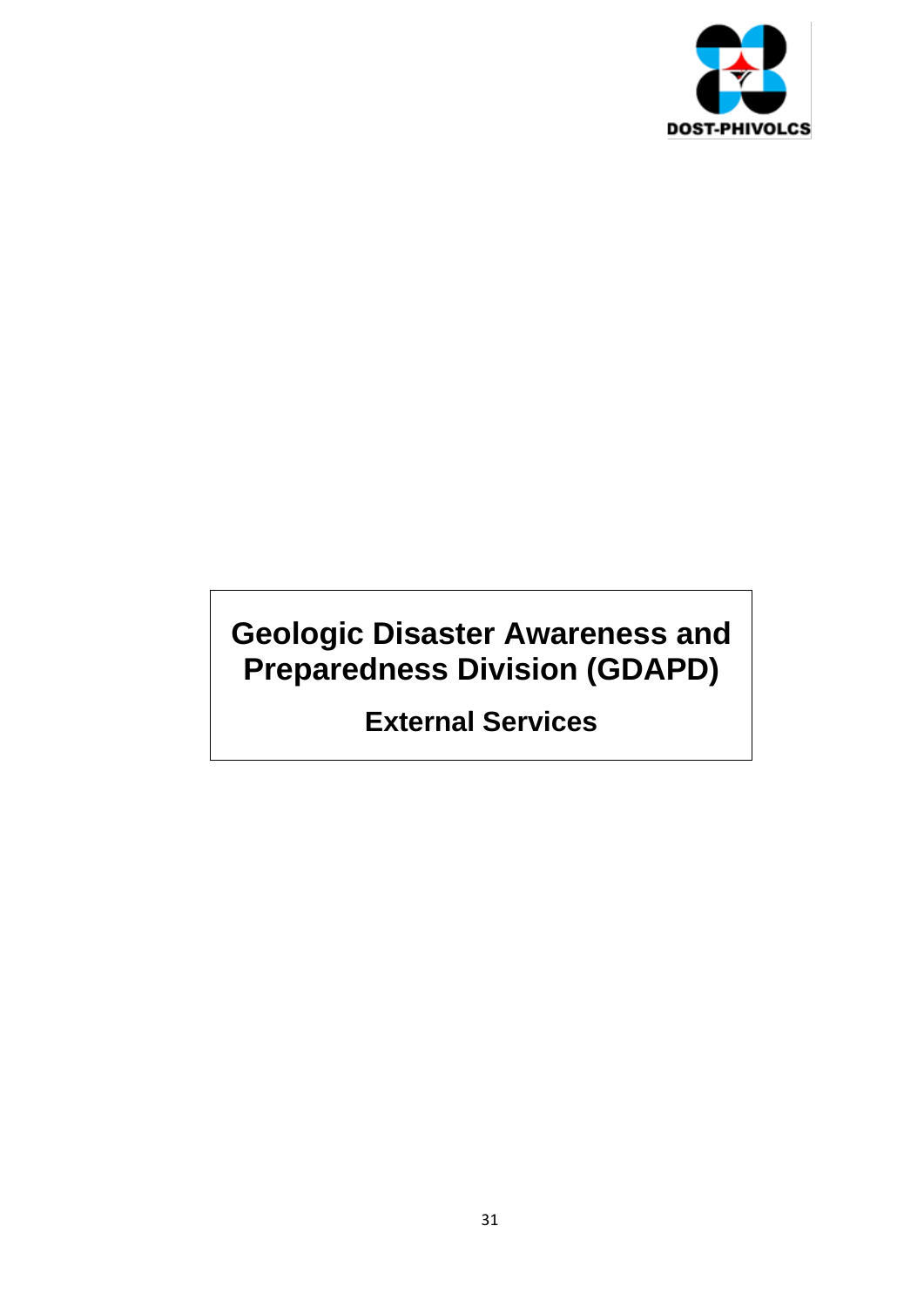# Geologic Disaster Awareness and Preparedness Division (GDAPD)

## External Services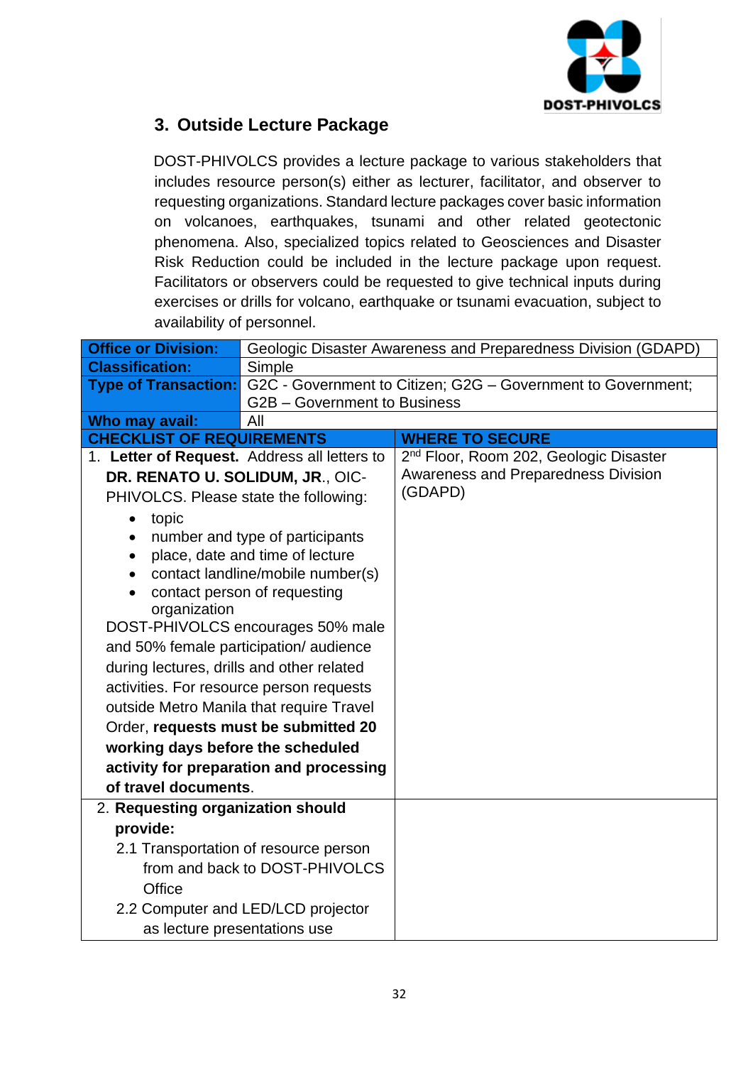## 3. Outside Lecture Package

DOST-PHIVOLCS provides a lecture package to various stakeholders that includes resource person(s) either as lecturer, facilitator, and observer to requesting organizations. Standard lecture packages cover basic information on volcanoes, earthquakes, tsunami and other related geotectonic phenomena. Also, specialized topics related to Geosciences and Disaster Risk Reduction could be included in the lecture package upon request. Facilitators or observers could be requested to give technical inputs during exercises or drills for volcano, earthquake or tsunami evacuation, subject to availability of personnel.

| **Office or Division:** | Geologic Disaster Awareness and Preparedness Division (GDAPD) |
|---|---|
| **Classification:** | Simple |
| **Type of Transaction:** | G2C - Government to Citizen; G2G – Government to Government; G2B – Government to Business |
| **Who may avail:** | All |

| **CHECKLIST OF REQUIREMENTS** | **WHERE TO SECURE** |
|---|---|
| 1. **Letter of Request.** Address all letters to **DR. RENATO U. SOLIDUM, JR.**, OIC-PHIVOLCS. Please state the following:<br>• topic<br>• number and type of participants<br>• place, date and time of lecture<br>• contact landline/mobile number(s)<br>• contact person of requesting organization<br>DOST-PHIVOLCS encourages 50% male and 50% female participation/ audience during lectures, drills and other related activities. For resource person requests outside Metro Manila that require Travel Order, **requests must be submitted 20 working days before the scheduled activity for preparation and processing of travel documents**. | 2nd Floor, Room 202, Geologic Disaster Awareness and Preparedness Division (GDAPD) |
| 2. **Requesting organization should provide:**<br>2.1 Transportation of resource person from and back to DOST-PHIVOLCS Office<br>2.2 Computer and LED/LCD projector as lecture presentations use | |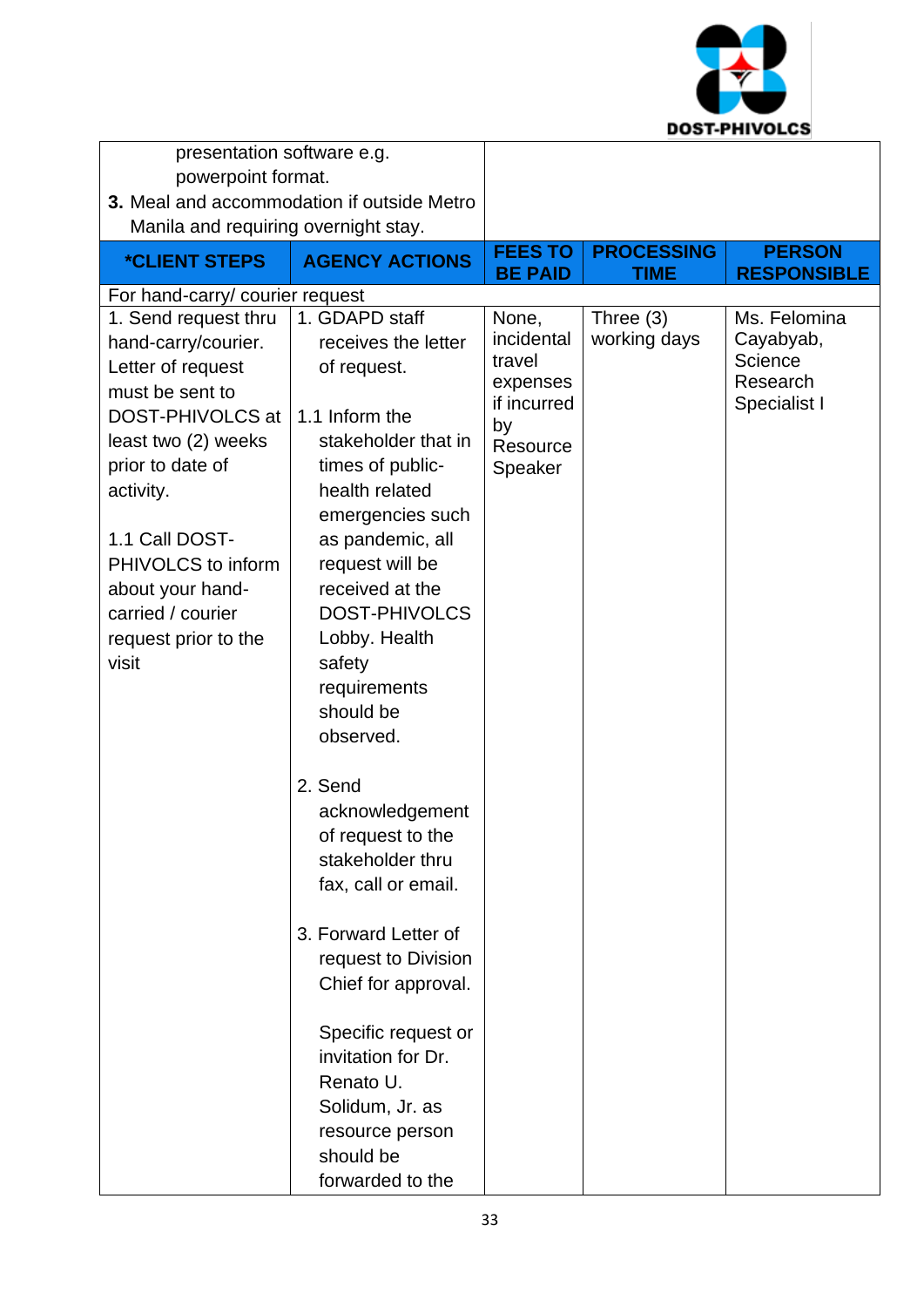| presentation software e.g. powerpoint format.<br>**3.** Meal and accommodation if outside Metro Manila and requiring overnight stay. | | | | |
|---|---|---|---|---|
| ***CLIENT STEPS** | **AGENCY ACTIONS** | **FEES TO BE PAID** | **PROCESSING TIME** | **PERSON RESPONSIBLE** |
| For hand-carry/ courier request | | | | |
| 1. Send request thru hand-carry/courier. Letter of request must be sent to DOST-PHIVOLCS at least two (2) weeks prior to date of activity.<br><br>1.1 Call DOST-PHIVOLCS to inform about your hand-carried / courier request prior to the visit | 1. GDAPD staff receives the letter of request.<br><br>1.1 Inform the stakeholder that in times of public-health related emergencies such as pandemic, all request will be received at the DOST-PHIVOLCS Lobby. Health safety requirements should be observed.<br><br>2. Send acknowledgement of request to the stakeholder thru fax, call or email.<br><br>3. Forward Letter of request to Division Chief for approval.<br><br>Specific request or invitation for Dr. Renato U. Solidum, Jr. as resource person should be forwarded to the | None, incidental travel expenses if incurred by Resource Speaker | Three (3) working days | Ms. Felomina Cayabyab, Science Research Specialist I |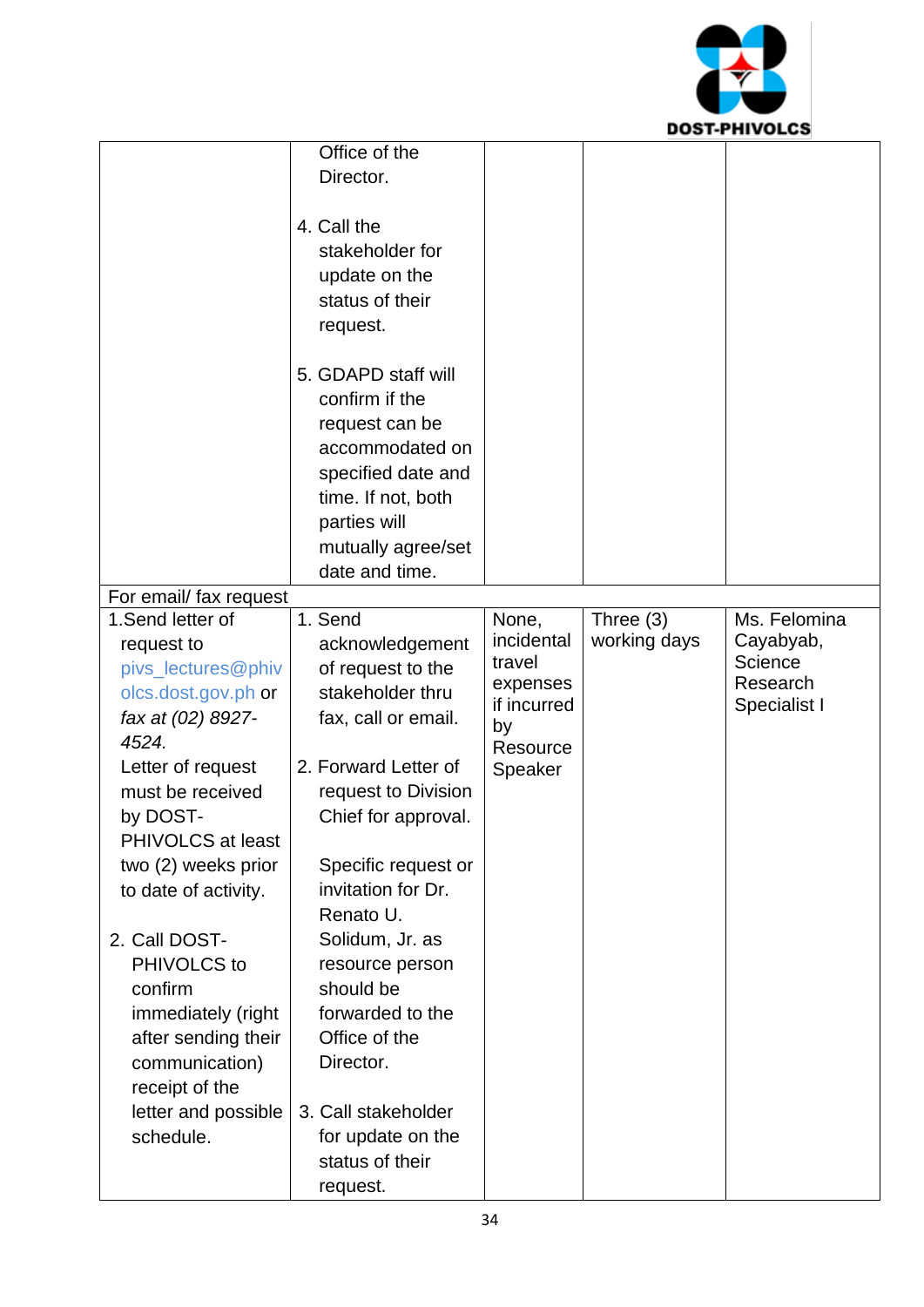| | | | | |
|---|---|---|---|---|
| | Office of the Director.<br><br>4. Call the stakeholder for update on the status of their request.<br><br>5. GDAPD staff will confirm if the request can be accommodated on specified date and time. If not, both parties will mutually agree/set date and time. | | | |
| For email/ fax request | | | | |
| 1.Send letter of request to pivs_lectures@phivolcs.dost.gov.ph or *fax at (02) 8927-4524.*<br>Letter of request must be received by DOST-PHIVOLCS at least two (2) weeks prior to date of activity.<br><br>2. Call DOST-PHIVOLCS to confirm immediately (right after sending their communication) receipt of the letter and possible schedule. | 1. Send acknowledgement of request to the stakeholder thru fax, call or email.<br><br>2. Forward Letter of request to Division Chief for approval.<br><br>Specific request or invitation for Dr. Renato U. Solidum, Jr. as resource person should be forwarded to the Office of the Director.<br><br>3. Call stakeholder for update on the status of their request. | None, incidental travel expenses if incurred by Resource Speaker | Three (3) working days | Ms. Felomina Cayabyab, Science Research Specialist I |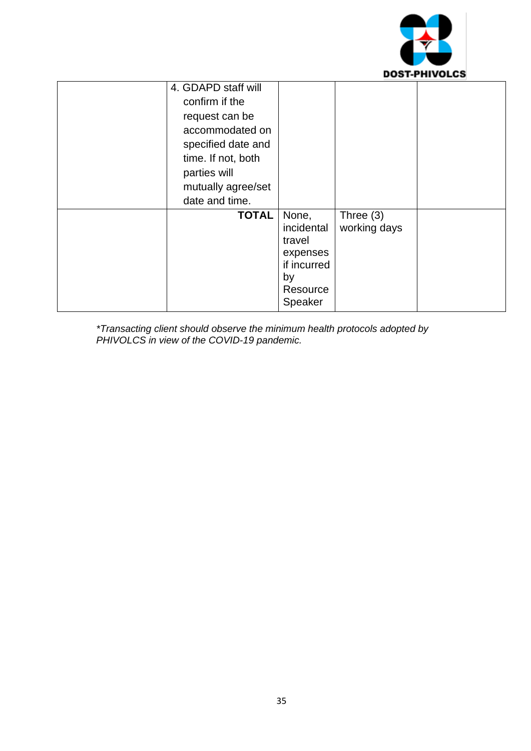| | | | | |
|---|---|---|---|---|
| | 4. GDAPD staff will confirm if the request can be accommodated on specified date and time. If not, both parties will mutually agree/set date and time. | | | |
| | **TOTAL** | None, incidental travel expenses if incurred by Resource Speaker | Three (3) working days | |

*\*Transacting client should observe the minimum health protocols adopted by PHIVOLCS in view of the COVID-19 pandemic.*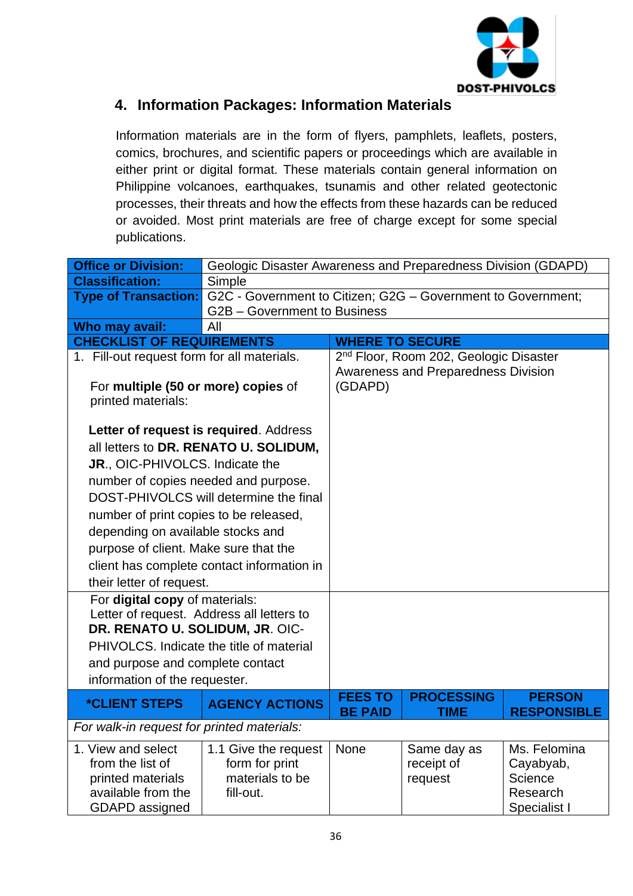## 4. Information Packages: Information Materials

Information materials are in the form of flyers, pamphlets, leaflets, posters, comics, brochures, and scientific papers or proceedings which are available in either print or digital format. These materials contain general information on Philippine volcanoes, earthquakes, tsunamis and other related geotectonic processes, their threats and how the effects from these hazards can be reduced or avoided. Most print materials are free of charge except for some special publications.

| **Office or Division:** | Geologic Disaster Awareness and Preparedness Division (GDAPD) | | | |
|---|---|---|---|---|
| **Classification:** | Simple | | | |
| **Type of Transaction:** | G2C - Government to Citizen; G2G – Government to Government; G2B – Government to Business | | | |
| **Who may avail:** | All | | | |
| **CHECKLIST OF REQUIREMENTS** | | **WHERE TO SECURE** | | |
| 1. Fill-out request form for all materials.<br><br>For **multiple (50 or more) copies** of printed materials:<br><br>**Letter of request is required**. Address all letters to **DR. RENATO U. SOLIDUM, JR**., OIC-PHIVOLCS. Indicate the number of copies needed and purpose. DOST-PHIVOLCS will determine the final number of print copies to be released, depending on available stocks and purpose of client. Make sure that the client has complete contact information in their letter of request. | | 2nd Floor, Room 202, Geologic Disaster Awareness and Preparedness Division (GDAPD) | | |
| For **digital copy** of materials:<br>Letter of request. Address all letters to **DR. RENATO U. SOLIDUM, JR**. OIC-PHIVOLCS. Indicate the title of material and purpose and complete contact information of the requester. | | | | |
| **\*CLIENT STEPS** | **AGENCY ACTIONS** | **FEES TO BE PAID** | **PROCESSING TIME** | **PERSON RESPONSIBLE** |
| *For walk-in request for printed materials:* | | | | |
| 1. View and select from the list of printed materials available from the GDAPD assigned | 1.1 Give the request form for print materials to be fill-out. | None | Same day as receipt of request | Ms. Felomina Cayabyab, Science Research Specialist I |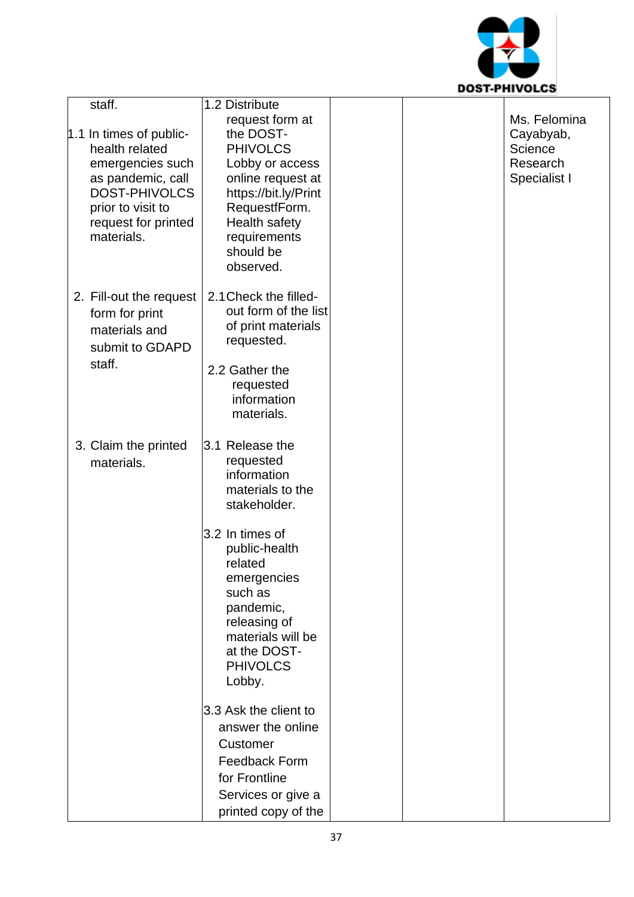| | | | | |
|---|---|---|---|---|
| staff.<br><br>1.1 In times of public-health related emergencies such as pandemic, call DOST-PHIVOLCS prior to visit to request for printed materials. | 1.2 Distribute request form at the DOST-PHIVOLCS Lobby or access online request at https://bit.ly/PrintRequestfForm. Health safety requirements should be observed. | | | Ms. Felomina Cayabyab, Science Research Specialist I |
| 2. Fill-out the request form for print materials and submit to GDAPD staff. | 2.1 Check the filled-out form of the list of print materials requested.<br><br>2.2 Gather the requested information materials. | | | |
| 3. Claim the printed materials. | 3.1 Release the requested information materials to the stakeholder.<br><br>3.2 In times of public-health related emergencies such as pandemic, releasing of materials will be at the DOST-PHIVOLCS Lobby.<br><br>3.3 Ask the client to answer the online Customer Feedback Form for Frontline Services or give a printed copy of the | | | |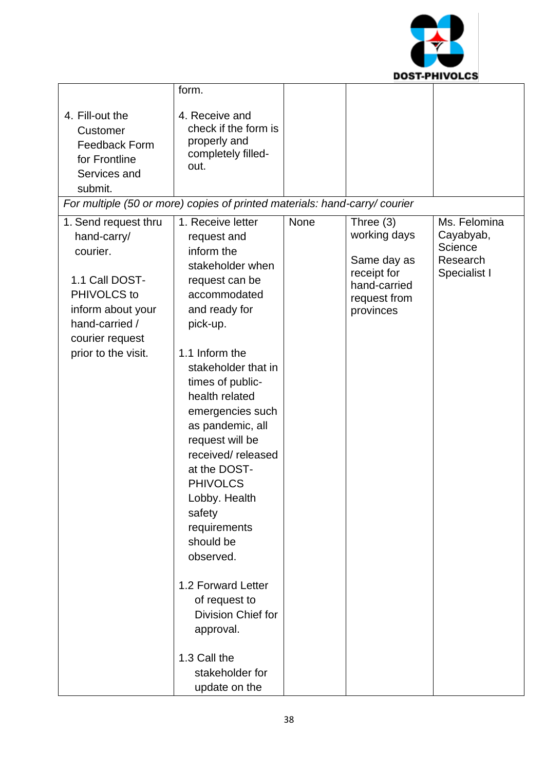| | | | | |
|---|---|---|---|---|
| 4. Fill-out the Customer Feedback Form for Frontline Services and submit. | form.<br><br>4. Receive and check if the form is properly and completely filled-out. | | | |
| *For multiple (50 or more) copies of printed materials: hand-carry/ courier* | | | | |
| 1. Send request thru hand-carry/ courier.<br><br>1.1 Call DOST-PHIVOLCS to inform about your hand-carried / courier request prior to the visit. | 1. Receive letter request and inform the stakeholder when request can be accommodated and ready for pick-up.<br><br>1.1 Inform the stakeholder that in times of public-health related emergencies such as pandemic, all request will be received/ released at the DOST-PHIVOLCS Lobby. Health safety requirements should be observed.<br><br>1.2 Forward Letter of request to Division Chief for approval.<br><br>1.3 Call the stakeholder for update on the | None | Three (3) working days<br><br>Same day as receipt for hand-carried request from provinces | Ms. Felomina Cayabyab, Science Research Specialist I |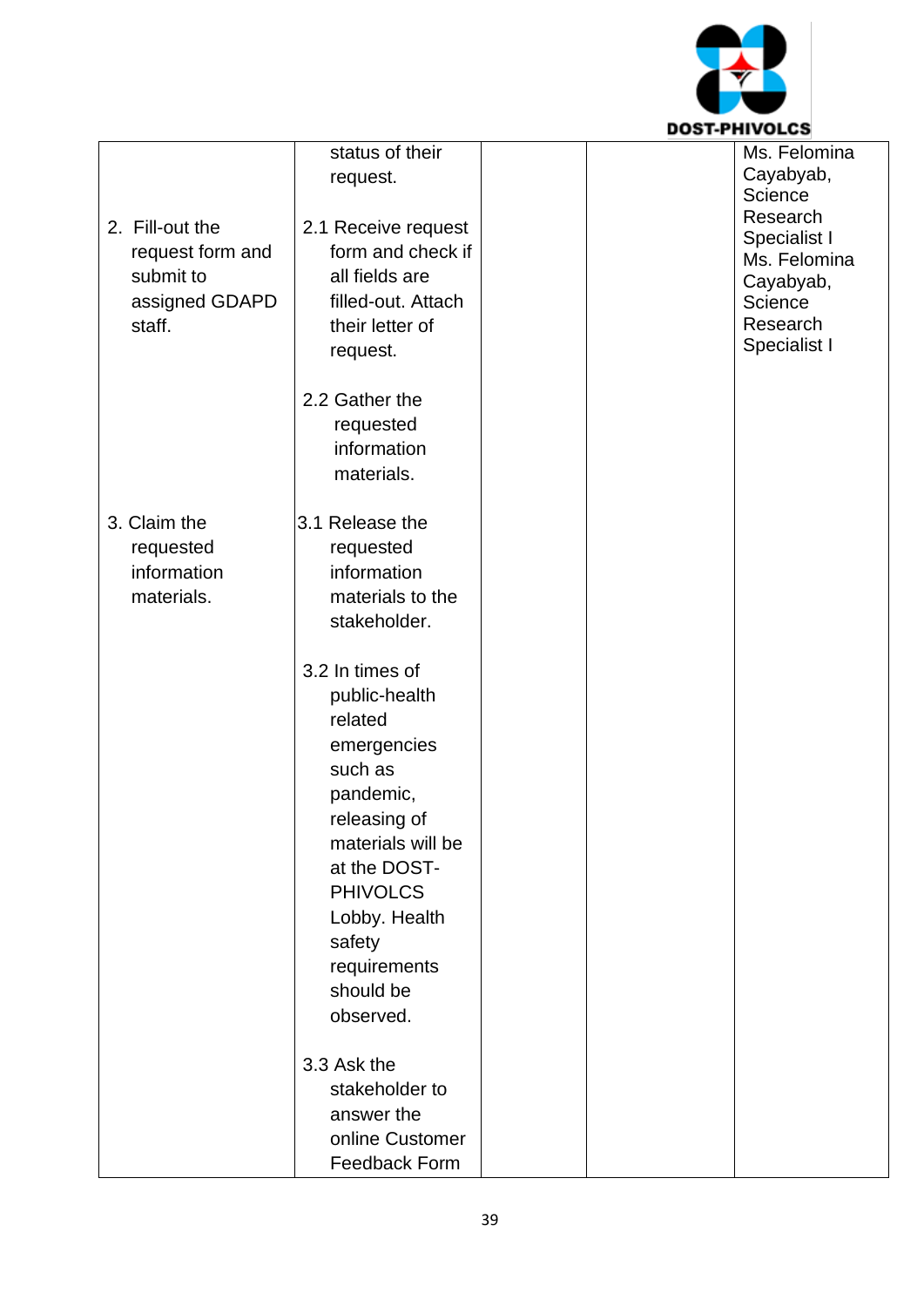| | | | | |
|---|---|---|---|---|
| | status of their request. | | | Ms. Felomina Cayabyab, Science Research Specialist I |
| 2. Fill-out the request form and submit to assigned GDAPD staff. | 2.1 Receive request form and check if all fields are filled-out. Attach their letter of request. | | | Ms. Felomina Cayabyab, Science Research Specialist I |
| | 2.2 Gather the requested information materials. | | | |
| 3. Claim the requested information materials. | 3.1 Release the requested information materials to the stakeholder. | | | |
| | 3.2 In times of public-health related emergencies such as pandemic, releasing of materials will be at the DOST-PHIVOLCS Lobby. Health safety requirements should be observed. | | | |
| | 3.3 Ask the stakeholder to answer the online Customer Feedback Form | | | |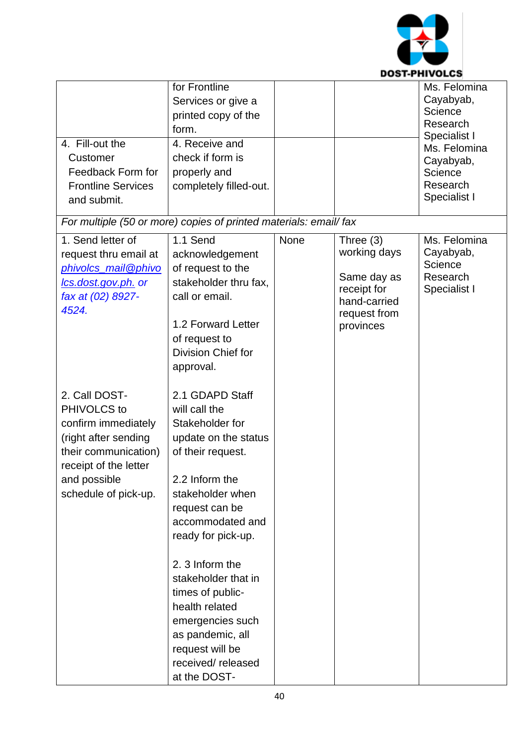| | | | | |
|---|---|---|---|---|
| | for Frontline Services or give a printed copy of the form. | | | Ms. Felomina Cayabyab, Science Research Specialist I |
| 4. Fill-out the Customer Feedback Form for Frontline Services and submit. | 4. Receive and check if form is properly and completely filled-out. | | | Ms. Felomina Cayabyab, Science Research Specialist I |
| *For multiple (50 or more) copies of printed materials: email/ fax* | | | | |
| 1. Send letter of request thru email at *phivolcs_mail@phivolcs.dost.gov.ph. or fax at (02) 8927-4524.*<br><br>2. Call DOST-PHIVOLCS to confirm immediately (right after sending their communication) receipt of the letter and possible schedule of pick-up. | 1.1 Send acknowledgement of request to the stakeholder thru fax, call or email.<br><br>1.2 Forward Letter of request to Division Chief for approval.<br><br>2.1 GDAPD Staff will call the Stakeholder for update on the status of their request.<br><br>2.2 Inform the stakeholder when request can be accommodated and ready for pick-up.<br><br>2. 3 Inform the stakeholder that in times of public-health related emergencies such as pandemic, all request will be received/ released at the DOST- | None | Three (3) working days<br><br>Same day as receipt for hand-carried request from provinces | Ms. Felomina Cayabyab, Science Research Specialist I |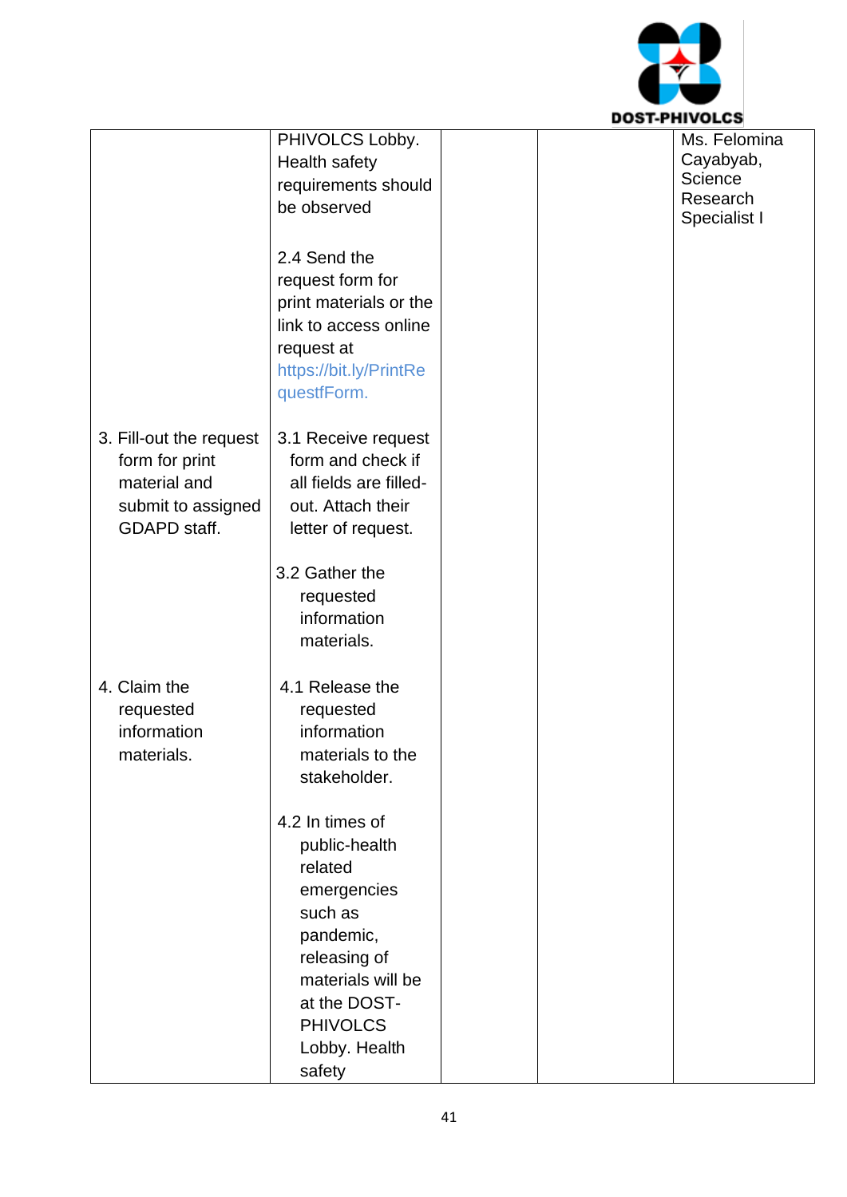| | | | | |
|---|---|---|---|---|
| | PHIVOLCS Lobby. Health safety requirements should be observed<br><br>2.4 Send the request form for print materials or the link to access online request at https://bit.ly/PrintRequestfForm. | | | Ms. Felomina Cayabyab, Science Research Specialist I |
| 3. Fill-out the request form for print material and submit to assigned GDAPD staff. | 3.1 Receive request form and check if all fields are filled-out. Attach their letter of request.<br><br>3.2 Gather the requested information materials. | | | |
| 4. Claim the requested information materials. | 4.1 Release the requested information materials to the stakeholder.<br><br>4.2 In times of public-health related emergencies such as pandemic, releasing of materials will be at the DOST-PHIVOLCS Lobby. Health safety | | | |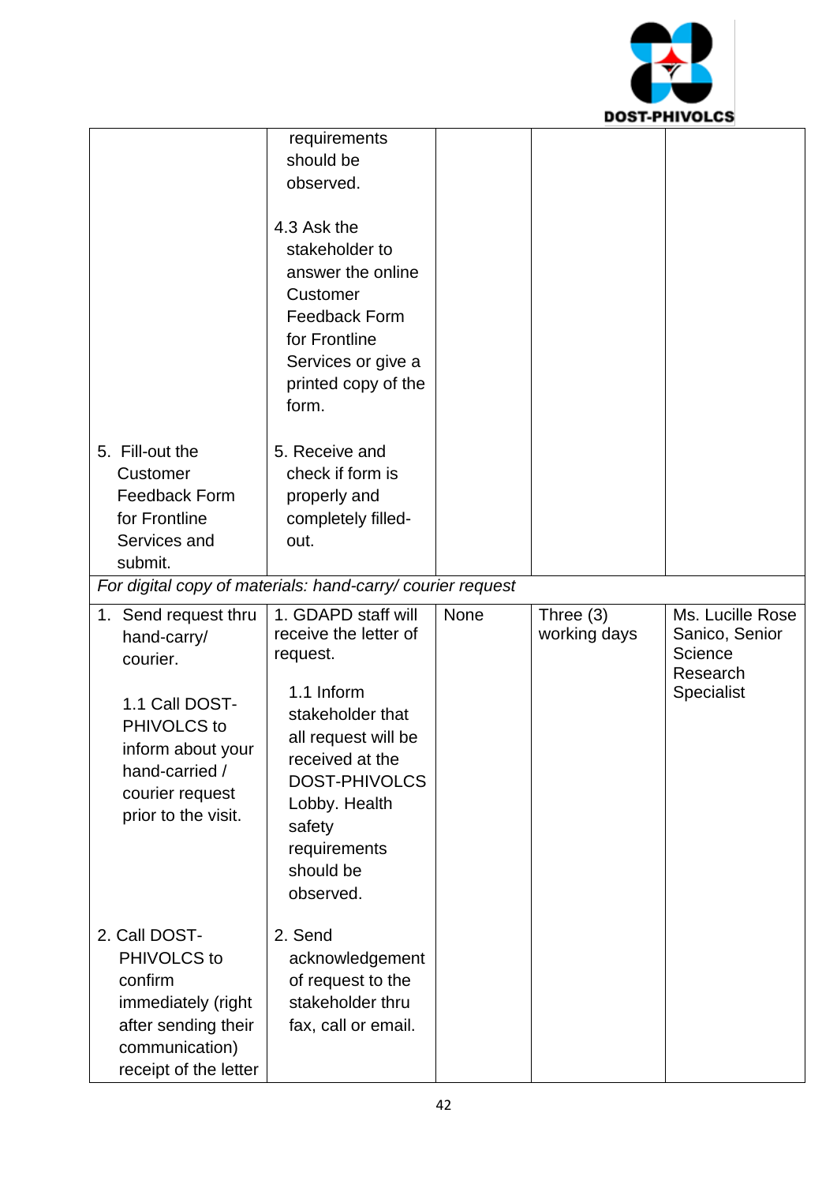| | | | | |
|---|---|---|---|---|
| | requirements should be observed.<br><br>4.3 Ask the stakeholder to answer the online Customer Feedback Form for Frontline Services or give a printed copy of the form. | | | |
| 5. Fill-out the Customer Feedback Form for Frontline Services and submit. | 5. Receive and check if form is properly and completely filled-out. | | | |
| *For digital copy of materials: hand-carry/ courier request* | | | | |
| 1. Send request thru hand-carry/ courier.<br><br>1.1 Call DOST-PHIVOLCS to inform about your hand-carried / courier request prior to the visit. | 1. GDAPD staff will receive the letter of request.<br><br>1.1 Inform stakeholder that all request will be received at the DOST-PHIVOLCS Lobby. Health safety requirements should be observed. | None | Three (3) working days | Ms. Lucille Rose Sanico, Senior Science Research Specialist |
| 2. Call DOST-PHIVOLCS to confirm immediately (right after sending their communication) receipt of the letter | 2. Send acknowledgement of request to the stakeholder thru fax, call or email. | | | |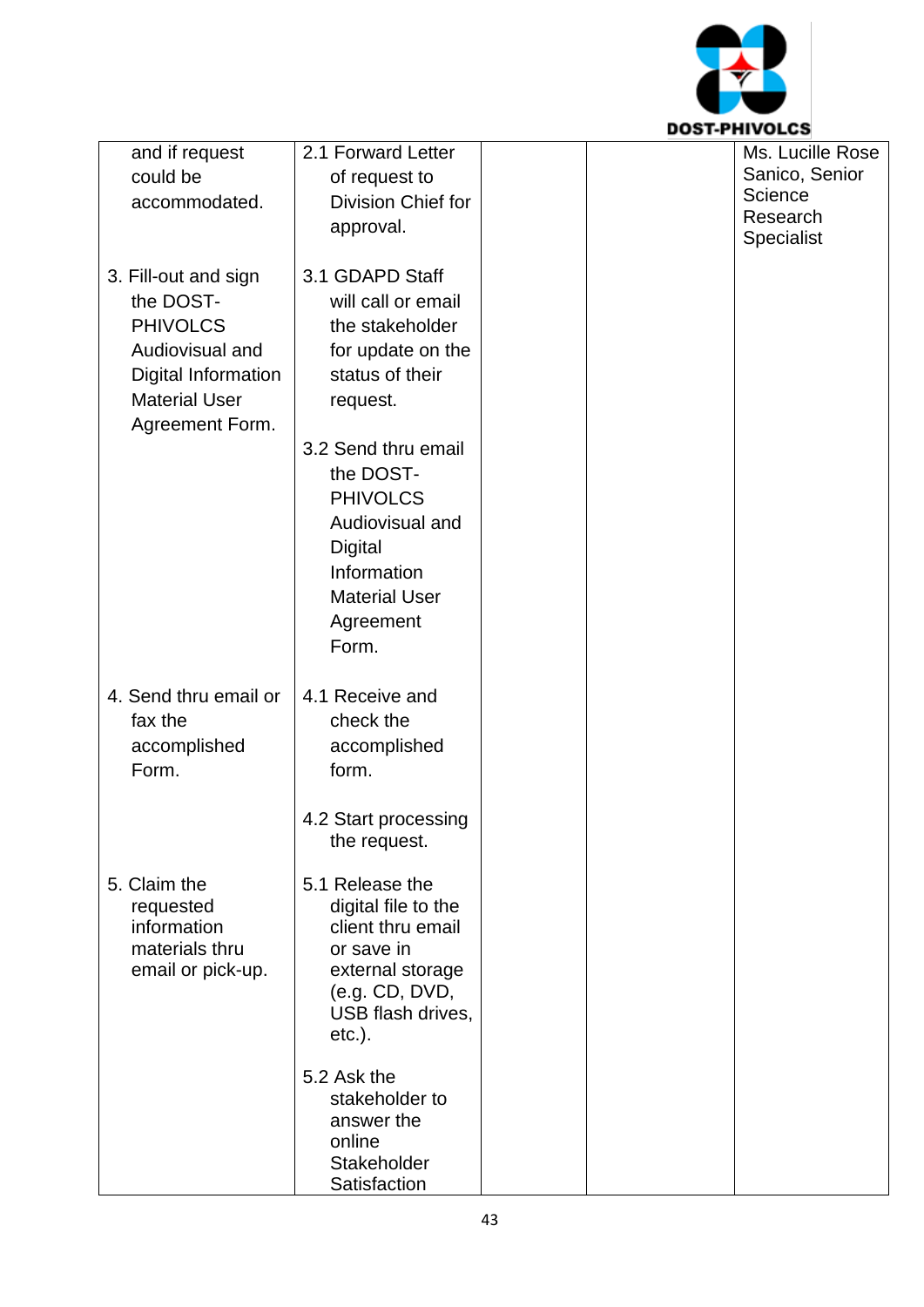| | | | | |
|---|---|---|---|---|
| and if request could be accommodated. | 2.1 Forward Letter of request to Division Chief for approval. | | | Ms. Lucille Rose Sanico, Senior Science Research Specialist |
| 3. Fill-out and sign the DOST-PHIVOLCS Audiovisual and Digital Information Material User Agreement Form. | 3.1 GDAPD Staff will call or email the stakeholder for update on the status of their request.<br><br>3.2 Send thru email the DOST-PHIVOLCS Audiovisual and Digital Information Material User Agreement Form. | | | |
| 4. Send thru email or fax the accomplished Form. | 4.1 Receive and check the accomplished form.<br><br>4.2 Start processing the request. | | | |
| 5. Claim the requested information materials thru email or pick-up. | 5.1 Release the digital file to the client thru email or save in external storage (e.g. CD, DVD, USB flash drives, etc.).<br><br>5.2 Ask the stakeholder to answer the online Stakeholder Satisfaction | | | |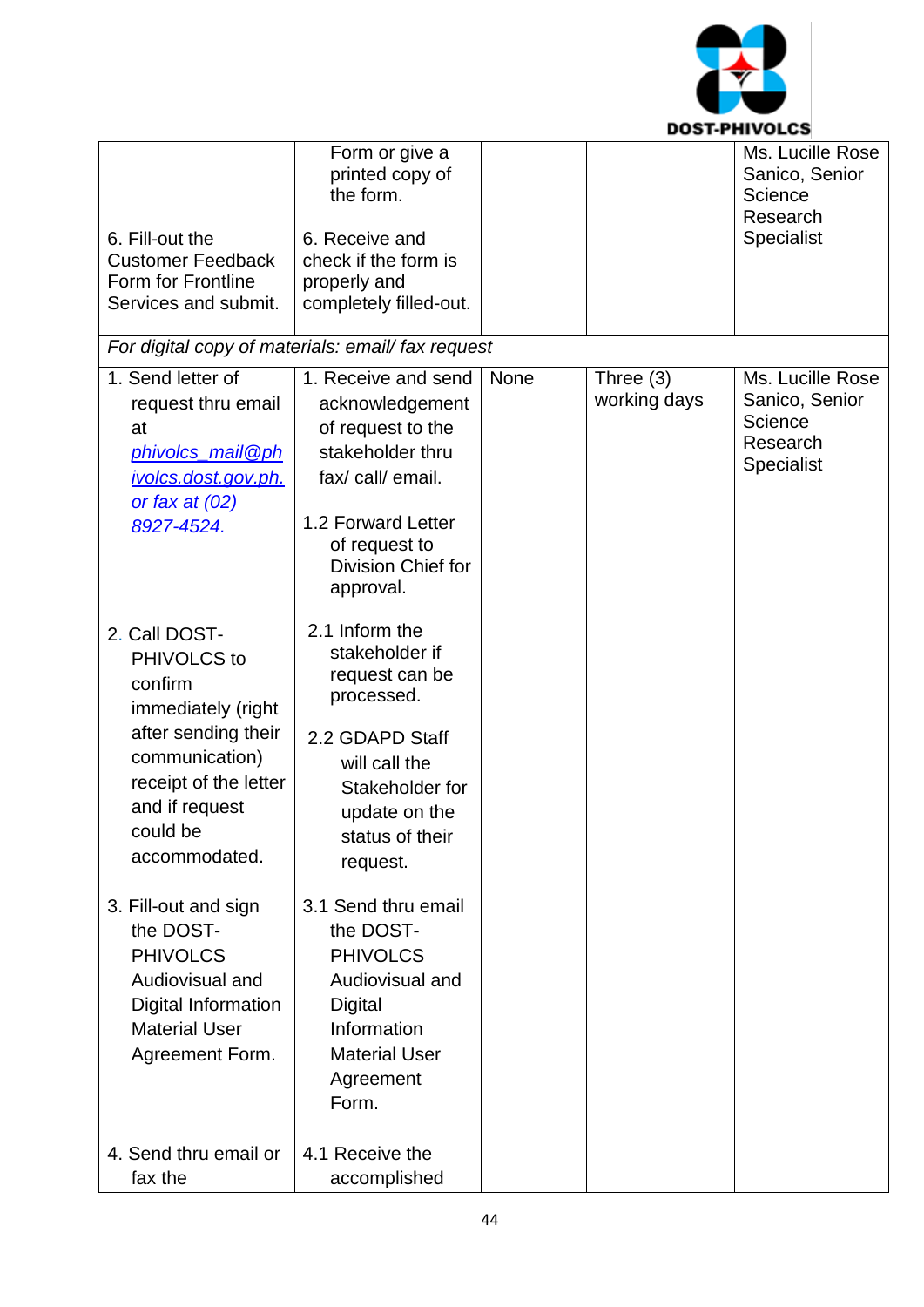| | | | | |
|---|---|---|---|---|
| 6. Fill-out the Customer Feedback Form for Frontline Services and submit. | Form or give a printed copy of the form.<br><br>6. Receive and check if the form is properly and completely filled-out. | | | Ms. Lucille Rose Sanico, Senior Science Research Specialist |
| *For digital copy of materials: email/ fax request* | | | | |
| 1. Send letter of request thru email at *phivolcs_mail@phivolcs.dost.gov.ph. or fax at (02) 8927-4524.* | 1. Receive and send acknowledgement of request to the stakeholder thru fax/ call/ email.<br><br>1.2 Forward Letter of request to Division Chief for approval. | None | Three (3) working days | Ms. Lucille Rose Sanico, Senior Science Research Specialist |
| 2. Call DOST-PHIVOLCS to confirm immediately (right after sending their communication) receipt of the letter and if request could be accommodated. | 2.1 Inform the stakeholder if request can be processed.<br><br>2.2 GDAPD Staff will call the Stakeholder for update on the status of their request. | | | |
| 3. Fill-out and sign the DOST-PHIVOLCS Audiovisual and Digital Information Material User Agreement Form. | 3.1 Send thru email the DOST-PHIVOLCS Audiovisual and Digital Information Material User Agreement Form. | | | |
| 4. Send thru email or fax the | 4.1 Receive the accomplished | | | |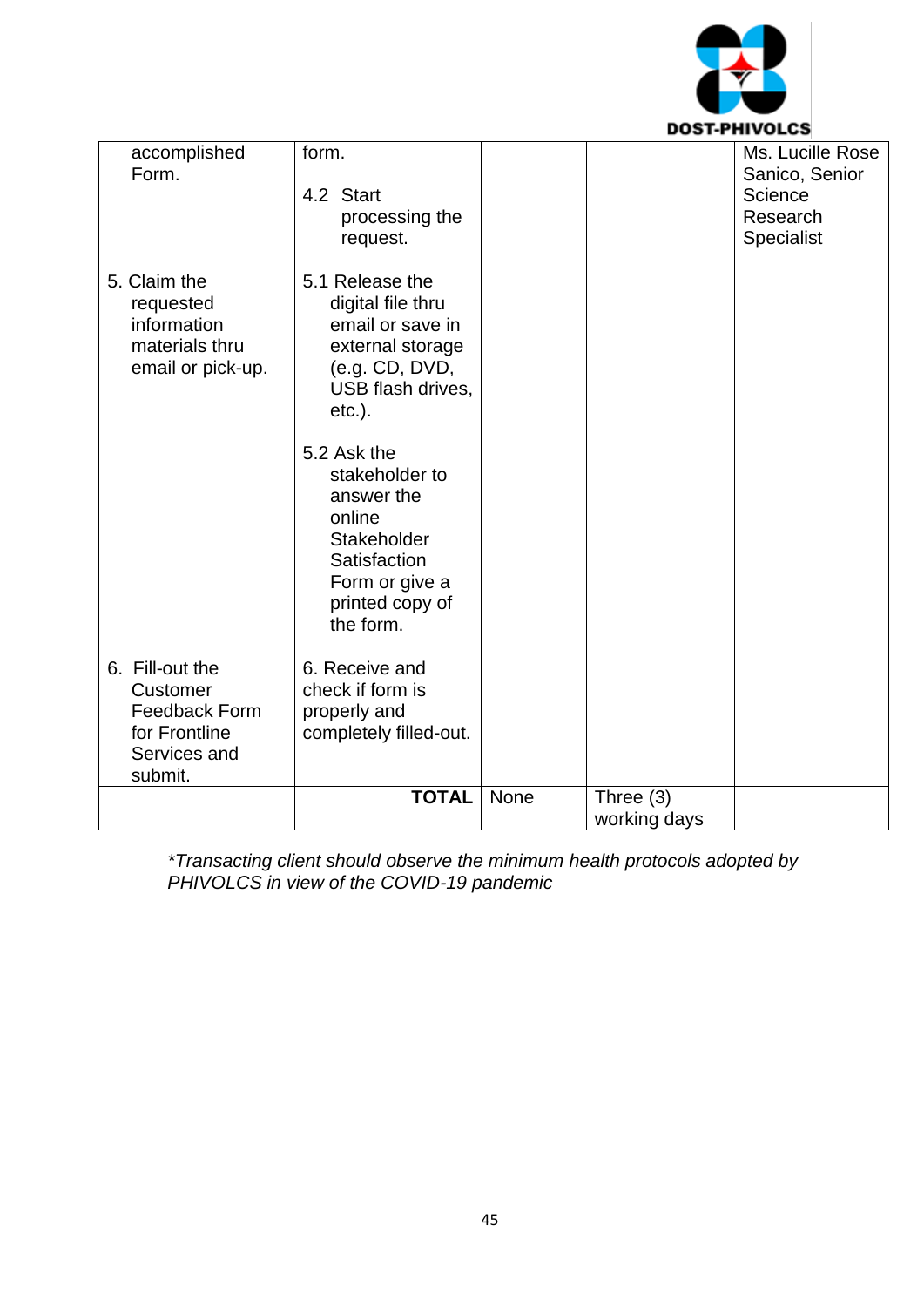| | | | | |
|---|---|---|---|---|
| accomplished Form. | form.<br><br>4.2 Start processing the request. | | | Ms. Lucille Rose Sanico, Senior Science Research Specialist |
| 5. Claim the requested information materials thru email or pick-up. | 5.1 Release the digital file thru email or save in external storage (e.g. CD, DVD, USB flash drives, etc.).<br><br>5.2 Ask the stakeholder to answer the online Stakeholder Satisfaction Form or give a printed copy of the form. | | | |
| 6. Fill-out the Customer Feedback Form for Frontline Services and submit. | 6. Receive and check if form is properly and completely filled-out. | | | |
| | **TOTAL** | None | Three (3) working days | |

*\*Transacting client should observe the minimum health protocols adopted by PHIVOLCS in view of the COVID-19 pandemic*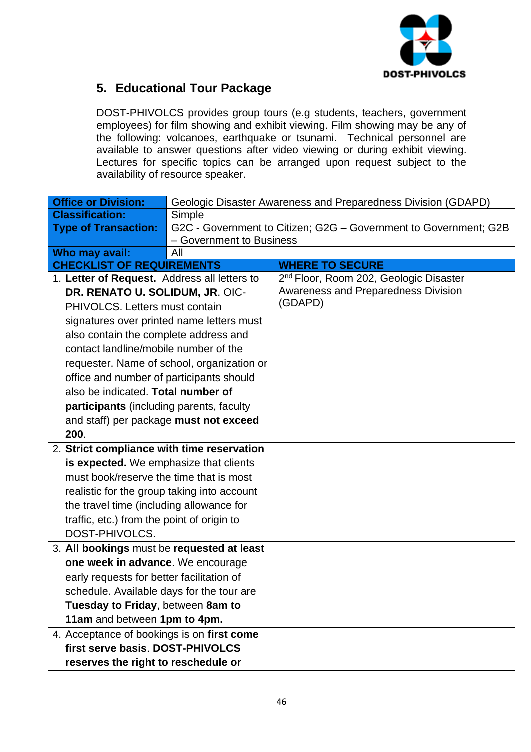## 5. Educational Tour Package

DOST-PHIVOLCS provides group tours (e.g students, teachers, government employees) for film showing and exhibit viewing. Film showing may be any of the following: volcanoes, earthquake or tsunami. Technical personnel are available to answer questions after video viewing or during exhibit viewing. Lectures for specific topics can be arranged upon request subject to the availability of resource speaker.

| **Office or Division:** | Geologic Disaster Awareness and Preparedness Division (GDAPD) |
|---|---|
| **Classification:** | Simple |
| **Type of Transaction:** | G2C - Government to Citizen; G2G – Government to Government; G2B – Government to Business |
| **Who may avail:** | All |

| **CHECKLIST OF REQUIREMENTS** | **WHERE TO SECURE** |
|---|---|
| 1. **Letter of Request.** Address all letters to **DR. RENATO U. SOLIDUM, JR**. OIC-PHIVOLCS. Letters must contain signatures over printed name letters must also contain the complete address and contact landline/mobile number of the requester. Name of school, organization or office and number of participants should also be indicated. **Total number of participants** (including parents, faculty and staff) per package **must not exceed 200**. | 2nd Floor, Room 202, Geologic Disaster Awareness and Preparedness Division (GDAPD) |
| 2. **Strict compliance with time reservation is expected.** We emphasize that clients must book/reserve the time that is most realistic for the group taking into account the travel time (including allowance for traffic, etc.) from the point of origin to DOST-PHIVOLCS. | |
| 3. **All bookings** must be **requested at least one week in advance**. We encourage early requests for better facilitation of schedule. Available days for the tour are **Tuesday to Friday**, between **8am to 11am** and between **1pm to 4pm.** | |
| 4. Acceptance of bookings is on **first come first serve basis**. **DOST-PHIVOLCS reserves the right to reschedule or** | |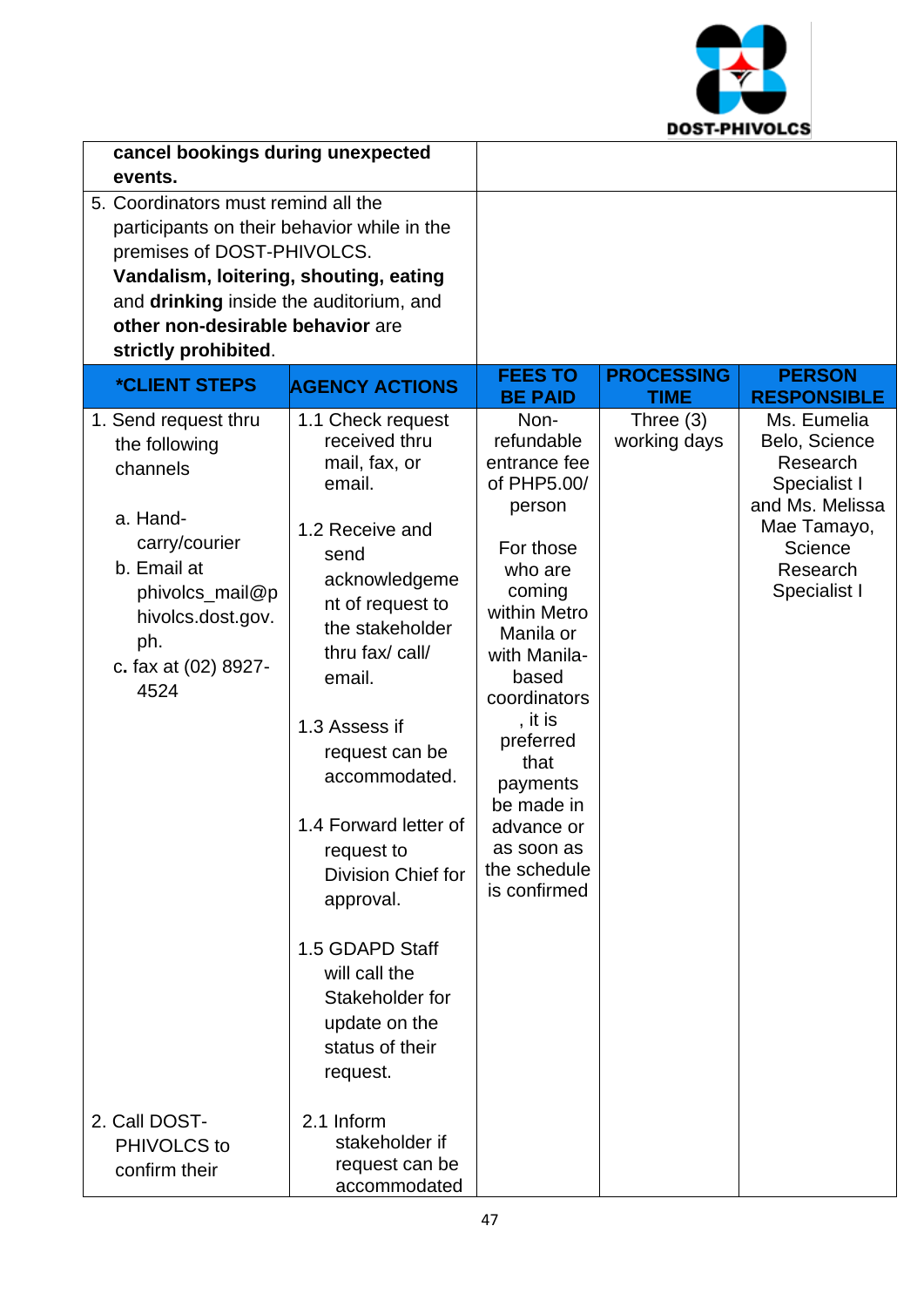| | |
|---|---|
| **cancel bookings during unexpected events.** | |
| 5. Coordinators must remind all the participants on their behavior while in the premises of DOST-PHIVOLCS. **Vandalism, loitering, shouting, eating** and **drinking** inside the auditorium, and **other non-desirable behavior** are **strictly prohibited**. | |

| *CLIENT STEPS | AGENCY ACTIONS | FEES TO BE PAID | PROCESSING TIME | PERSON RESPONSIBLE |
|---|---|---|---|---|
| 1. Send request thru the following channels<br><br>a. Hand-carry/courier<br>b. Email at phivolcs_mail@phivolcs.dost.gov.ph.<br>c. fax at (02) 8927-4524 | 1.1 Check request received thru mail, fax, or email.<br><br>1.2 Receive and send acknowledgement of request to the stakeholder thru fax/ call/ email.<br><br>1.3 Assess if request can be accommodated.<br><br>1.4 Forward letter of request to Division Chief for approval.<br><br>1.5 GDAPD Staff will call the Stakeholder for update on the status of their request. | Non-refundable entrance fee of PHP5.00/ person<br><br>For those who are coming within Metro Manila or with Manila-based coordinators, it is preferred that payments be made in advance or as soon as the schedule is confirmed | Three (3) working days | Ms. Eumelia Belo, Science Research Specialist I and Ms. Melissa Mae Tamayo, Science Research Specialist I |
| 2. Call DOST-PHIVOLCS to confirm their | 2.1 Inform stakeholder if request can be accommodated | | | |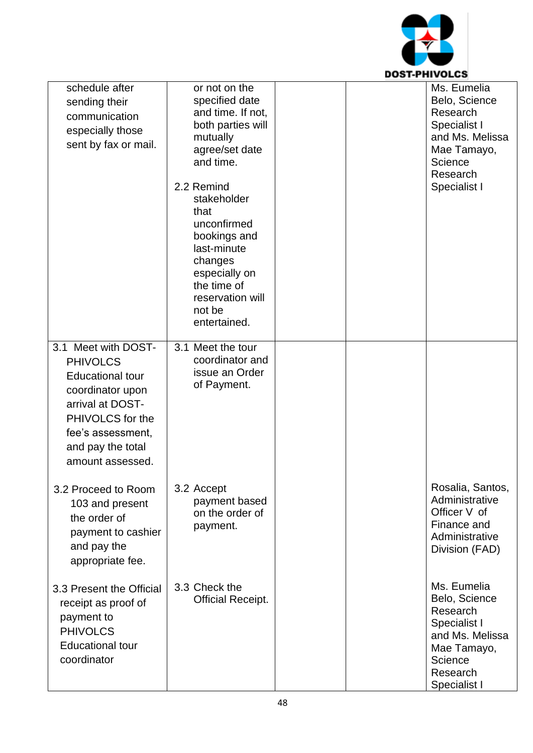| | | | | |
|---|---|---|---|---|
| schedule after sending their communication especially those sent by fax or mail. | or not on the specified date and time. If not, both parties will mutually agree/set date and time.<br><br>2.2 Remind stakeholder that unconfirmed bookings and last-minute changes especially on the time of reservation will not be entertained. | | | Ms. Eumelia Belo, Science Research Specialist I and Ms. Melissa Mae Tamayo, Science Research Specialist I |
| 3.1 Meet with DOST-PHIVOLCS Educational tour coordinator upon arrival at DOST-PHIVOLCS for the fee's assessment, and pay the total amount assessed.<br><br>3.2 Proceed to Room 103 and present the order of payment to cashier and pay the appropriate fee.<br><br>3.3 Present the Official receipt as proof of payment to PHIVOLCS Educational tour coordinator | 3.1 Meet the tour coordinator and issue an Order of Payment.<br><br>3.2 Accept payment based on the order of payment.<br><br>3.3 Check the Official Receipt. | | | Rosalia, Santos, Administrative Officer V of Finance and Administrative Division (FAD)<br><br>Ms. Eumelia Belo, Science Research Specialist I and Ms. Melissa Mae Tamayo, Science Research Specialist I |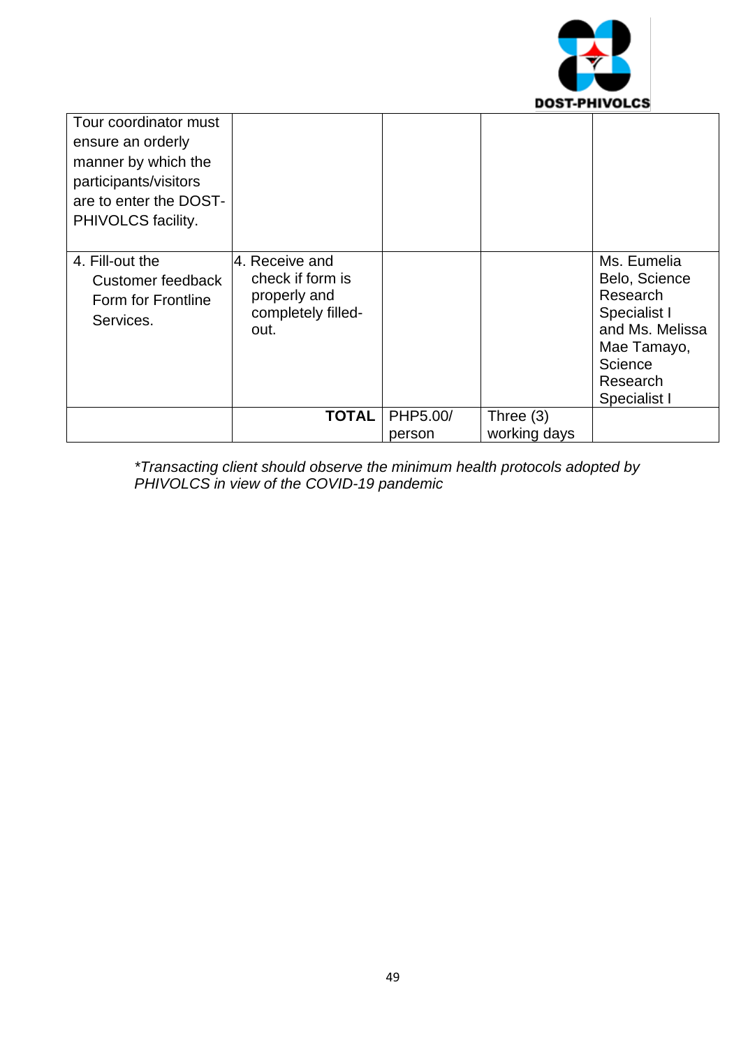| | | | | |
|---|---|---|---|---|
| Tour coordinator must ensure an orderly manner by which the participants/visitors are to enter the DOST-PHIVOLCS facility. | | | | |
| 4. Fill-out the Customer feedback Form for Frontline Services. | 4. Receive and check if form is properly and completely filled-out. | | | Ms. Eumelia Belo, Science Research Specialist I and Ms. Melissa Mae Tamayo, Science Research Specialist I |
| | **TOTAL** | PHP5.00/ person | Three (3) working days | |

*\*Transacting client should observe the minimum health protocols adopted by PHIVOLCS in view of the COVID-19 pandemic*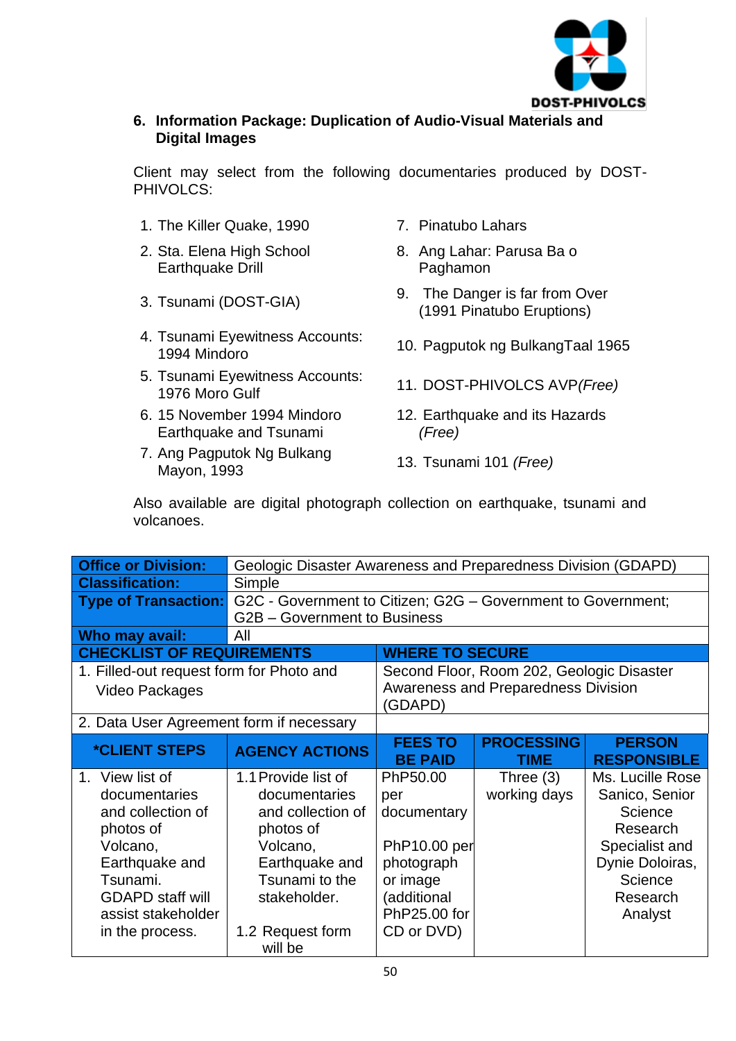## 6. Information Package: Duplication of Audio-Visual Materials and Digital Images

Client may select from the following documentaries produced by DOST-PHIVOLCS:

1. The Killer Quake, 1990
2. Sta. Elena High School Earthquake Drill
3. Tsunami (DOST-GIA)
4. Tsunami Eyewitness Accounts: 1994 Mindoro
5. Tsunami Eyewitness Accounts: 1976 Moro Gulf
6. 15 November 1994 Mindoro Earthquake and Tsunami
7. Ang Pagputok Ng Bulkang Mayon, 1993
7. Pinatubo Lahars
8. Ang Lahar: Parusa Ba o Paghamon
9. The Danger is far from Over (1991 Pinatubo Eruptions)
10. Pagputok ng BulkangTaal 1965
11. DOST-PHIVOLCS AVP *(Free)*
12. Earthquake and its Hazards *(Free)*
13. Tsunami 101 *(Free)*

Also available are digital photograph collection on earthquake, tsunami and volcanoes.

| **Office or Division:** | Geologic Disaster Awareness and Preparedness Division (GDAPD) | | | |
|---|---|---|---|---|
| **Classification:** | Simple | | | |
| **Type of Transaction:** | G2C - Government to Citizen; G2G – Government to Government; G2B – Government to Business | | | |
| **Who may avail:** | All | | | |
| **CHECKLIST OF REQUIREMENTS** | | **WHERE TO SECURE** | | |
| 1. Filled-out request form for Photo and Video Packages | | Second Floor, Room 202, Geologic Disaster Awareness and Preparedness Division (GDAPD) | | |
| 2. Data User Agreement form if necessary | | | | |
| **\*CLIENT STEPS** | **AGENCY ACTIONS** | **FEES TO BE PAID** | **PROCESSING TIME** | **PERSON RESPONSIBLE** |
| 1. View list of documentaries and collection of photos of Volcano, Earthquake and Tsunami. GDAPD staff will assist stakeholder in the process. | 1.1 Provide list of documentaries and collection of photos of Volcano, Earthquake and Tsunami to the stakeholder.<br><br>1.2 Request form will be | PhP50.00 per documentary<br><br>PhP10.00 per photograph or image (additional PhP25.00 for CD or DVD) | Three (3) working days | Ms. Lucille Rose Sanico, Senior Science Research Specialist and Dynie Doloiras, Science Research Analyst |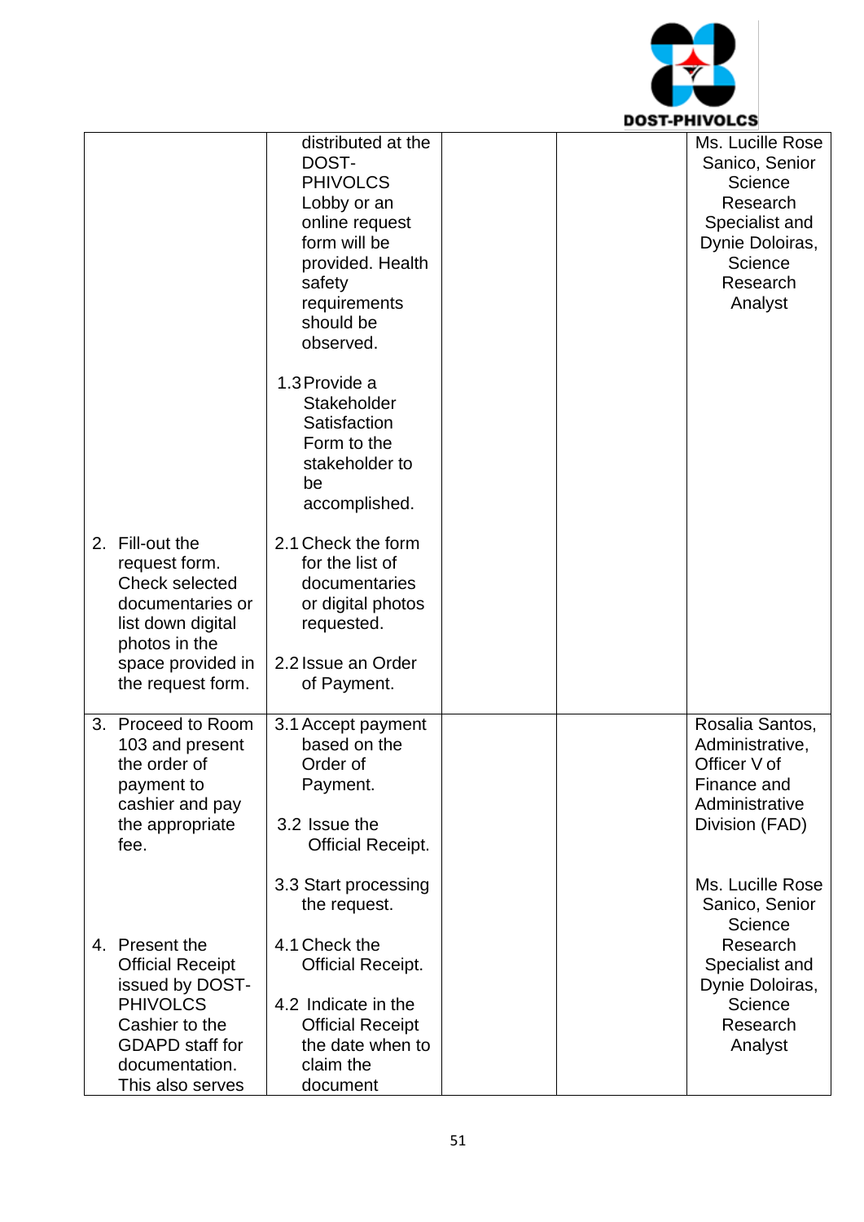| | | | | |
|---|---|---|---|---|
| | distributed at the DOST-PHIVOLCS Lobby or an online request form will be provided. Health safety requirements should be observed.<br><br>1.3 Provide a Stakeholder Satisfaction Form to the stakeholder to be accomplished. | | | Ms. Lucille Rose Sanico, Senior Science Research Specialist and Dynie Doloiras, Science Research Analyst |
| 2. Fill-out the request form. Check selected documentaries or list down digital photos in the space provided in the request form. | 2.1 Check the form for the list of documentaries or digital photos requested.<br><br>2.2 Issue an Order of Payment. | | | |
| 3. Proceed to Room 103 and present the order of payment to cashier and pay the appropriate fee.<br><br>4. Present the Official Receipt issued by DOST-PHIVOLCS Cashier to the GDAPD staff for documentation. This also serves | 3.1 Accept payment based on the Order of Payment.<br><br>3.2 Issue the Official Receipt.<br><br>3.3 Start processing the request.<br><br>4.1 Check the Official Receipt.<br><br>4.2 Indicate in the Official Receipt the date when to claim the document | | | Rosalia Santos, Administrative, Officer V of Finance and Administrative Division (FAD)<br><br>Ms. Lucille Rose Sanico, Senior Science Research Specialist and Dynie Doloiras, Science Research Analyst |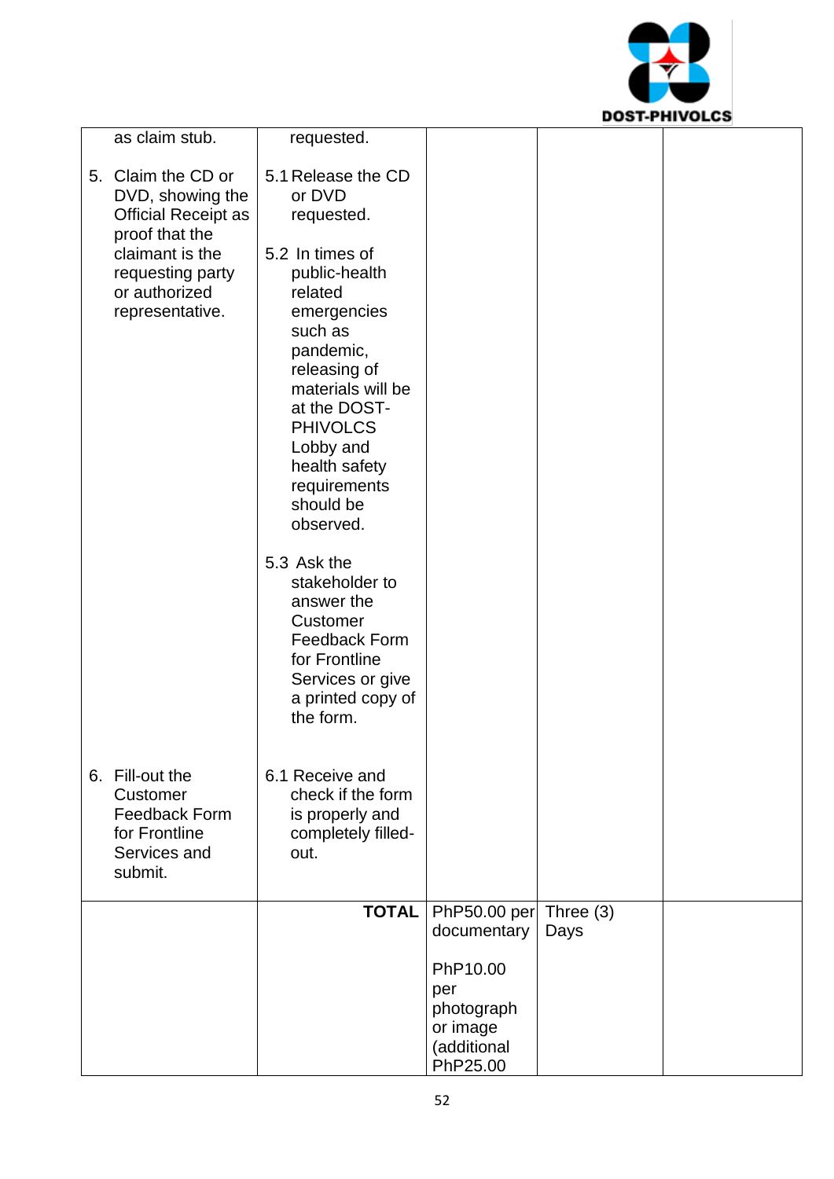| | | | | |
|---|---|---|---|---|
| as claim stub.<br><br>5. Claim the CD or DVD, showing the Official Receipt as proof that the claimant is the requesting party or authorized representative. | requested.<br><br>5.1 Release the CD or DVD requested.<br><br>5.2 In times of public-health related emergencies such as pandemic, releasing of materials will be at the DOST-PHIVOLCS Lobby and health safety requirements should be observed.<br><br>5.3 Ask the stakeholder to answer the Customer Feedback Form for Frontline Services or give a printed copy of the form. | | | |
| 6. Fill-out the Customer Feedback Form for Frontline Services and submit. | 6.1 Receive and check if the form is properly and completely filled-out. | | | |
| | **TOTAL** | PhP50.00 per documentary<br><br>PhP10.00 per photograph or image (additional PhP25.00 | Three (3) Days | |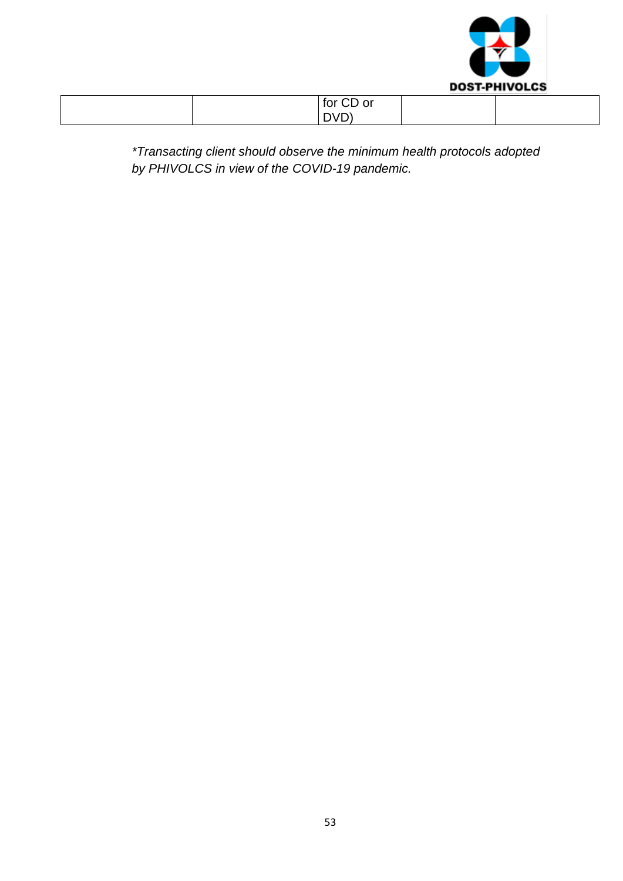| | | for CD or DVD) | | |
|---|---|---|---|---|

*\*Transacting client should observe the minimum health protocols adopted by PHIVOLCS in view of the COVID-19 pandemic.*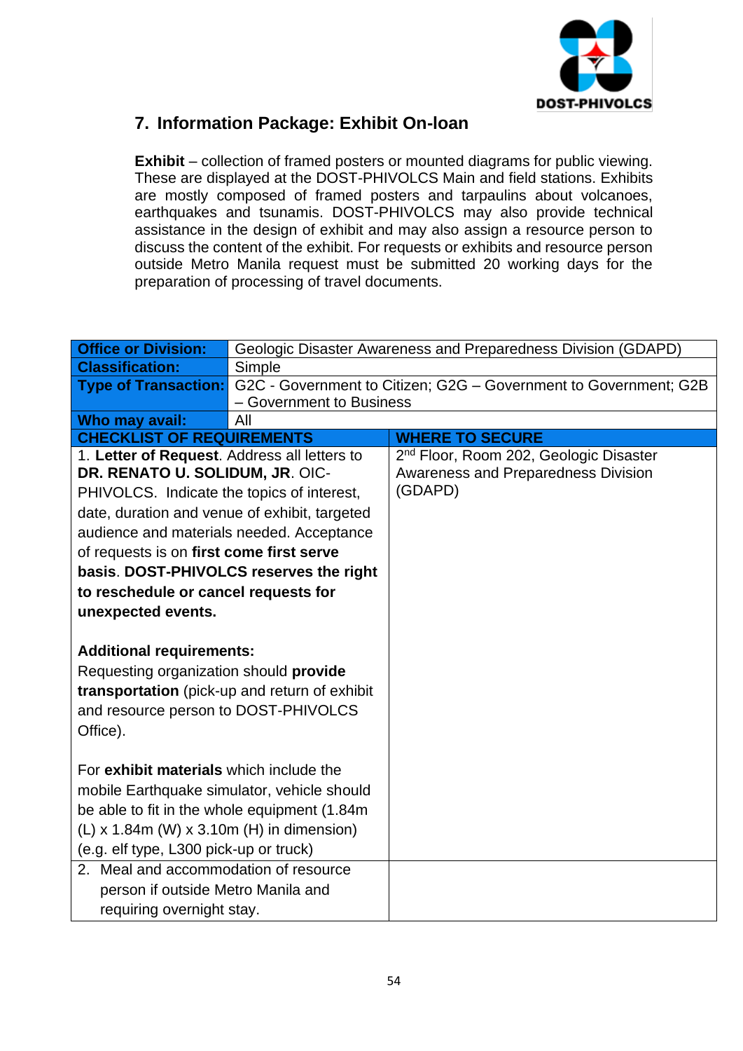## 7. Information Package: Exhibit On-loan

**Exhibit** – collection of framed posters or mounted diagrams for public viewing. These are displayed at the DOST-PHIVOLCS Main and field stations. Exhibits are mostly composed of framed posters and tarpaulins about volcanoes, earthquakes and tsunamis. DOST-PHIVOLCS may also provide technical assistance in the design of exhibit and may also assign a resource person to discuss the content of the exhibit. For requests or exhibits and resource person outside Metro Manila request must be submitted 20 working days for the preparation of processing of travel documents.

| **Office or Division:** | Geologic Disaster Awareness and Preparedness Division (GDAPD) |
|---|---|
| **Classification:** | Simple |
| **Type of Transaction:** | G2C - Government to Citizen; G2G – Government to Government; G2B – Government to Business |
| **Who may avail:** | All |

| **CHECKLIST OF REQUIREMENTS** | **WHERE TO SECURE** |
|---|---|
| 1. **Letter of Request**. Address all letters to **DR. RENATO U. SOLIDUM, JR**. OIC-PHIVOLCS. Indicate the topics of interest, date, duration and venue of exhibit, targeted audience and materials needed. Acceptance of requests is on **first come first serve basis**. **DOST-PHIVOLCS reserves the right to reschedule or cancel requests for unexpected events.**<br><br>**Additional requirements:**<br>Requesting organization should **provide transportation** (pick-up and return of exhibit and resource person to DOST-PHIVOLCS Office).<br><br>For **exhibit materials** which include the mobile Earthquake simulator, vehicle should be able to fit in the whole equipment (1.84m (L) x 1.84m (W) x 3.10m (H) in dimension) (e.g. elf type, L300 pick-up or truck) | 2nd Floor, Room 202, Geologic Disaster Awareness and Preparedness Division (GDAPD) |
| 2. Meal and accommodation of resource person if outside Metro Manila and requiring overnight stay. | |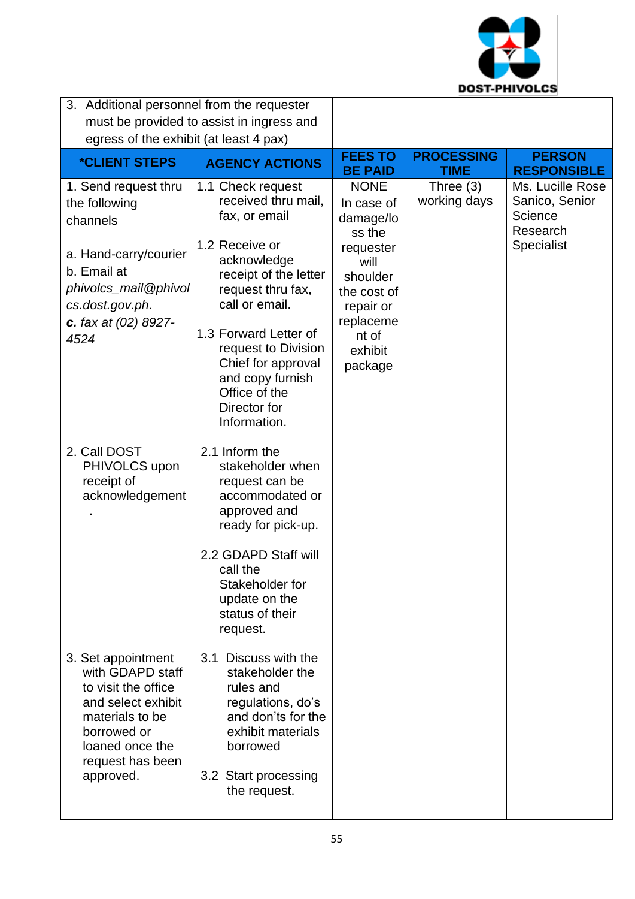| 3. Additional personnel from the requester must be provided to assist in ingress and egress of the exhibit (at least 4 pax) | | | | |
|---|---|---|---|---|
| ***CLIENT STEPS** | **AGENCY ACTIONS** | **FEES TO BE PAID** | **PROCESSING TIME** | **PERSON RESPONSIBLE** |
| 1. Send request thru the following channels<br><br>a. Hand-carry/courier<br>b. Email at *phivolcs_mail@phivolcs.dost.gov.ph.*<br>***c.** fax at (02) 8927-4524* | 1.1 Check request received thru mail, fax, or email<br><br>1.2 Receive or acknowledge receipt of the letter request thru fax, call or email.<br><br>1.3 Forward Letter of request to Division Chief for approval and copy furnish Office of the Director for Information. | NONE<br>In case of damage/loss the requester will shoulder the cost of repair or replacement of exhibit package | Three (3) working days | Ms. Lucille Rose Sanico, Senior Science Research Specialist |
| 2. Call DOST PHIVOLCS upon receipt of acknowledgement<br>. | 2.1 Inform the stakeholder when request can be accommodated or approved and ready for pick-up.<br><br>2.2 GDAPD Staff will call the Stakeholder for update on the status of their request. | | | |
| 3. Set appointment with GDAPD staff to visit the office and select exhibit materials to be borrowed or loaned once the request has been approved. | 3.1 Discuss with the stakeholder the rules and regulations, do's and don'ts for the exhibit materials borrowed<br><br>3.2 Start processing the request. | | | |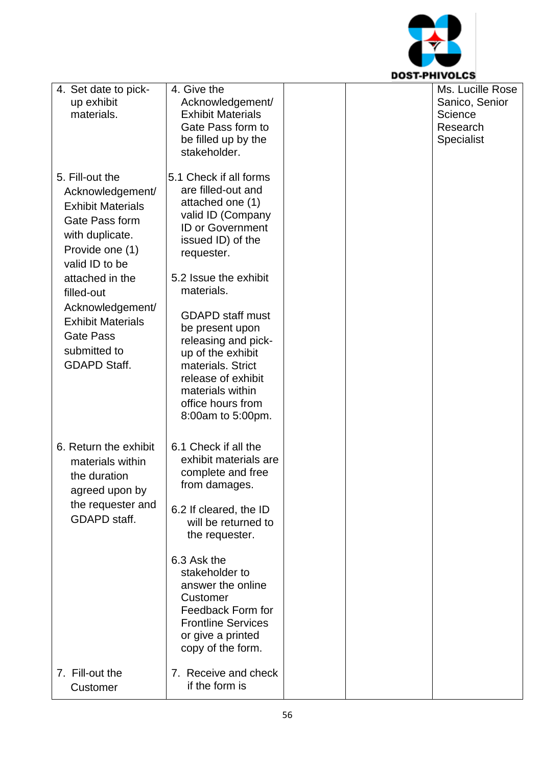| | | | | |
|---|---|---|---|---|
| 4. Set date to pick-up exhibit materials. | 4. Give the Acknowledgement/ Exhibit Materials Gate Pass form to be filled up by the stakeholder. | | | Ms. Lucille Rose Sanico, Senior Science Research Specialist |
| 5. Fill-out the Acknowledgement/ Exhibit Materials Gate Pass form with duplicate. Provide one (1) valid ID to be attached in the filled-out Acknowledgement/ Exhibit Materials Gate Pass submitted to GDAPD Staff. | 5.1 Check if all forms are filled-out and attached one (1) valid ID (Company ID or Government issued ID) of the requester.<br><br>5.2 Issue the exhibit materials.<br><br>GDAPD staff must be present upon releasing and pick-up of the exhibit materials. Strict release of exhibit materials within office hours from 8:00am to 5:00pm. | | | |
| 6. Return the exhibit materials within the duration agreed upon by the requester and GDAPD staff. | 6.1 Check if all the exhibit materials are complete and free from damages.<br><br>6.2 If cleared, the ID will be returned to the requester.<br><br>6.3 Ask the stakeholder to answer the online Customer Feedback Form for Frontline Services or give a printed copy of the form. | | | |
| 7. Fill-out the Customer | 7. Receive and check if the form is | | | |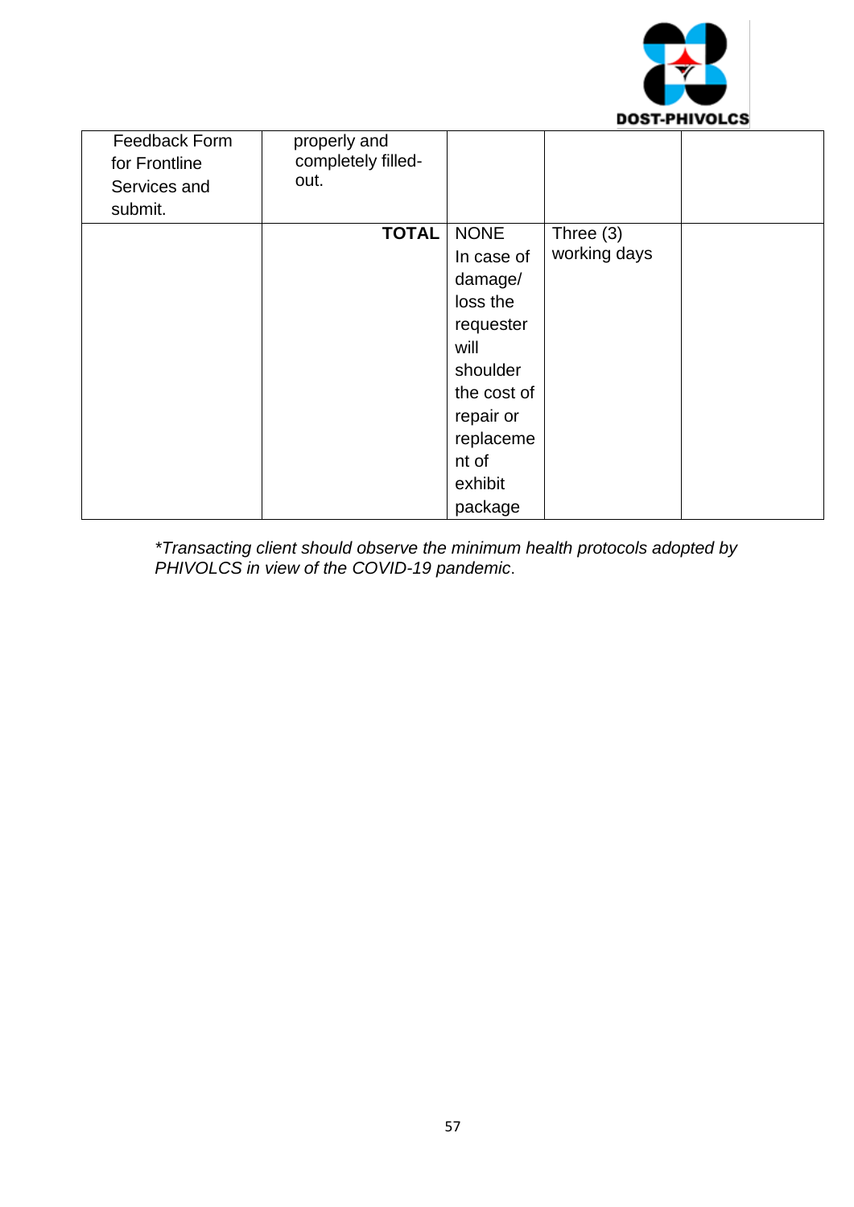| | | | | |
|---|---|---|---|---|
| Feedback Form for Frontline Services and submit. | properly and completely filled-out. | | | |
| | **TOTAL** | NONE In case of damage/ loss the requester will shoulder the cost of repair or replacement of exhibit package | Three (3) working days | |

*\*Transacting client should observe the minimum health protocols adopted by PHIVOLCS in view of the COVID-19 pandemic*.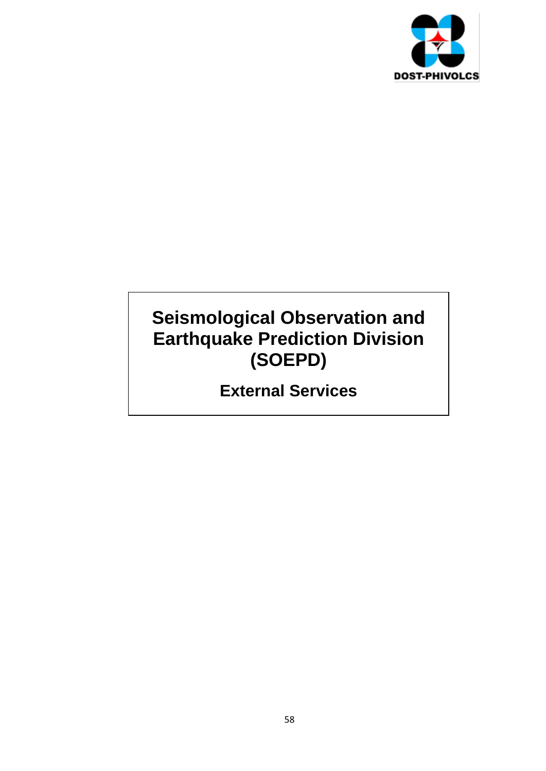# Seismological Observation and Earthquake Prediction Division (SOEPD)

## External Services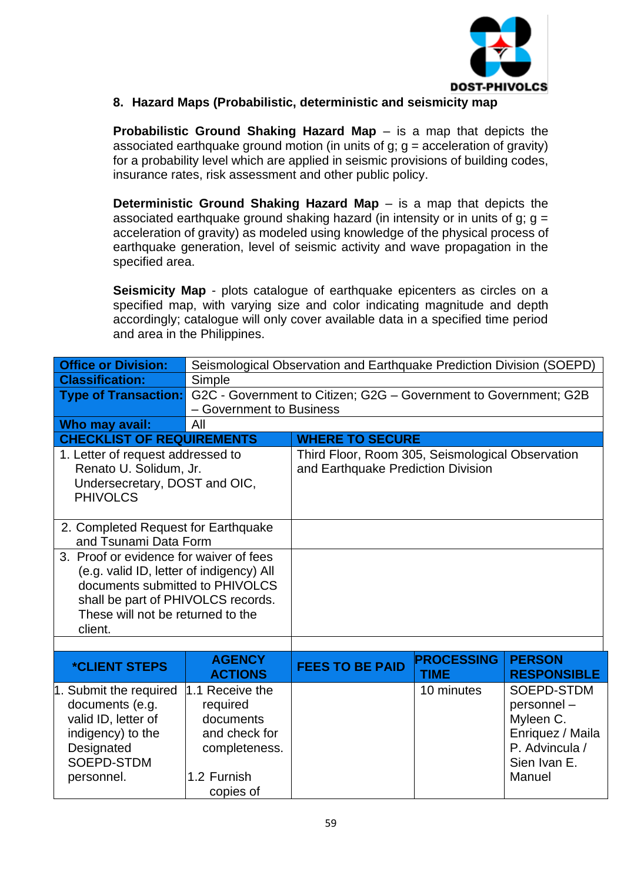## 8. Hazard Maps (Probabilistic, deterministic and seismicity map

**Probabilistic Ground Shaking Hazard Map** – is a map that depicts the associated earthquake ground motion (in units of g; g = acceleration of gravity) for a probability level which are applied in seismic provisions of building codes, insurance rates, risk assessment and other public policy.

**Deterministic Ground Shaking Hazard Map** – is a map that depicts the associated earthquake ground shaking hazard (in intensity or in units of g; g = acceleration of gravity) as modeled using knowledge of the physical process of earthquake generation, level of seismic activity and wave propagation in the specified area.

**Seismicity Map** - plots catalogue of earthquake epicenters as circles on a specified map, with varying size and color indicating magnitude and depth accordingly; catalogue will only cover available data in a specified time period and area in the Philippines.

| **Office or Division:** | Seismological Observation and Earthquake Prediction Division (SOEPD) |
|---|---|
| **Classification:** | Simple |
| **Type of Transaction:** | G2C - Government to Citizen; G2G – Government to Government; G2B – Government to Business |
| **Who may avail:** | All |

| **CHECKLIST OF REQUIREMENTS** | **WHERE TO SECURE** |
|---|---|
| 1. Letter of request addressed to Renato U. Solidum, Jr. Undersecretary, DOST and OIC, PHIVOLCS | Third Floor, Room 305, Seismological Observation and Earthquake Prediction Division |
| 2. Completed Request for Earthquake and Tsunami Data Form | |
| 3. Proof or evidence for waiver of fees (e.g. valid ID, letter of indigency) All documents submitted to PHIVOLCS shall be part of PHIVOLCS records. These will not be returned to the client. | |

| ***CLIENT STEPS** | **AGENCY ACTIONS** | **FEES TO BE PAID** | **PROCESSING TIME** | **PERSON RESPONSIBLE** |
|---|---|---|---|---|
| 1. Submit the required documents (e.g. valid ID, letter of indigency) to the Designated SOEPD-STDM personnel. | 1.1 Receive the required documents and check for completeness.<br><br>1.2 Furnish copies of | | 10 minutes | SOEPD-STDM personnel – Myleen C. Enriquez / Maila P. Advincula / Sien Ivan E. Manuel |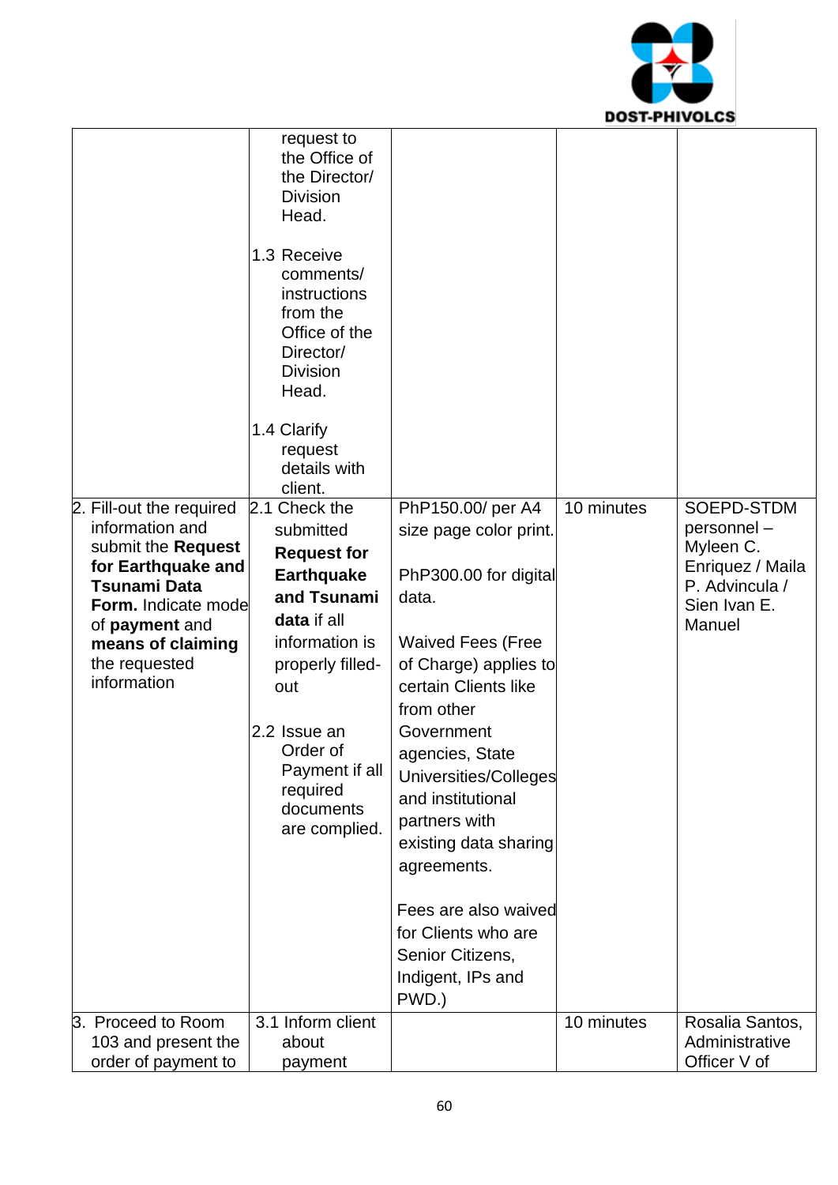| | | | | |
|---|---|---|---|---|
| | request to the Office of the Director/ Division Head.<br><br>1.3 Receive comments/ instructions from the Office of the Director/ Division Head.<br><br>1.4 Clarify request details with client. | | | |
| 2. Fill-out the required information and submit the **Request for Earthquake and Tsunami Data Form.** Indicate mode of **payment** and **means of claiming** the requested information | 2.1 Check the submitted **Request for Earthquake and Tsunami data** if all information is properly filled-out<br><br>2.2 Issue an Order of Payment if all required documents are complied. | PhP150.00/ per A4 size page color print.<br><br>PhP300.00 for digital data.<br><br>Waived Fees (Free of Charge) applies to certain Clients like from other Government agencies, State Universities/Colleges and institutional partners with existing data sharing agreements.<br><br>Fees are also waived for Clients who are Senior Citizens, Indigent, IPs and PWD.) | 10 minutes | SOEPD-STDM personnel – Myleen C. Enriquez / Maila P. Advincula / Sien Ivan E. Manuel |
| 3. Proceed to Room 103 and present the order of payment to | 3.1 Inform client about payment | | 10 minutes | Rosalia Santos, Administrative Officer V of |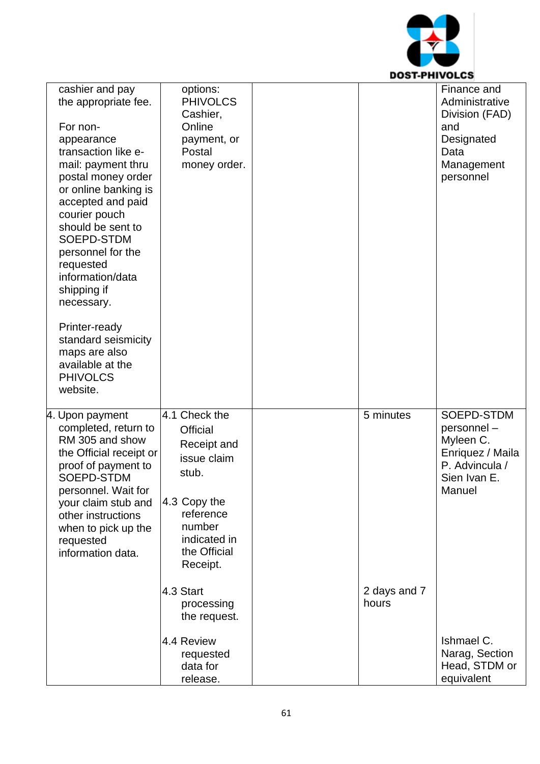| | | | | |
|---|---|---|---|---|
| cashier and pay the appropriate fee.<br><br>For non-appearance transaction like e-mail: payment thru postal money order or online banking is accepted and paid courier pouch should be sent to SOEPD-STDM personnel for the requested information/data shipping if necessary.<br><br>Printer-ready standard seismicity maps are also available at the PHIVOLCS website. | options: PHIVOLCS Cashier, Online payment, or Postal money order. | | | Finance and Administrative Division (FAD) and Designated Data Management personnel |
| 4. Upon payment completed, return to RM 305 and show the Official receipt or proof of payment to SOEPD-STDM personnel. Wait for your claim stub and other instructions when to pick up the requested information data. | 4.1 Check the Official Receipt and issue claim stub.<br><br>4.3 Copy the reference number indicated in the Official Receipt. | | 5 minutes | SOEPD-STDM personnel – Myleen C. Enriquez / Maila P. Advincula / Sien Ivan E. Manuel |
| | 4.3 Start processing the request. | | 2 days and 7 hours | |
| | 4.4 Review requested data for release. | | | Ishmael C. Narag, Section Head, STDM or equivalent |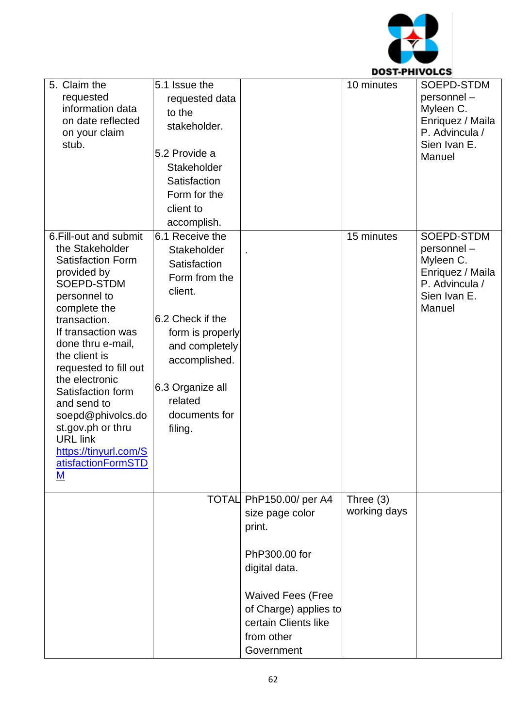| | | | | |
|---|---|---|---|---|
| 5. Claim the requested information data on date reflected on your claim stub. | 5.1 Issue the requested data to the stakeholder.<br><br>5.2 Provide a Stakeholder Satisfaction Form for the client to accomplish. | | 10 minutes | SOEPD-STDM personnel – Myleen C. Enriquez / Maila P. Advincula / Sien Ivan E. Manuel |
| 6.Fill-out and submit the Stakeholder Satisfaction Form provided by SOEPD-STDM personnel to complete the transaction. If transaction was done thru e-mail, the client is requested to fill out the electronic Satisfaction form and send to soepd@phivolcs.dost.gov.ph or thru URL link [https://tinyurl.com/SatisfactionFormSTDM](https://tinyurl.com/SatisfactionFormSTDM) | 6.1 Receive the Stakeholder Satisfaction Form from the client.<br><br>6.2 Check if the form is properly and completely accomplished.<br><br>6.3 Organize all related documents for filing. | . | 15 minutes | SOEPD-STDM personnel – Myleen C. Enriquez / Maila P. Advincula / Sien Ivan E. Manuel |
| | TOTAL | PhP150.00/ per A4 size page color print.<br><br>PhP300.00 for digital data.<br><br>Waived Fees (Free of Charge) applies to certain Clients like from other Government | Three (3) working days | |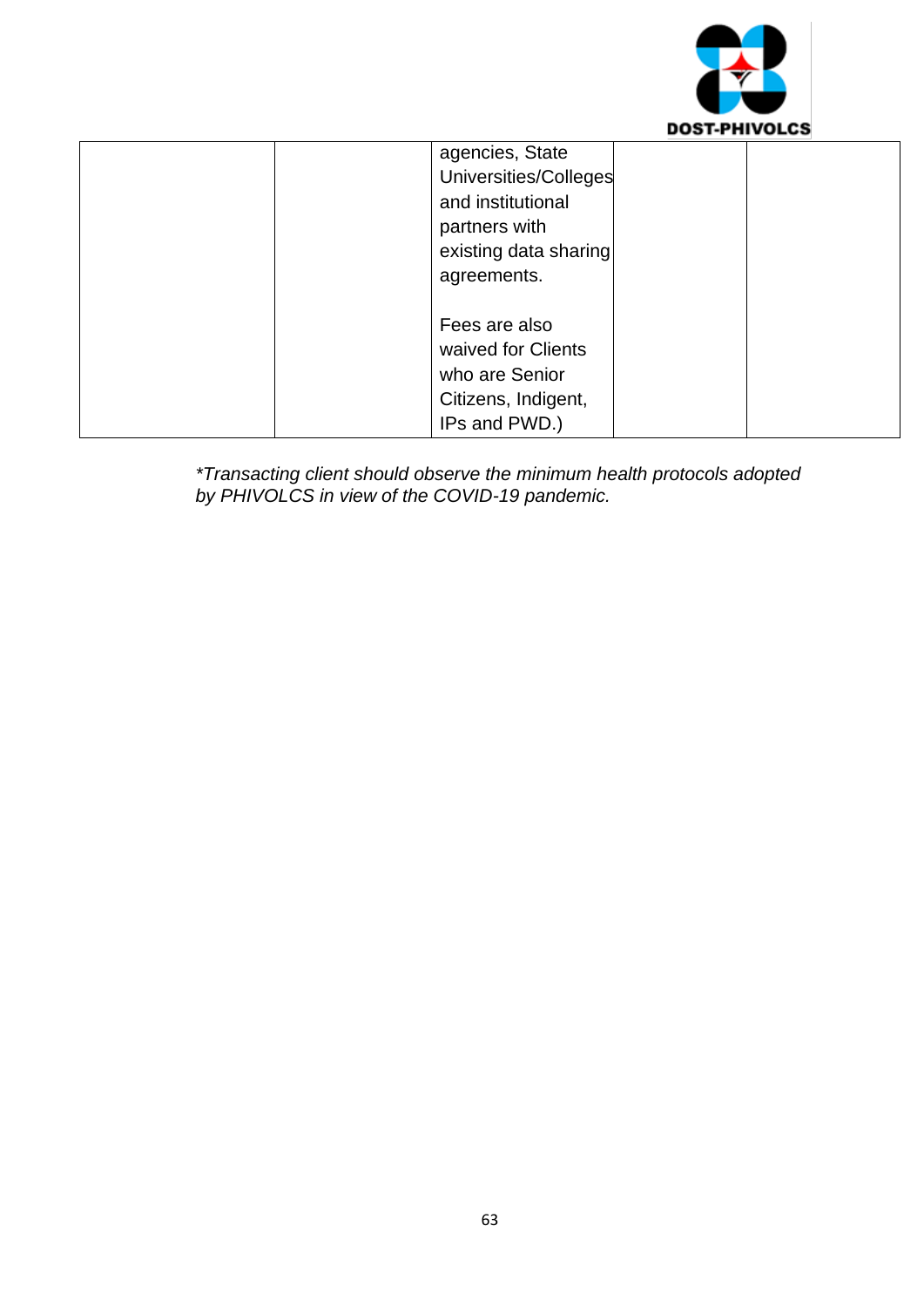| | | | | |
|---|---|---|---|---|
| | | agencies, State Universities/Colleges and institutional partners with existing data sharing agreements.<br><br>Fees are also waived for Clients who are Senior Citizens, Indigent, IPs and PWD.) | | |

*\*Transacting client should observe the minimum health protocols adopted by PHIVOLCS in view of the COVID-19 pandemic.*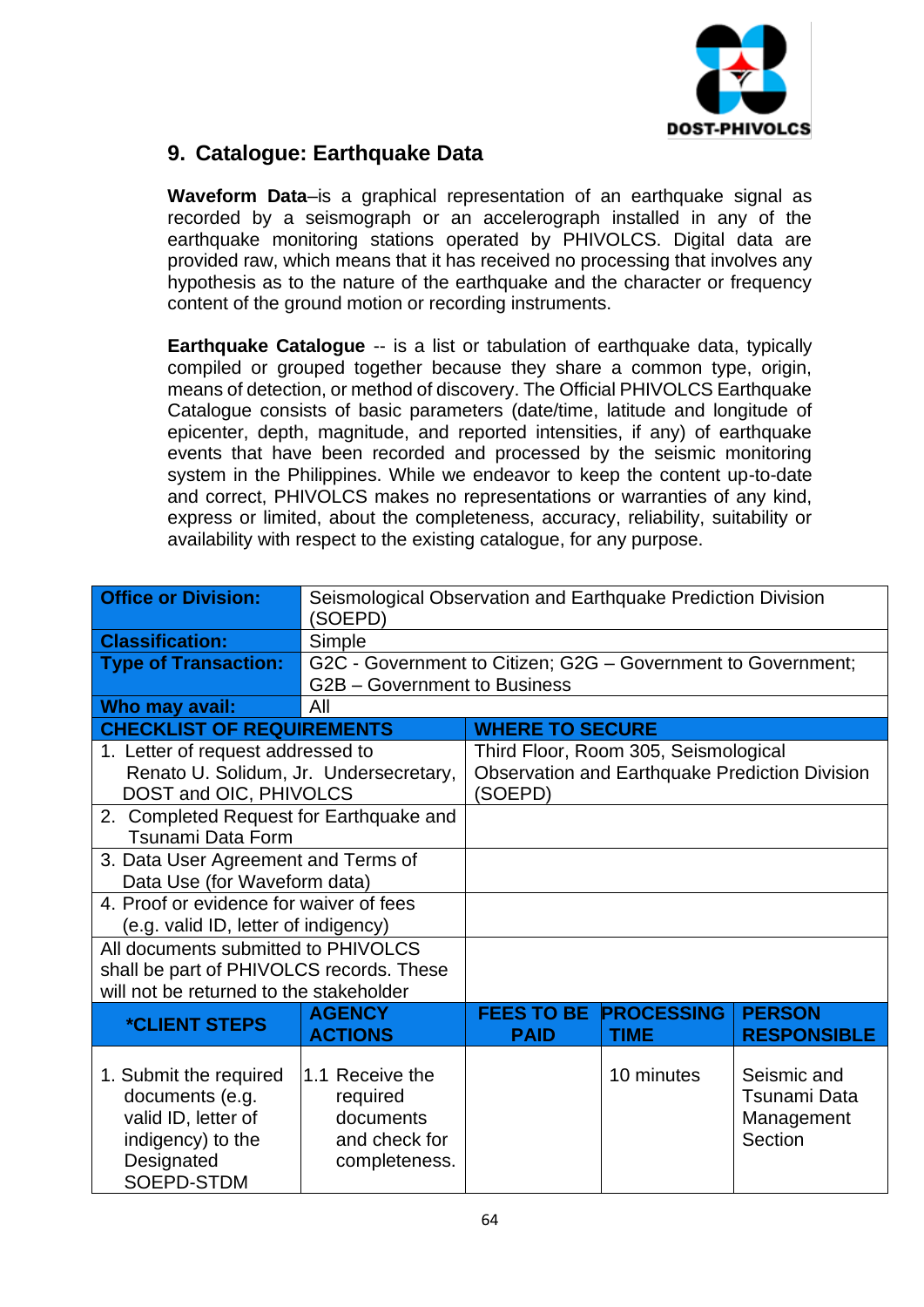## 9. Catalogue: Earthquake Data

**Waveform Data**–is a graphical representation of an earthquake signal as recorded by a seismograph or an accelerograph installed in any of the earthquake monitoring stations operated by PHIVOLCS. Digital data are provided raw, which means that it has received no processing that involves any hypothesis as to the nature of the earthquake and the character or frequency content of the ground motion or recording instruments.

**Earthquake Catalogue** -- is a list or tabulation of earthquake data, typically compiled or grouped together because they share a common type, origin, means of detection, or method of discovery. The Official PHIVOLCS Earthquake Catalogue consists of basic parameters (date/time, latitude and longitude of epicenter, depth, magnitude, and reported intensities, if any) of earthquake events that have been recorded and processed by the seismic monitoring system in the Philippines. While we endeavor to keep the content up-to-date and correct, PHIVOLCS makes no representations or warranties of any kind, express or limited, about the completeness, accuracy, reliability, suitability or availability with respect to the existing catalogue, for any purpose.

| **Office or Division:** | Seismological Observation and Earthquake Prediction Division (SOEPD) | | | |
|---|---|---|---|---|
| **Classification:** | Simple | | | |
| **Type of Transaction:** | G2C - Government to Citizen; G2G – Government to Government; G2B – Government to Business | | | |
| **Who may avail:** | All | | | |
| **CHECKLIST OF REQUIREMENTS** | | **WHERE TO SECURE** | | |
| 1. Letter of request addressed to Renato U. Solidum, Jr. Undersecretary, DOST and OIC, PHIVOLCS | | Third Floor, Room 305, Seismological Observation and Earthquake Prediction Division (SOEPD) | | |
| 2. Completed Request for Earthquake and Tsunami Data Form | | | | |
| 3. Data User Agreement and Terms of Data Use (for Waveform data) | | | | |
| 4. Proof or evidence for waiver of fees (e.g. valid ID, letter of indigency) | | | | |
| All documents submitted to PHIVOLCS shall be part of PHIVOLCS records. These will not be returned to the stakeholder | | | | |
| ***CLIENT STEPS** | **AGENCY ACTIONS** | **FEES TO BE PAID** | **PROCESSING TIME** | **PERSON RESPONSIBLE** |
| 1. Submit the required documents (e.g. valid ID, letter of indigency) to the Designated SOEPD-STDM | 1.1 Receive the required documents and check for completeness. | | 10 minutes | Seismic and Tsunami Data Management Section |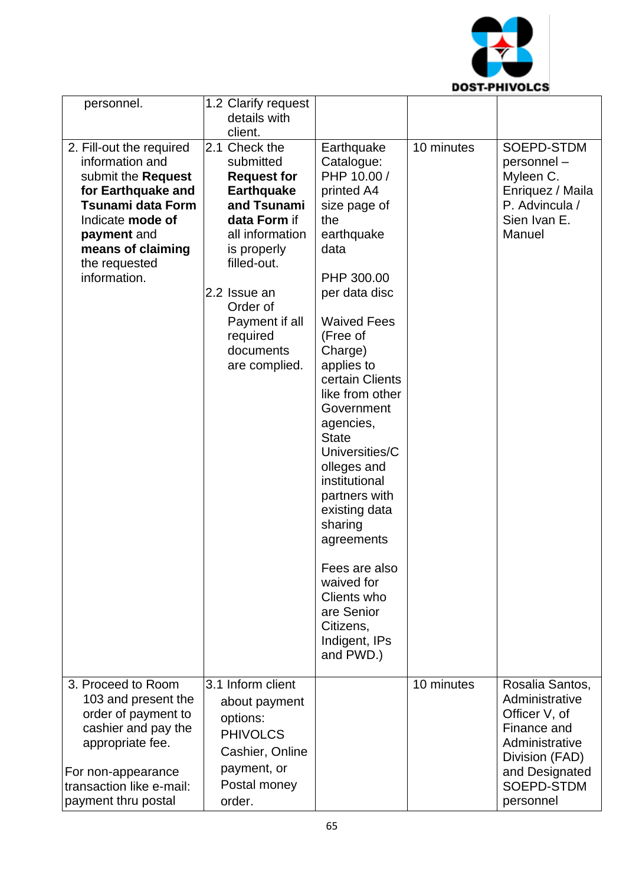| | | | | |
|---|---|---|---|---|
| personnel. | 1.2 Clarify request details with client. | | | |
| 2. Fill-out the required information and submit the **Request for Earthquake and Tsunami data Form** Indicate **mode of payment** and **means of claiming** the requested information. | 2.1 Check the submitted **Request for Earthquake and Tsunami data Form** if all information is properly filled-out.<br><br>2.2 Issue an Order of Payment if all required documents are complied. | Earthquake Catalogue: PHP 10.00 / printed A4 size page of the earthquake data<br><br>PHP 300.00 per data disc<br><br>Waived Fees (Free of Charge) applies to certain Clients like from other Government agencies, State Universities/Colleges and institutional partners with existing data sharing agreements<br><br>Fees are also waived for Clients who are Senior Citizens, Indigent, IPs and PWD.) | 10 minutes | SOEPD-STDM personnel – Myleen C. Enriquez / Maila P. Advincula / Sien Ivan E. Manuel |
| 3. Proceed to Room 103 and present the order of payment to cashier and pay the appropriate fee.<br><br>For non-appearance transaction like e-mail: payment thru postal | 3.1 Inform client about payment options: PHIVOLCS Cashier, Online payment, or Postal money order. | | 10 minutes | Rosalia Santos, Administrative Officer V, of Finance and Administrative Division (FAD) and Designated SOEPD-STDM personnel |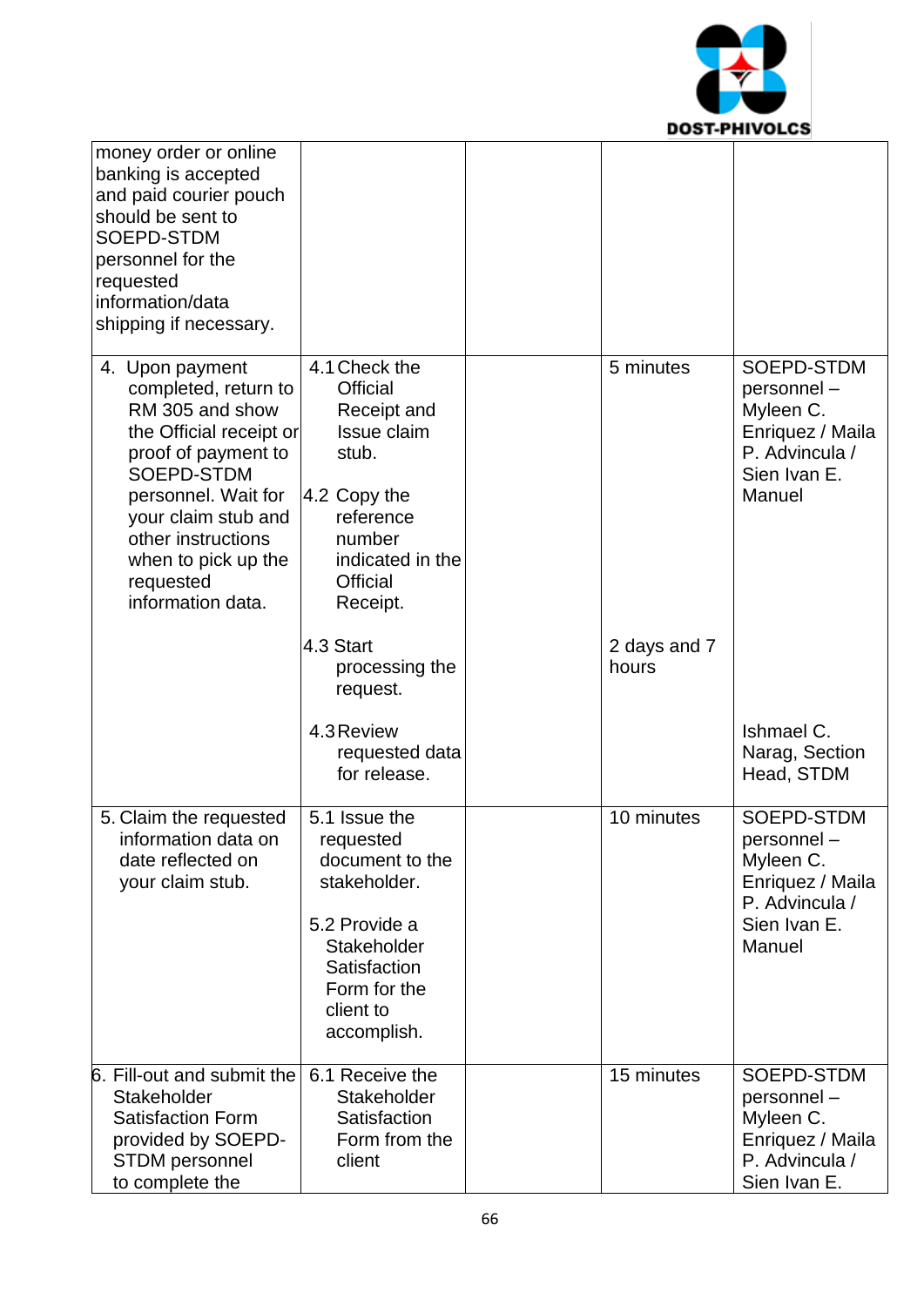| | | | | |
|---|---|---|---|---|
| money order or online banking is accepted and paid courier pouch should be sent to SOEPD-STDM personnel for the requested information/data shipping if necessary. | | | | |
| 4. Upon payment completed, return to RM 305 and show the Official receipt or proof of payment to SOEPD-STDM personnel. Wait for your claim stub and other instructions when to pick up the requested information data. | 4.1 Check the Official Receipt and Issue claim stub.<br><br>4.2 Copy the reference number indicated in the Official Receipt.<br><br>4.3 Start processing the request.<br><br>4.3 Review requested data for release. | | 5 minutes<br><br><br><br><br><br><br>2 days and 7 hours | SOEPD-STDM personnel – Myleen C. Enriquez / Maila P. Advincula / Sien Ivan E. Manuel<br><br><br><br><br><br>Ishmael C. Narag, Section Head, STDM |
| 5. Claim the requested information data on date reflected on your claim stub. | 5.1 Issue the requested document to the stakeholder.<br><br>5.2 Provide a Stakeholder Satisfaction Form for the client to accomplish. | | 10 minutes | SOEPD-STDM personnel – Myleen C. Enriquez / Maila P. Advincula / Sien Ivan E. Manuel |
| 6. Fill-out and submit the Stakeholder Satisfaction Form provided by SOEPD-STDM personnel to complete the | 6.1 Receive the Stakeholder Satisfaction Form from the client | | 15 minutes | SOEPD-STDM personnel – Myleen C. Enriquez / Maila P. Advincula / Sien Ivan E. |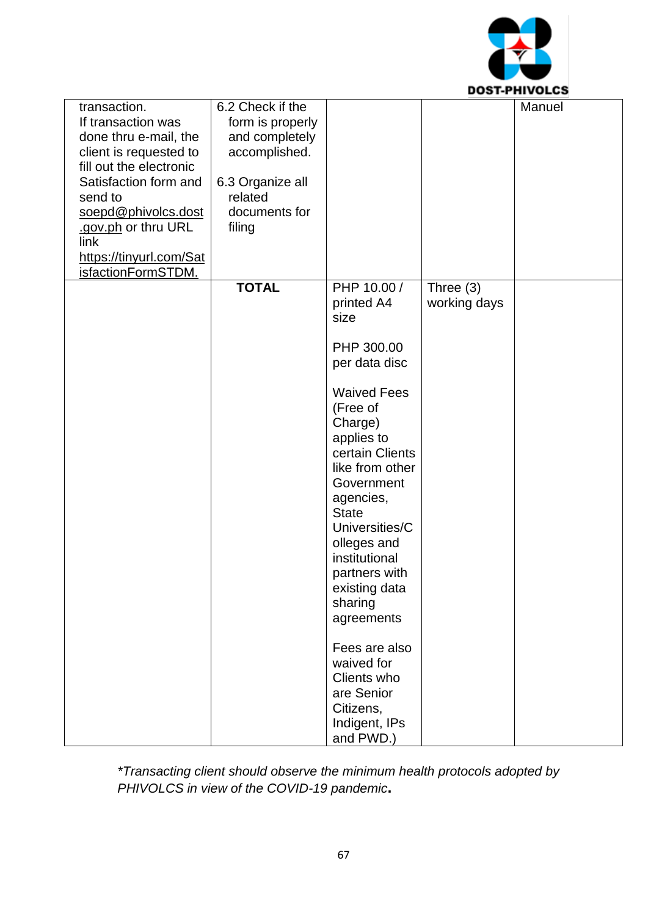| | | | | |
|---|---|---|---|---|
| transaction. If transaction was done thru e-mail, the client is requested to fill out the electronic Satisfaction form and send to soepd@phivolcs.dost.gov.ph or thru URL link https://tinyurl.com/SatisfactionFormSTDM. | 6.2 Check if the form is properly and completely accomplished.<br><br>6.3 Organize all related documents for filing | | | Manuel |
| | **TOTAL** | PHP 10.00 / printed A4 size<br><br>PHP 300.00 per data disc<br><br>Waived Fees (Free of Charge) applies to certain Clients like from other Government agencies, State Universities/Colleges and institutional partners with existing data sharing agreements<br><br>Fees are also waived for Clients who are Senior Citizens, Indigent, IPs and PWD.) | Three (3) working days | |

*\*Transacting client should observe the minimum health protocols adopted by PHIVOLCS in view of the COVID-19 pandemic*.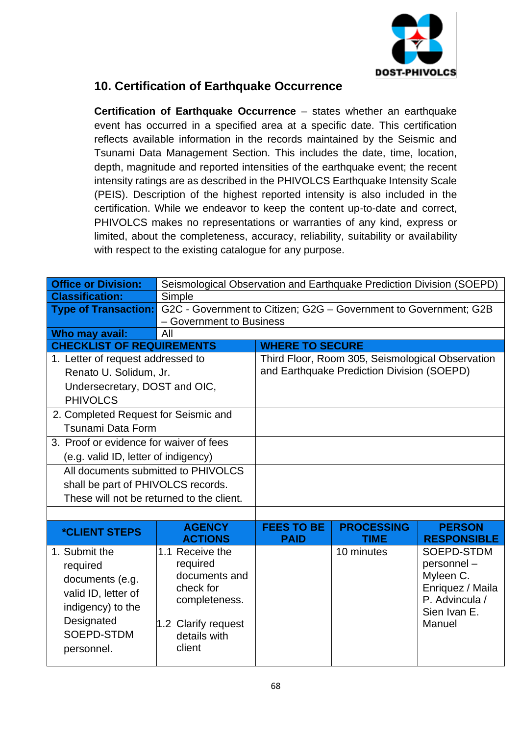## 10. Certification of Earthquake Occurrence

**Certification of Earthquake Occurrence** – states whether an earthquake event has occurred in a specified area at a specific date. This certification reflects available information in the records maintained by the Seismic and Tsunami Data Management Section. This includes the date, time, location, depth, magnitude and reported intensities of the earthquake event; the recent intensity ratings are as described in the PHIVOLCS Earthquake Intensity Scale (PEIS). Description of the highest reported intensity is also included in the certification. While we endeavor to keep the content up-to-date and correct, PHIVOLCS makes no representations or warranties of any kind, express or limited, about the completeness, accuracy, reliability, suitability or availability with respect to the existing catalogue for any purpose.

| **Office or Division:** | Seismological Observation and Earthquake Prediction Division (SOEPD) |
|---|---|
| **Classification:** | Simple |
| **Type of Transaction:** | G2C - Government to Citizen; G2G – Government to Government; G2B – Government to Business |
| **Who may avail:** | All |

| **CHECKLIST OF REQUIREMENTS** | **WHERE TO SECURE** |
|---|---|
| 1. Letter of request addressed to Renato U. Solidum, Jr. Undersecretary, DOST and OIC, PHIVOLCS | Third Floor, Room 305, Seismological Observation and Earthquake Prediction Division (SOEPD) |
| 2. Completed Request for Seismic and Tsunami Data Form | |
| 3. Proof or evidence for waiver of fees (e.g. valid ID, letter of indigency) | |
| All documents submitted to PHIVOLCS shall be part of PHIVOLCS records. These will not be returned to the client. | |

| **\*CLIENT STEPS** | **AGENCY ACTIONS** | **FEES TO BE PAID** | **PROCESSING TIME** | **PERSON RESPONSIBLE** |
|---|---|---|---|---|
| 1. Submit the required documents (e.g. valid ID, letter of indigency) to the Designated SOEPD-STDM personnel. | 1.1 Receive the required documents and check for completeness.<br><br>1.2 Clarify request details with client | | 10 minutes | SOEPD-STDM personnel – Myleen C. Enriquez / Maila P. Advincula / Sien Ivan E. Manuel |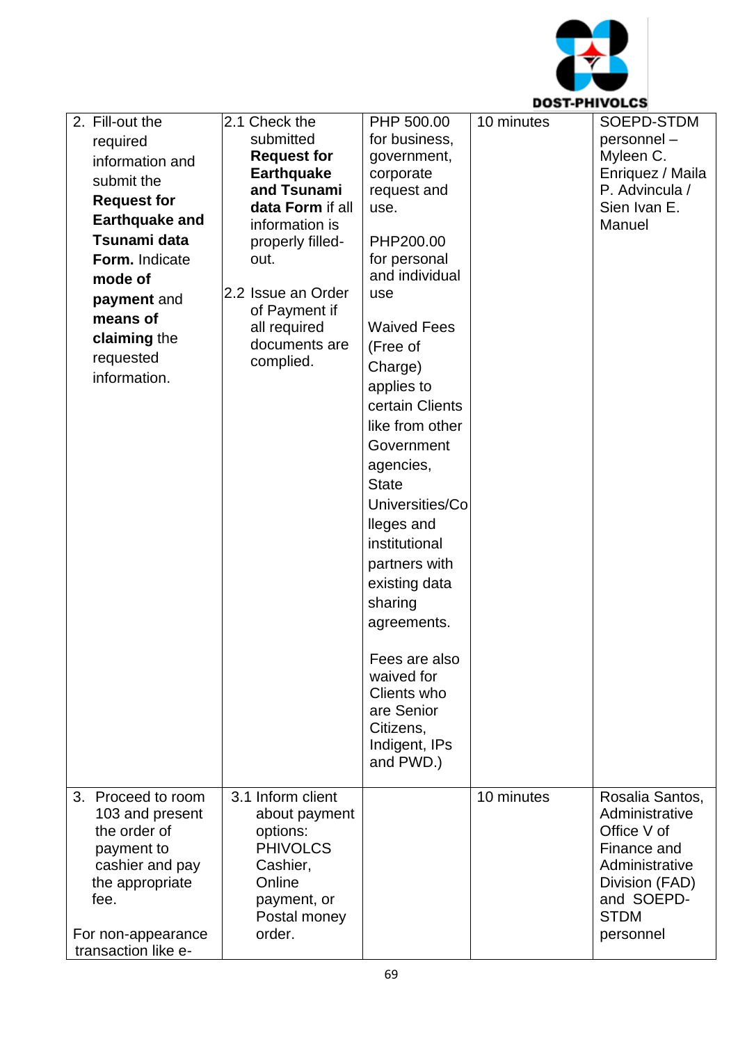| | | | | |
|---|---|---|---|---|
| 2. Fill-out the required information and submit the **Request for Earthquake and Tsunami data Form.** Indicate **mode of payment** and **means of claiming** the requested information. | 2.1 Check the submitted **Request for Earthquake and Tsunami data Form** if all information is properly filled-out.<br><br>2.2 Issue an Order of Payment if all required documents are complied. | PHP 500.00 for business, government, corporate request and use.<br><br>PHP200.00 for personal and individual use<br><br>Waived Fees (Free of Charge) applies to certain Clients like from other Government agencies, State Universities/Colleges and institutional partners with existing data sharing agreements.<br><br>Fees are also waived for Clients who are Senior Citizens, Indigent, IPs and PWD.) | 10 minutes | SOEPD-STDM personnel – Myleen C. Enriquez / Maila P. Advincula / Sien Ivan E. Manuel |
| 3. Proceed to room 103 and present the order of payment to cashier and pay the appropriate fee.<br><br>For non-appearance transaction like e- | 3.1 Inform client about payment options: PHIVOLCS Cashier, Online payment, or Postal money order. | | 10 minutes | Rosalia Santos, Administrative Office V of Finance and Administrative Division (FAD) and SOEPD-STDM personnel |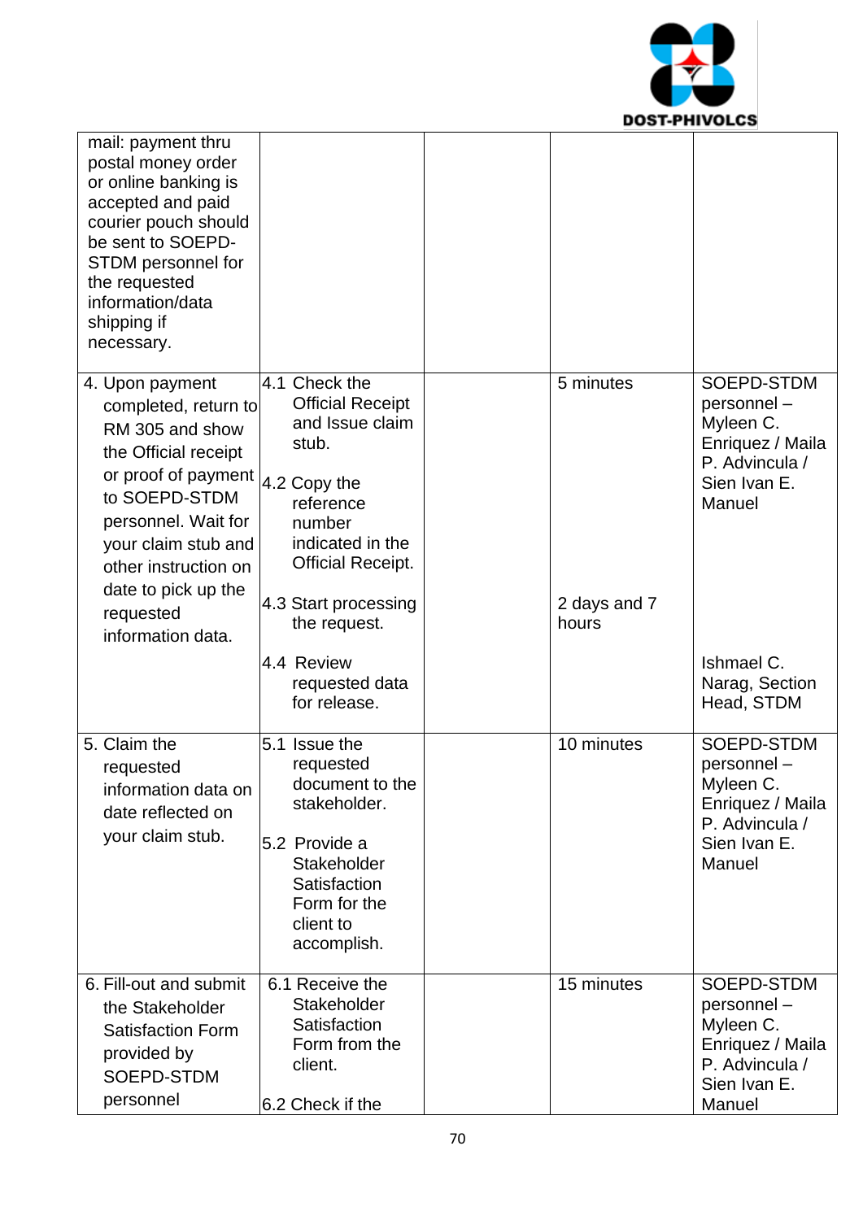| | | | | |
|---|---|---|---|---|
| mail: payment thru postal money order or online banking is accepted and paid courier pouch should be sent to SOEPD-STDM personnel for the requested information/data shipping if necessary. | | | | |
| 4. Upon payment completed, return to RM 305 and show the Official receipt or proof of payment to SOEPD-STDM personnel. Wait for your claim stub and other instruction on date to pick up the requested information data. | 4.1 Check the Official Receipt and Issue claim stub.<br><br>4.2 Copy the reference number indicated in the Official Receipt.<br><br>4.3 Start processing the request.<br><br>4.4 Review requested data for release. | | 5 minutes<br><br><br><br><br><br>2 days and 7 hours | SOEPD-STDM personnel – Myleen C. Enriquez / Maila P. Advincula / Sien Ivan E. Manuel<br><br><br><br>Ishmael C. Narag, Section Head, STDM |
| 5. Claim the requested information data on date reflected on your claim stub. | 5.1 Issue the requested document to the stakeholder.<br><br>5.2 Provide a Stakeholder Satisfaction Form for the client to accomplish. | | 10 minutes | SOEPD-STDM personnel – Myleen C. Enriquez / Maila P. Advincula / Sien Ivan E. Manuel |
| 6. Fill-out and submit the Stakeholder Satisfaction Form provided by SOEPD-STDM personnel | 6.1 Receive the Stakeholder Satisfaction Form from the client.<br><br>6.2 Check if the | | 15 minutes | SOEPD-STDM personnel – Myleen C. Enriquez / Maila P. Advincula / Sien Ivan E. Manuel |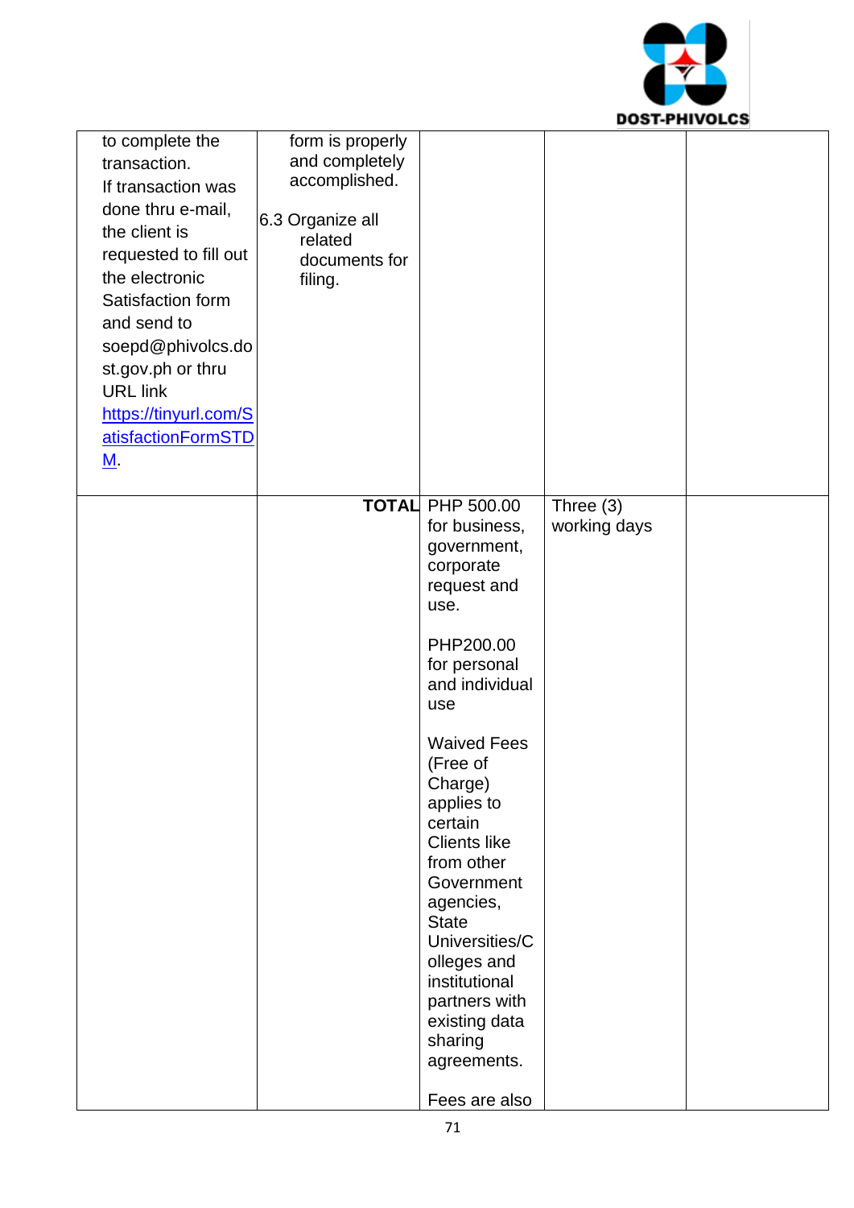| | | | | |
|---|---|---|---|---|
| to complete the transaction. If transaction was done thru e-mail, the client is requested to fill out the electronic Satisfaction form and send to soepd@phivolcs.dost.gov.ph or thru URL link https://tinyurl.com/SatisfactionFormSTDM. | form is properly and completely accomplished.<br><br>6.3 Organize all related documents for filing. | | | |
| | **TOTAL** | PHP 500.00 for business, government, corporate request and use.<br><br>PHP200.00 for personal and individual use<br><br>Waived Fees (Free of Charge) applies to certain Clients like from other Government agencies, State Universities/Colleges and institutional partners with existing data sharing agreements.<br><br>Fees are also | Three (3) working days | |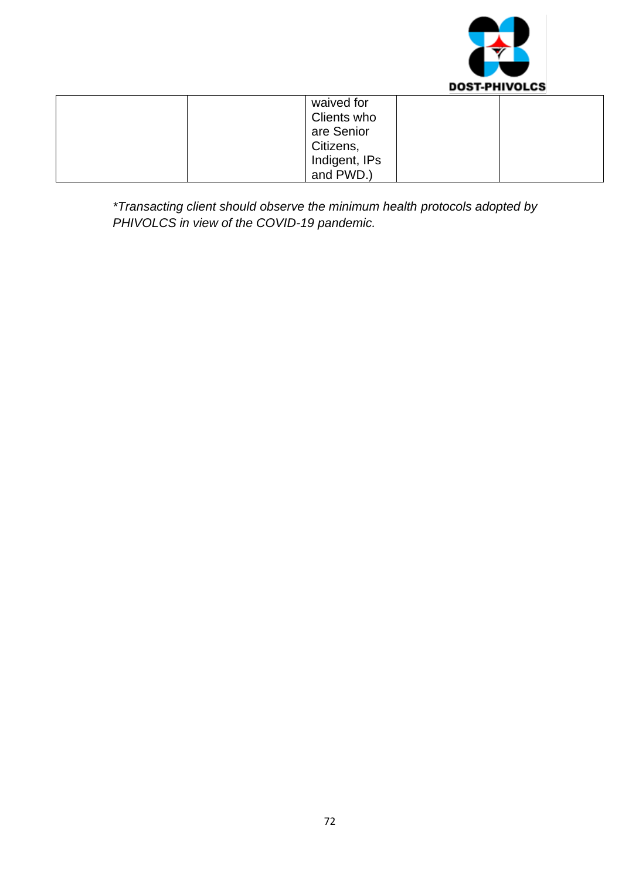|  |  | waived for Clients who are Senior Citizens, Indigent, IPs and PWD.) |  |  |
|---|---|---|---|---|

*\*Transacting client should observe the minimum health protocols adopted by PHIVOLCS in view of the COVID-19 pandemic.*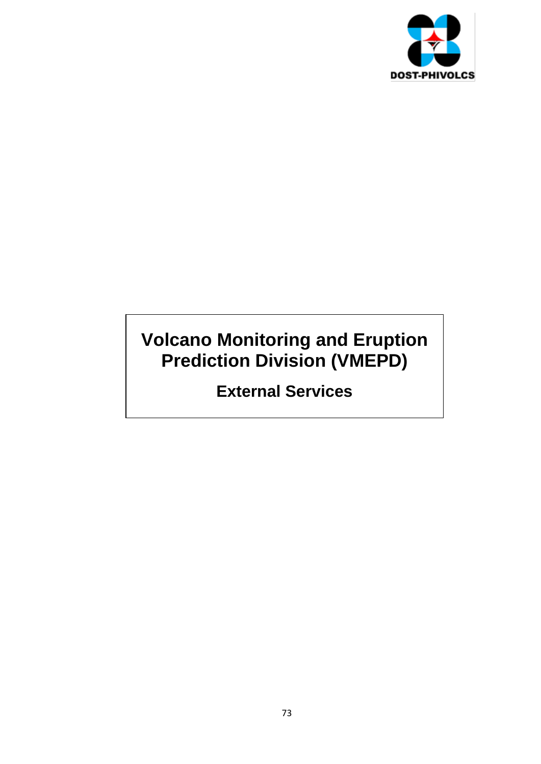# Volcano Monitoring and Eruption Prediction Division (VMEPD)

## External Services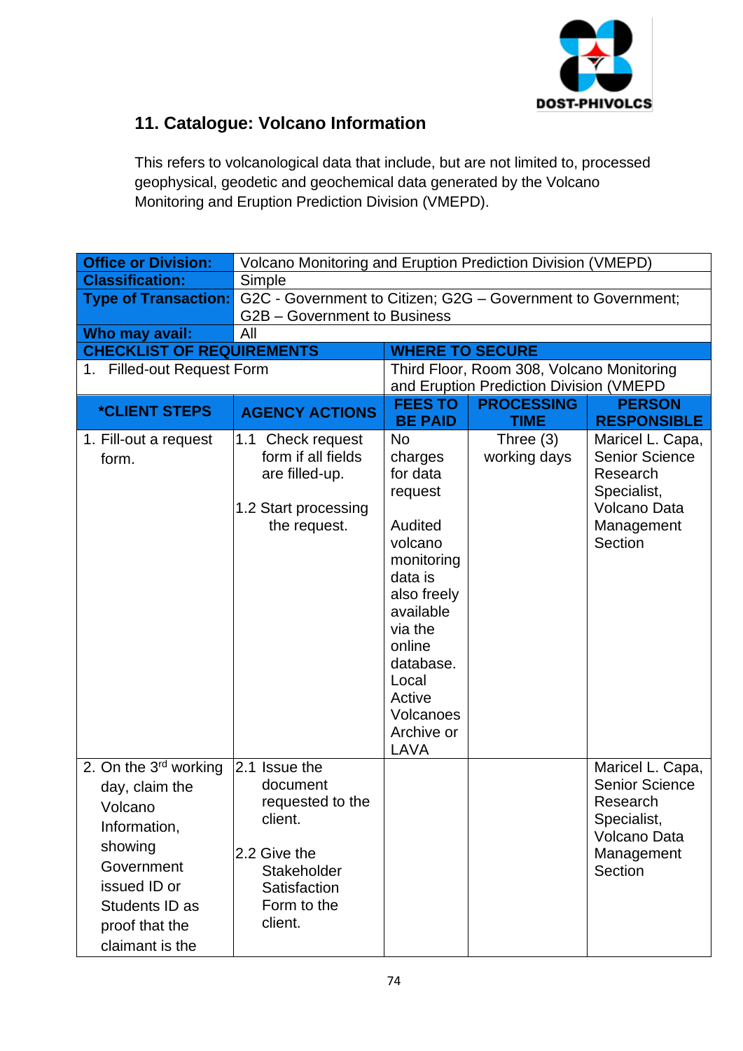## 11. Catalogue: Volcano Information

This refers to volcanological data that include, but are not limited to, processed geophysical, geodetic and geochemical data generated by the Volcano Monitoring and Eruption Prediction Division (VMEPD).

| **Office or Division:** | Volcano Monitoring and Eruption Prediction Division (VMEPD) | | | |
|---|---|---|---|---|
| **Classification:** | Simple | | | |
| **Type of Transaction:** | G2C - Government to Citizen; G2G – Government to Government; G2B – Government to Business | | | |
| **Who may avail:** | All | | | |
| **CHECKLIST OF REQUIREMENTS** | | **WHERE TO SECURE** | | |
| 1. Filled-out Request Form | | Third Floor, Room 308, Volcano Monitoring and Eruption Prediction Division (VMEPD | | |
| ***CLIENT STEPS** | **AGENCY ACTIONS** | **FEES TO BE PAID** | **PROCESSING TIME** | **PERSON RESPONSIBLE** |
| 1. Fill-out a request form. | 1.1 Check request form if all fields are filled-up.<br><br>1.2 Start processing the request. | No charges for data request<br><br>Audited volcano monitoring data is also freely available via the online database. Local Active Volcanoes Archive or LAVA | Three (3) working days | Maricel L. Capa, Senior Science Research Specialist, Volcano Data Management Section |
| 2. On the 3rd working day, claim the Volcano Information, showing Government issued ID or Students ID as proof that the claimant is the | 2.1 Issue the document requested to the client.<br><br>2.2 Give the Stakeholder Satisfaction Form to the client. | | | Maricel L. Capa, Senior Science Research Specialist, Volcano Data Management Section |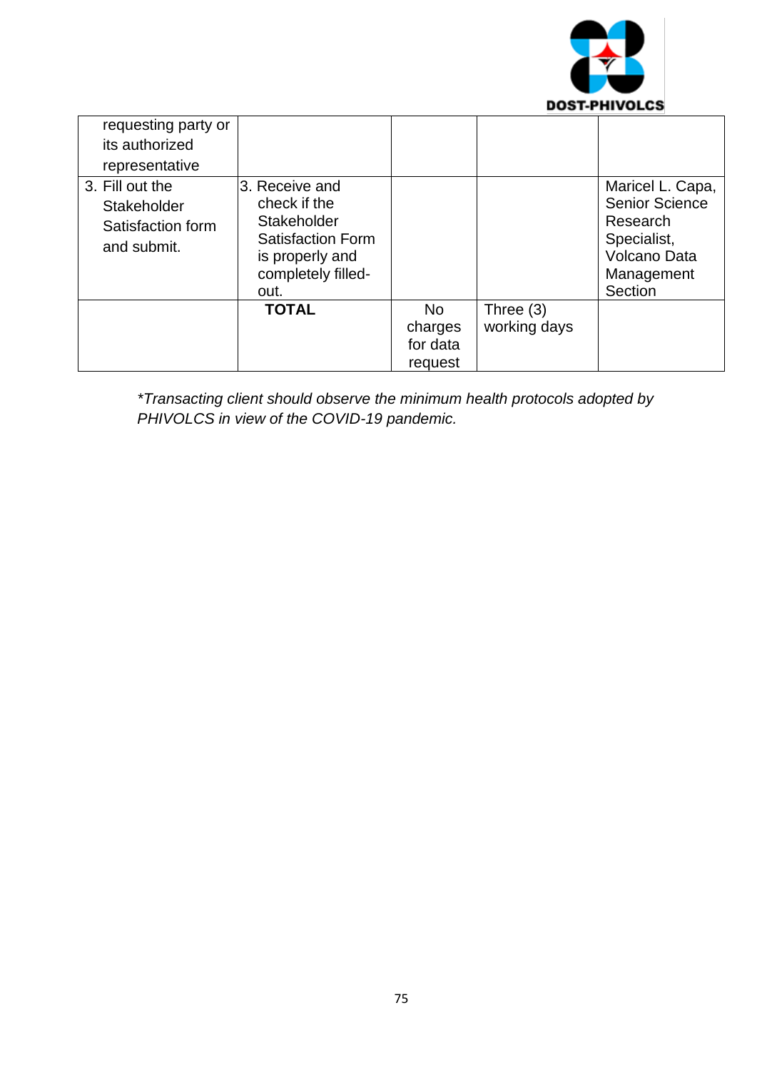| | | | | |
|---|---|---|---|---|
| requesting party or its authorized representative | | | | |
| 3. Fill out the Stakeholder Satisfaction form and submit. | 3. Receive and check if the Stakeholder Satisfaction Form is properly and completely filled-out. | | | Maricel L. Capa, Senior Science Research Specialist, Volcano Data Management Section |
| | **TOTAL** | No charges for data request | Three (3) working days | |

*\*Transacting client should observe the minimum health protocols adopted by PHIVOLCS in view of the COVID-19 pandemic.*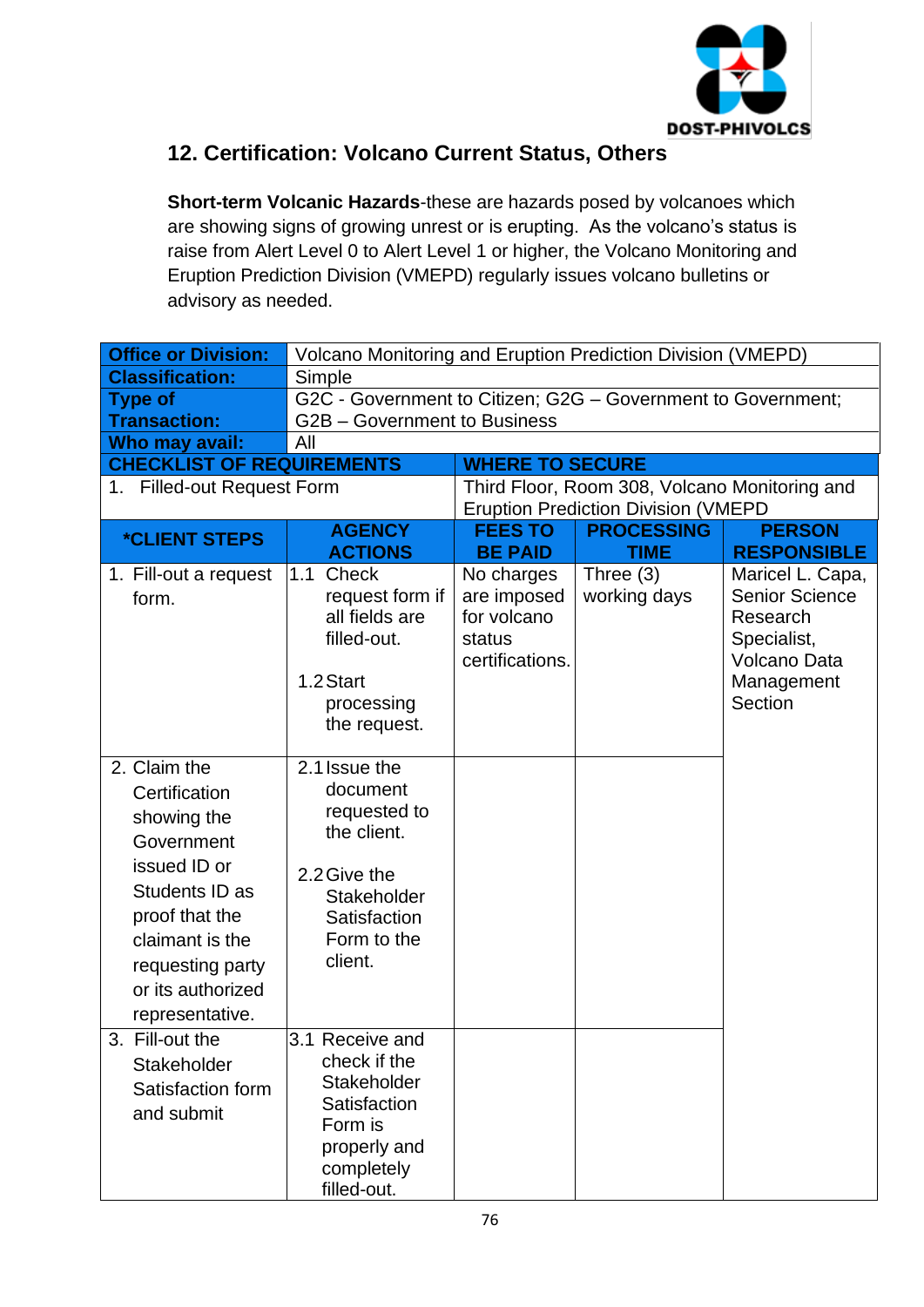## 12. Certification: Volcano Current Status, Others

**Short-term Volcanic Hazards**-these are hazards posed by volcanoes which are showing signs of growing unrest or is erupting. As the volcano's status is raise from Alert Level 0 to Alert Level 1 or higher, the Volcano Monitoring and Eruption Prediction Division (VMEPD) regularly issues volcano bulletins or advisory as needed.

| **Office or Division:** | Volcano Monitoring and Eruption Prediction Division (VMEPD) | | | |
|---|---|---|---|---|
| **Classification:** | Simple | | | |
| **Type of Transaction:** | G2C - Government to Citizen; G2G – Government to Government; G2B – Government to Business | | | |
| **Who may avail:** | All | | | |
| **CHECKLIST OF REQUIREMENTS** | | **WHERE TO SECURE** | | |
| 1. Filled-out Request Form | | Third Floor, Room 308, Volcano Monitoring and Eruption Prediction Division (VMEPD | | |
| ***CLIENT STEPS** | **AGENCY ACTIONS** | **FEES TO BE PAID** | **PROCESSING TIME** | **PERSON RESPONSIBLE** |
| 1. Fill-out a request form. | 1.1 Check request form if all fields are filled-out.<br><br>1.2 Start processing the request. | No charges are imposed for volcano status certifications. | Three (3) working days | Maricel L. Capa, Senior Science Research Specialist, Volcano Data Management Section |
| 2. Claim the Certification showing the Government issued ID or Students ID as proof that the claimant is the requesting party or its authorized representative. | 2.1 Issue the document requested to the client.<br><br>2.2 Give the Stakeholder Satisfaction Form to the client. | | | |
| 3. Fill-out the Stakeholder Satisfaction form and submit | 3.1 Receive and check if the Stakeholder Satisfaction Form is properly and completely filled-out. | | | |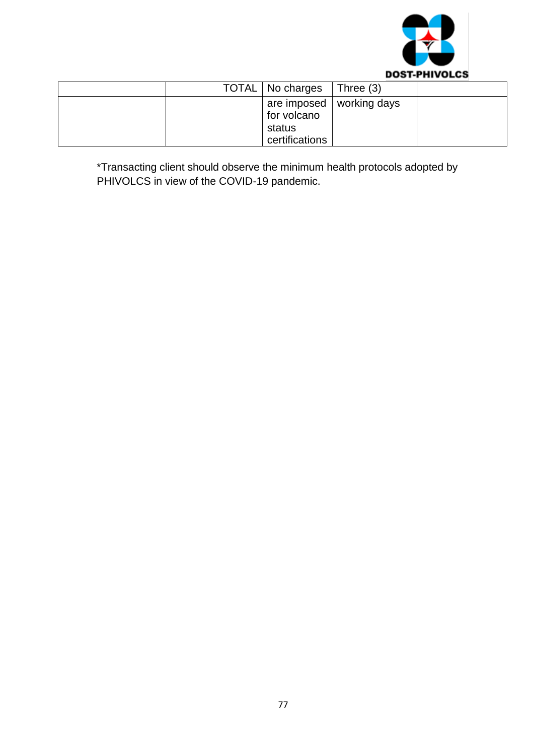| | | | | |
|---|---|---|---|---|
| | TOTAL | No charges are imposed for volcano status certifications | Three (3) working days | |

*Transacting client should observe the minimum health protocols adopted by PHIVOLCS in view of the COVID-19 pandemic.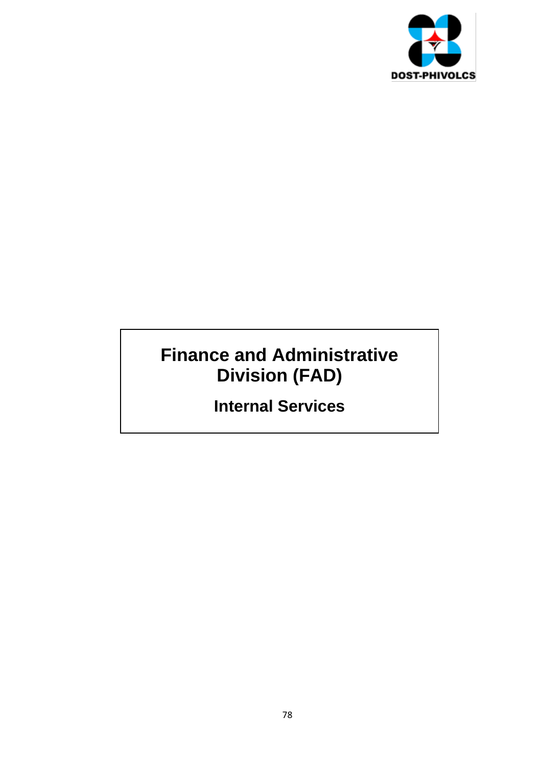# Finance and Administrative Division (FAD)

## Internal Services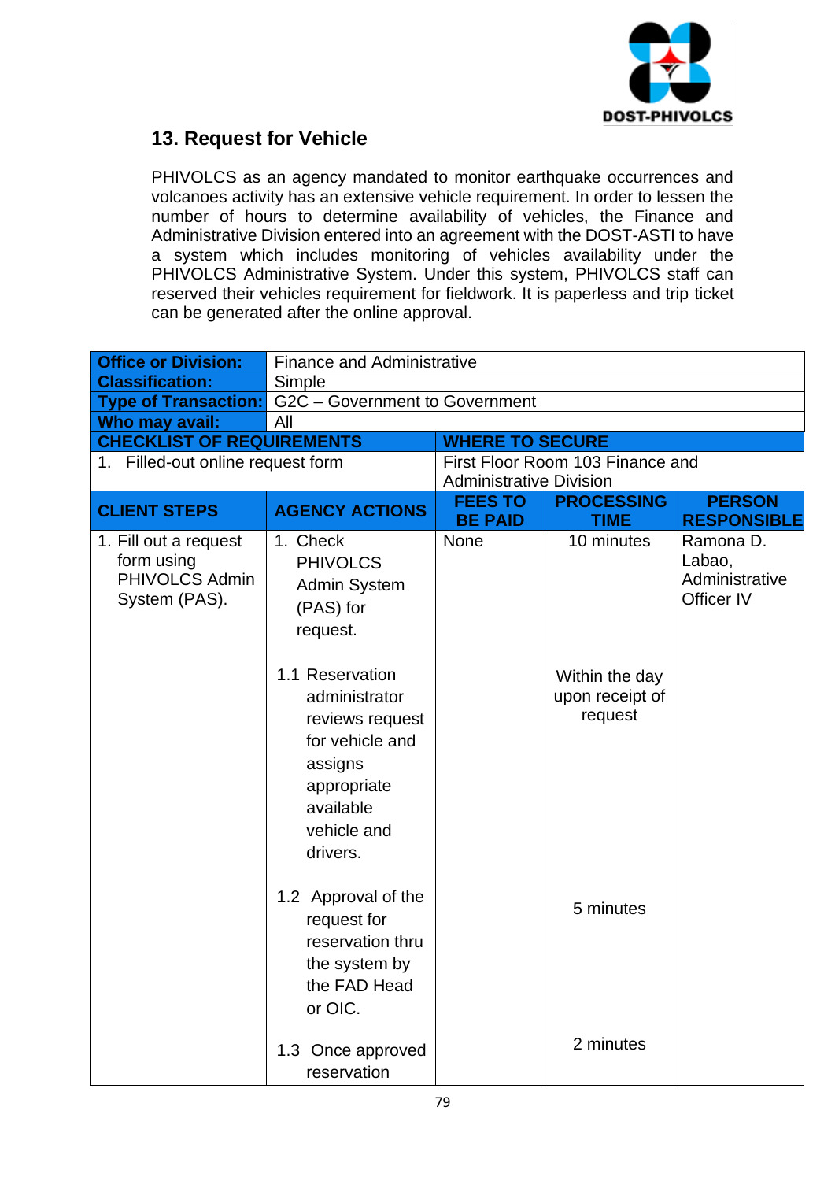## 13. Request for Vehicle

PHIVOLCS as an agency mandated to monitor earthquake occurrences and volcanoes activity has an extensive vehicle requirement. In order to lessen the number of hours to determine availability of vehicles, the Finance and Administrative Division entered into an agreement with the DOST-ASTI to have a system which includes monitoring of vehicles availability under the PHIVOLCS Administrative System. Under this system, PHIVOLCS staff can reserved their vehicles requirement for fieldwork. It is paperless and trip ticket can be generated after the online approval.

| **Office or Division:** | Finance and Administrative | | | |
|---|---|---|---|---|
| **Classification:** | Simple | | | |
| **Type of Transaction:** | G2C – Government to Government | | | |
| **Who may avail:** | All | | | |
| **CHECKLIST OF REQUIREMENTS** | | **WHERE TO SECURE** | | |
| 1. Filled-out online request form | | First Floor Room 103 Finance and Administrative Division | | |
| **CLIENT STEPS** | **AGENCY ACTIONS** | **FEES TO BE PAID** | **PROCESSING TIME** | **PERSON RESPONSIBLE** |
| 1. Fill out a request form using PHIVOLCS Admin System (PAS). | 1. Check PHIVOLCS Admin System (PAS) for request. | None | 10 minutes | Ramona D. Labao, Administrative Officer IV |
| | 1.1 Reservation administrator reviews request for vehicle and assigns appropriate available vehicle and drivers. | | Within the day upon receipt of request | |
| | 1.2 Approval of the request for reservation thru the system by the FAD Head or OIC. | | 5 minutes | |
| | 1.3 Once approved reservation | | 2 minutes | |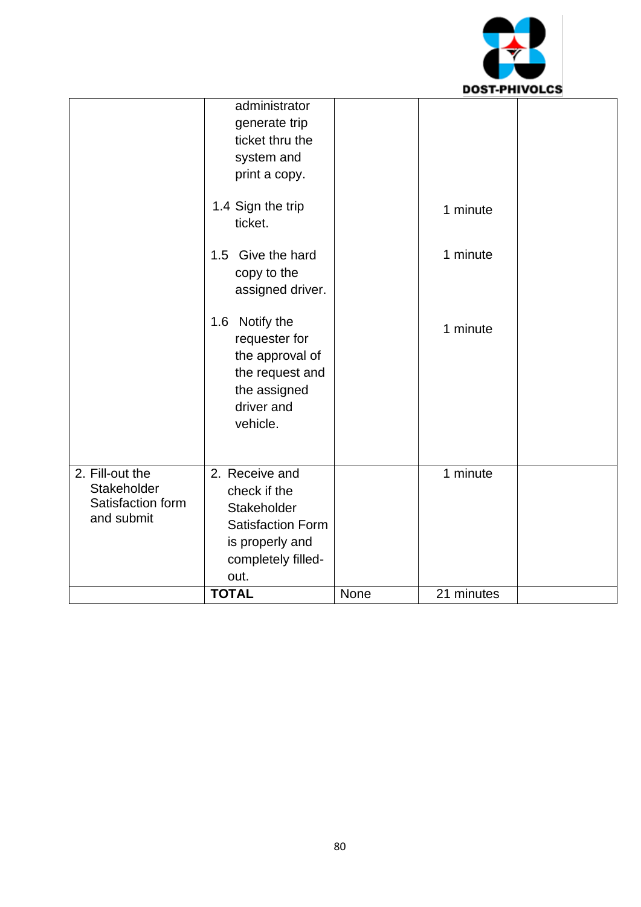| | | | | |
|---|---|---|---|---|
| | administrator generate trip ticket thru the system and print a copy.<br><br>1.4 Sign the trip ticket.<br><br>1.5 Give the hard copy to the assigned driver.<br><br>1.6 Notify the requester for the approval of the request and the assigned driver and vehicle. | | <br><br><br><br>1 minute<br><br>1 minute<br><br>1 minute | |
| 2. Fill-out the Stakeholder Satisfaction form and submit | 2. Receive and check if the Stakeholder Satisfaction Form is properly and completely filled-out. | | 1 minute | |
| | **TOTAL** | None | 21 minutes | |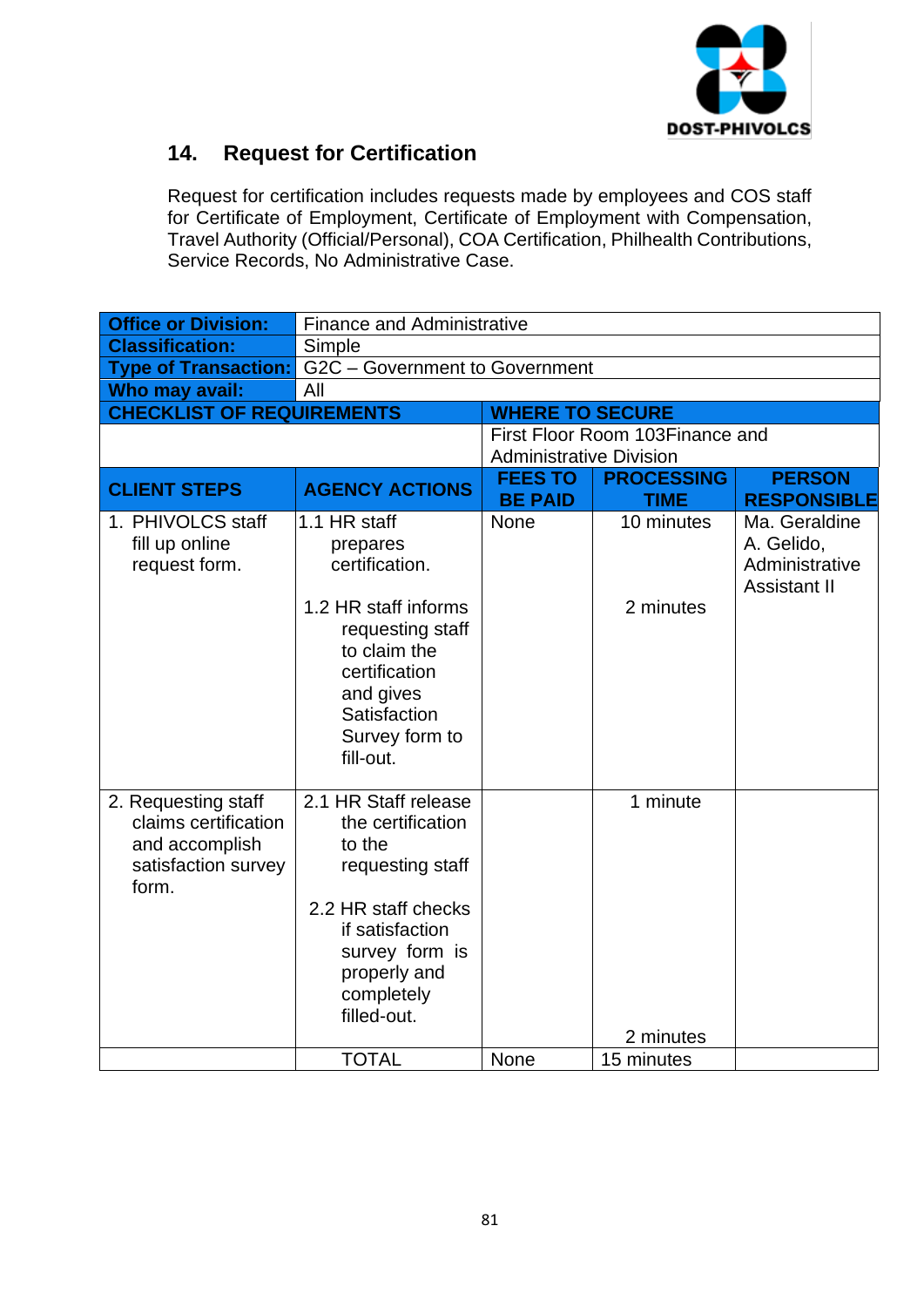## 14. Request for Certification

Request for certification includes requests made by employees and COS staff for Certificate of Employment, Certificate of Employment with Compensation, Travel Authority (Official/Personal), COA Certification, Philhealth Contributions, Service Records, No Administrative Case.

| **Office or Division:** | Finance and Administrative | | | |
|---|---|---|---|---|
| **Classification:** | Simple | | | |
| **Type of Transaction:** | G2C – Government to Government | | | |
| **Who may avail:** | All | | | |
| **CHECKLIST OF REQUIREMENTS** | | **WHERE TO SECURE** | | |
| | | First Floor Room 103Finance and Administrative Division | | |
| **CLIENT STEPS** | **AGENCY ACTIONS** | **FEES TO BE PAID** | **PROCESSING TIME** | **PERSON RESPONSIBLE** |
| 1. PHIVOLCS staff fill up online request form. | 1.1 HR staff prepares certification.<br><br>1.2 HR staff informs requesting staff to claim the certification and gives Satisfaction Survey form to fill-out. | None | 10 minutes<br><br>2 minutes | Ma. Geraldine A. Gelido, Administrative Assistant II |
| 2. Requesting staff claims certification and accomplish satisfaction survey form. | 2.1 HR Staff release the certification to the requesting staff<br><br>2.2 HR staff checks if satisfaction survey form is properly and completely filled-out. | | 1 minute<br><br>2 minutes | |
| | TOTAL | None | 15 minutes | |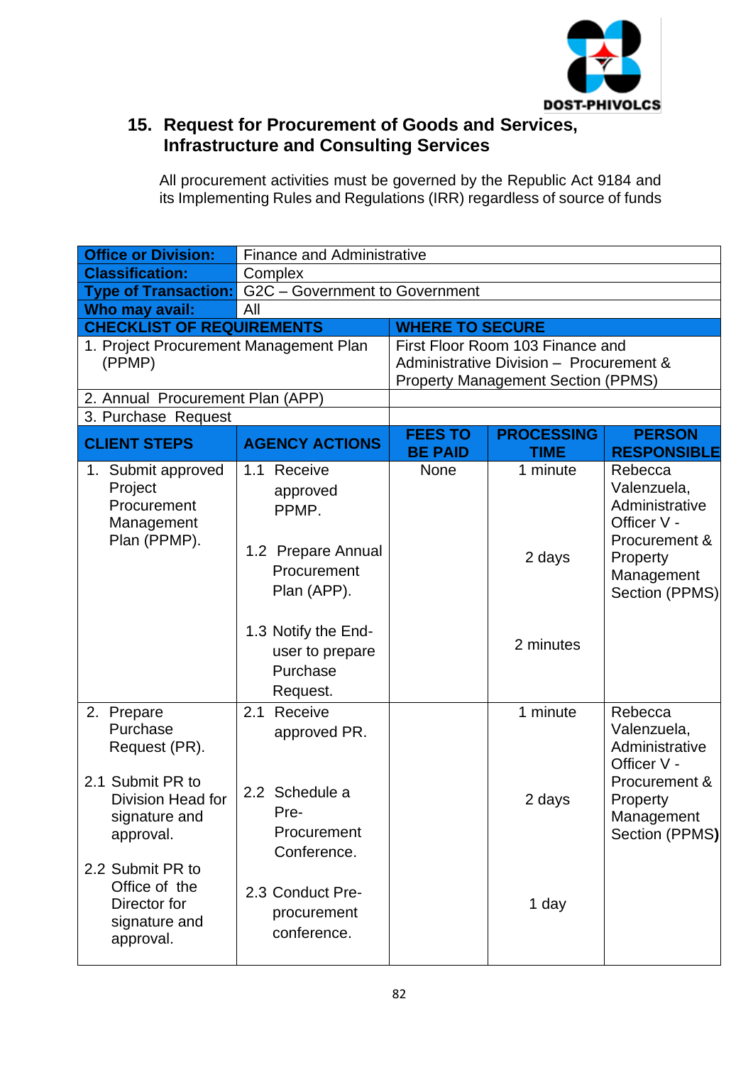## 15. Request for Procurement of Goods and Services, Infrastructure and Consulting Services

All procurement activities must be governed by the Republic Act 9184 and its Implementing Rules and Regulations (IRR) regardless of source of funds

| **Office or Division:** | Finance and Administrative | | | |
|---|---|---|---|---|
| **Classification:** | Complex | | | |
| **Type of Transaction:** | G2C – Government to Government | | | |
| **Who may avail:** | All | | | |
| **CHECKLIST OF REQUIREMENTS** | | **WHERE TO SECURE** | | |
| 1. Project Procurement Management Plan (PPMP) | | First Floor Room 103 Finance and Administrative Division – Procurement & Property Management Section (PPMS) | | |
| 2. Annual Procurement Plan (APP) | | | | |
| 3. Purchase Request | | | | |
| **CLIENT STEPS** | **AGENCY ACTIONS** | **FEES TO BE PAID** | **PROCESSING TIME** | **PERSON RESPONSIBLE** |
| 1. Submit approved Project Procurement Management Plan (PPMP). | 1.1 Receive approved PPMP.<br><br>1.2 Prepare Annual Procurement Plan (APP).<br><br>1.3 Notify the End-user to prepare Purchase Request. | None | 1 minute<br><br>2 days<br><br>2 minutes | Rebecca Valenzuela, Administrative Officer V - Procurement & Property Management Section (PPMS) |
| 2. Prepare Purchase Request (PR).<br><br>2.1 Submit PR to Division Head for signature and approval.<br><br>2.2 Submit PR to Office of the Director for signature and approval. | 2.1 Receive approved PR.<br><br>2.2 Schedule a Pre-Procurement Conference.<br><br>2.3 Conduct Pre-procurement conference. | | 1 minute<br><br>2 days<br><br>1 day | Rebecca Valenzuela, Administrative Officer V - Procurement & Property Management Section (PPMS) |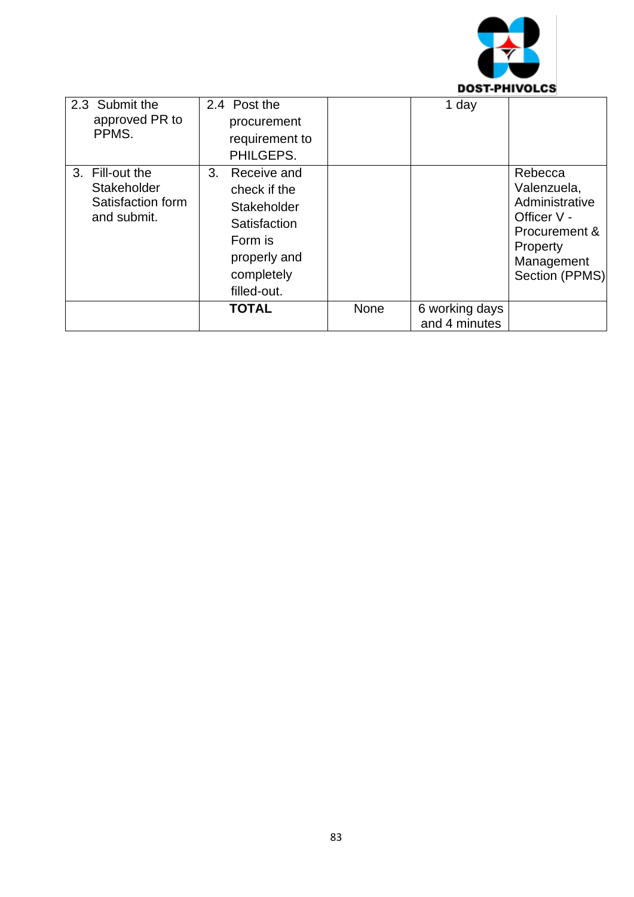| | | | | |
|---|---|---|---|---|
| 2.3 Submit the approved PR to PPMS. | 2.4 Post the procurement requirement to PHILGEPS. | | 1 day | |
| 3. Fill-out the Stakeholder Satisfaction form and submit. | 3. Receive and check if the Stakeholder Satisfaction Form is properly and completely filled-out. | | | Rebecca Valenzuela, Administrative Officer V - Procurement & Property Management Section (PPMS) |
| | **TOTAL** | None | 6 working days and 4 minutes | |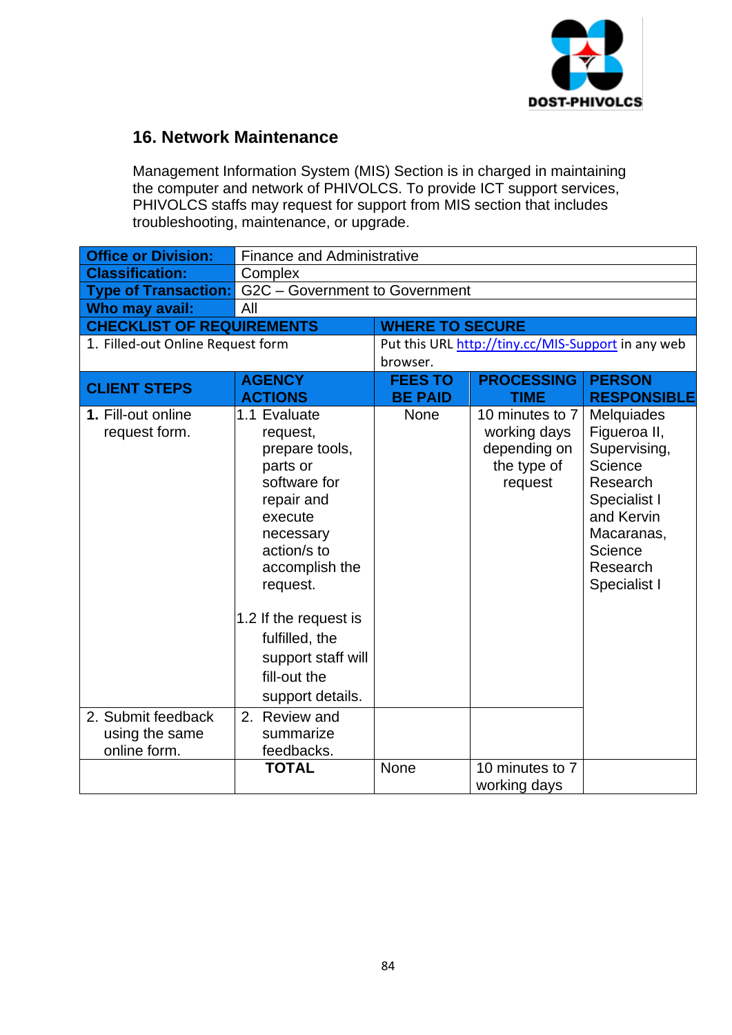## 16. Network Maintenance

Management Information System (MIS) Section is in charged in maintaining the computer and network of PHIVOLCS. To provide ICT support services, PHIVOLCS staffs may request for support from MIS section that includes troubleshooting, maintenance, or upgrade.

| **Office or Division:** | Finance and Administrative | | | |
|---|---|---|---|---|
| **Classification:** | Complex | | | |
| **Type of Transaction:** | G2C – Government to Government | | | |
| **Who may avail:** | All | | | |
| **CHECKLIST OF REQUIREMENTS** | | **WHERE TO SECURE** | | |
| 1. Filled-out Online Request form | | Put this URL http://tiny.cc/MIS-Support in any web browser. | | |
| **CLIENT STEPS** | **AGENCY ACTIONS** | **FEES TO BE PAID** | **PROCESSING TIME** | **PERSON RESPONSIBLE** |
| **1.** Fill-out online request form. | 1.1 Evaluate request, prepare tools, parts or software for repair and execute necessary action/s to accomplish the request.<br><br>1.2 If the request is fulfilled, the support staff will fill-out the support details. | None | 10 minutes to 7 working days depending on the type of request | Melquiades Figueroa II, Supervising, Science Research Specialist I and Kervin Macaranas, Science Research Specialist I |
| 2. Submit feedback using the same online form. | 2. Review and summarize feedbacks. | | | |
| | **TOTAL** | None | 10 minutes to 7 working days | |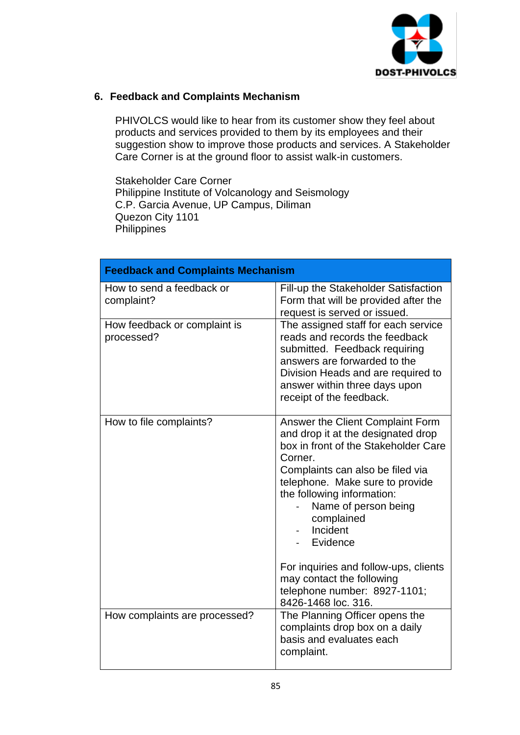## 6. Feedback and Complaints Mechanism

PHIVOLCS would like to hear from its customer show they feel about products and services provided to them by its employees and their suggestion show to improve those products and services. A Stakeholder Care Corner is at the ground floor to assist walk-in customers.

Stakeholder Care Corner
Philippine Institute of Volcanology and Seismology
C.P. Garcia Avenue, UP Campus, Diliman
Quezon City 1101
Philippines

| Feedback and Complaints Mechanism | |
|---|---|
| How to send a feedback or complaint? | Fill-up the Stakeholder Satisfaction Form that will be provided after the request is served or issued. |
| How feedback or complaint is processed? | The assigned staff for each service reads and records the feedback submitted. Feedback requiring answers are forwarded to the Division Heads and are required to answer within three days upon receipt of the feedback. |
| How to file complaints? | Answer the Client Complaint Form and drop it at the designated drop box in front of the Stakeholder Care Corner.<br>Complaints can also be filed via telephone. Make sure to provide the following information:<br>- Name of person being complained<br>- Incident<br>- Evidence<br><br>For inquiries and follow-ups, clients may contact the following telephone number: 8927-1101; 8426-1468 loc. 316. |
| How complaints are processed? | The Planning Officer opens the complaints drop box on a daily basis and evaluates each complaint. |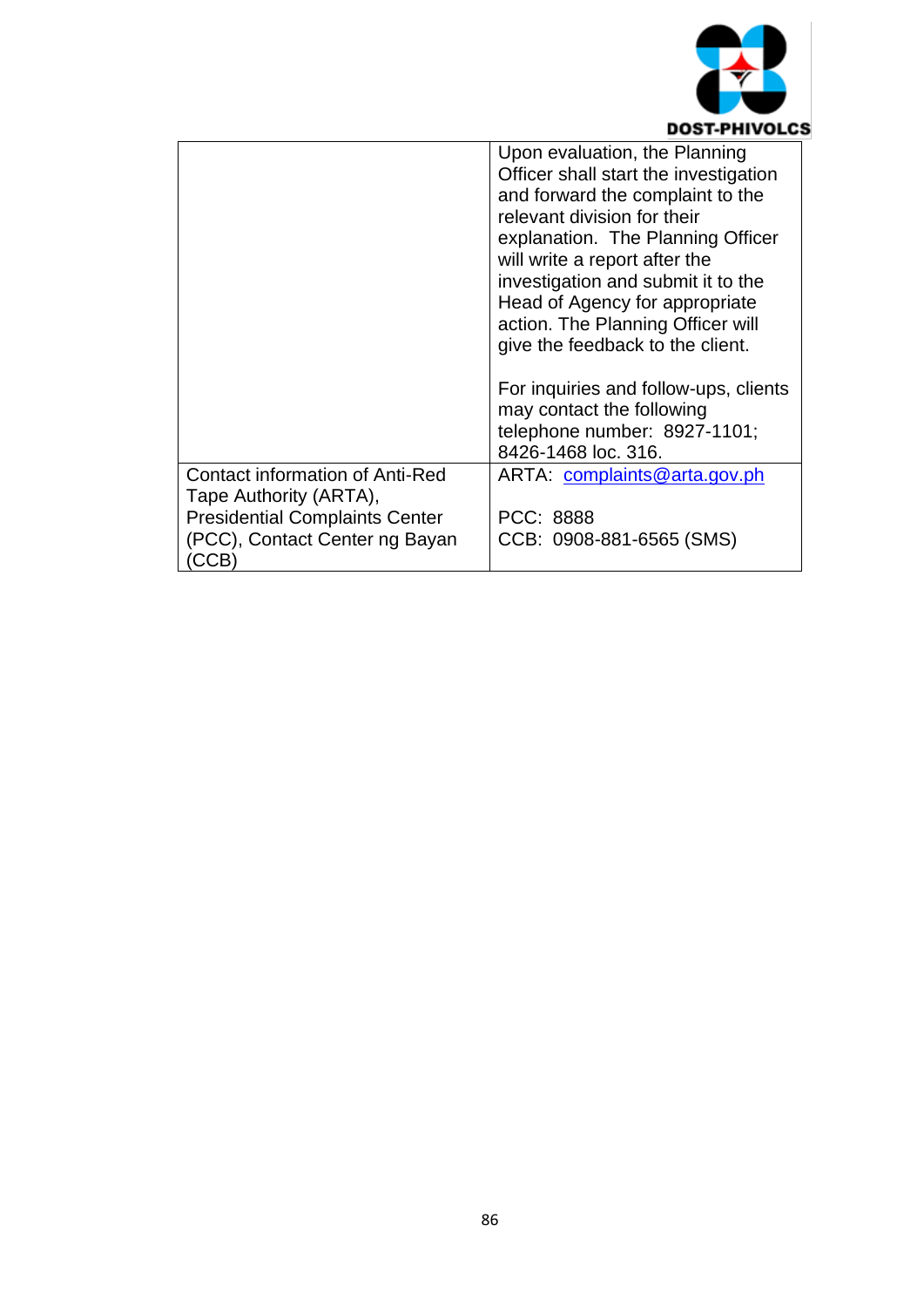| | |
|---|---|
| | Upon evaluation, the Planning Officer shall start the investigation and forward the complaint to the relevant division for their explanation. The Planning Officer will write a report after the investigation and submit it to the Head of Agency for appropriate action. The Planning Officer will give the feedback to the client.<br><br>For inquiries and follow-ups, clients may contact the following telephone number: 8927-1101; 8426-1468 loc. 316. |
| Contact information of Anti-Red Tape Authority (ARTA), Presidential Complaints Center (PCC), Contact Center ng Bayan (CCB) | ARTA: complaints@arta.gov.ph<br><br>PCC: 8888<br>CCB: 0908-881-6565 (SMS) |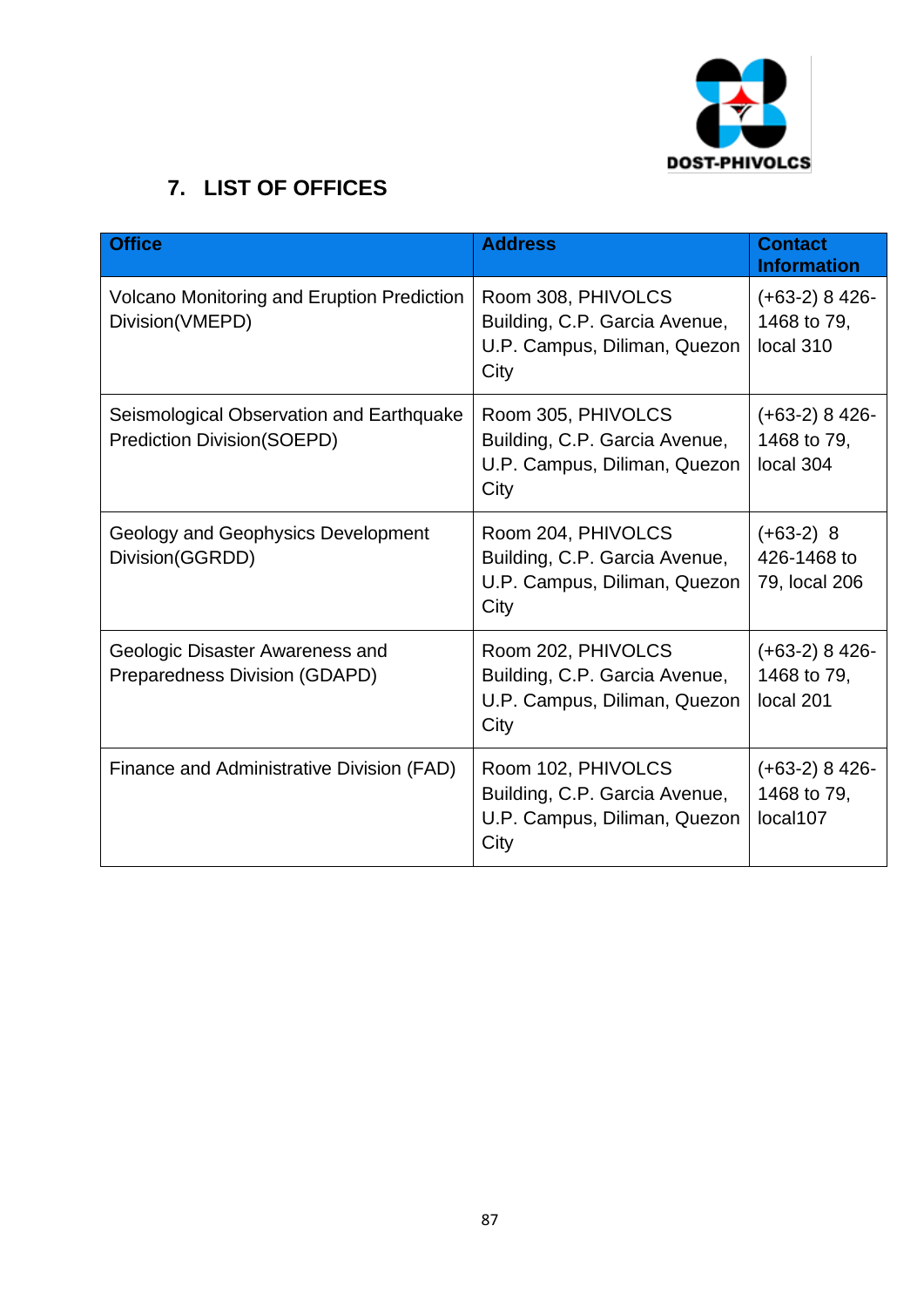## 7. LIST OF OFFICES

| Office | Address | Contact Information |
|---|---|---|
| Volcano Monitoring and Eruption Prediction Division(VMEPD) | Room 308, PHIVOLCS Building, C.P. Garcia Avenue, U.P. Campus, Diliman, Quezon City | (+63-2) 8 426-1468 to 79, local 310 |
| Seismological Observation and Earthquake Prediction Division(SOEPD) | Room 305, PHIVOLCS Building, C.P. Garcia Avenue, U.P. Campus, Diliman, Quezon City | (+63-2) 8 426-1468 to 79, local 304 |
| Geology and Geophysics Development Division(GGRDD) | Room 204, PHIVOLCS Building, C.P. Garcia Avenue, U.P. Campus, Diliman, Quezon City | (+63-2) 8 426-1468 to 79, local 206 |
| Geologic Disaster Awareness and Preparedness Division (GDAPD) | Room 202, PHIVOLCS Building, C.P. Garcia Avenue, U.P. Campus, Diliman, Quezon City | (+63-2) 8 426-1468 to 79, local 201 |
| Finance and Administrative Division (FAD) | Room 102, PHIVOLCS Building, C.P. Garcia Avenue, U.P. Campus, Diliman, Quezon City | (+63-2) 8 426-1468 to 79, local107 |